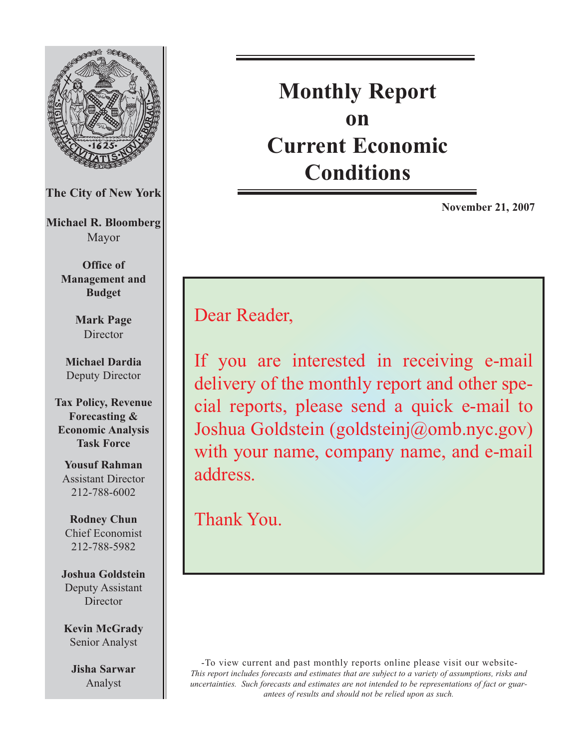# Monthly Report on Current Economic Conditions

**November 21, 2007**

**The City of New York**

**Michael R. Bloomberg**
Mayor

**Office of Management and Budget**

**Mark Page**
Director

**Michael Dardia**
Deputy Director

**Tax Policy, Revenue Forecasting & Economic Analysis Task Force**

**Yousuf Rahman**
Assistant Director
212-788-6002

**Rodney Chun**
Chief Economist
212-788-5982

**Joshua Goldstein**
Deputy Assistant Director

**Kevin McGrady**
Senior Analyst

**Jisha Sarwar**
Analyst

Dear Reader,

If you are interested in receiving e-mail delivery of the monthly report and other special reports, please send a quick e-mail to Joshua Goldstein (goldsteinj@omb.nyc.gov) with your name, company name, and e-mail address.

Thank You.

-To view current and past monthly reports online please visit our website-

*This report includes forecasts and estimates that are subject to a variety of assumptions, risks and uncertainties. Such forecasts and estimates are not intended to be representations of fact or guarantees of results and should not be relied upon as such.*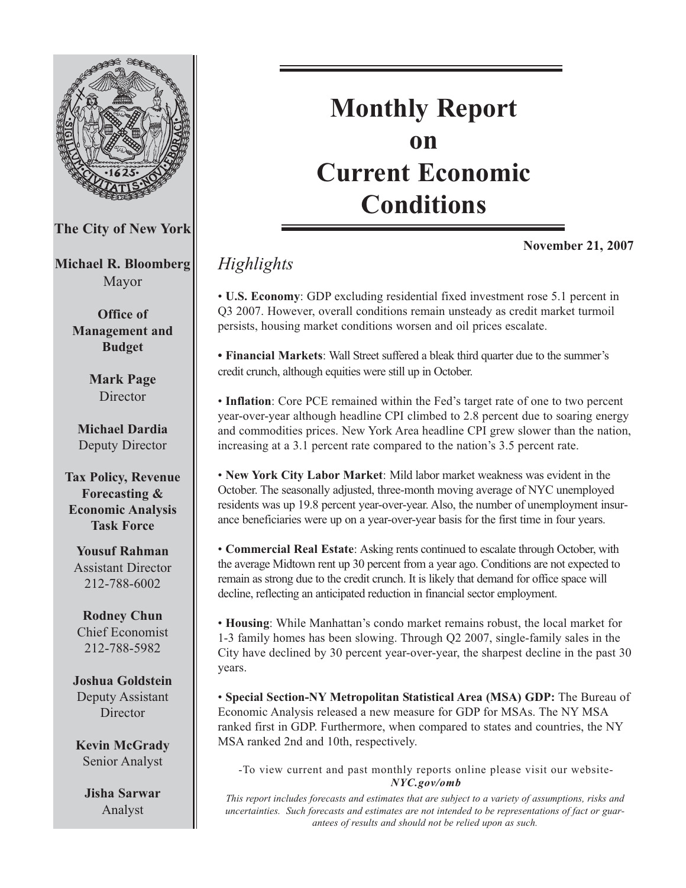# Monthly Report on Current Economic Conditions

**November 21, 2007**

## *Highlights*

• **U.S. Economy**: GDP excluding residential fixed investment rose 5.1 percent in Q3 2007. However, overall conditions remain unsteady as credit market turmoil persists, housing market conditions worsen and oil prices escalate.

• **Financial Markets**: Wall Street suffered a bleak third quarter due to the summer's credit crunch, although equities were still up in October.

• **Inflation**: Core PCE remained within the Fed's target rate of one to two percent year-over-year although headline CPI climbed to 2.8 percent due to soaring energy and commodities prices. New York Area headline CPI grew slower than the nation, increasing at a 3.1 percent rate compared to the nation's 3.5 percent rate.

• **New York City Labor Market**: Mild labor market weakness was evident in the October. The seasonally adjusted, three-month moving average of NYC unemployed residents was up 19.8 percent year-over-year. Also, the number of unemployment insurance beneficiaries were up on a year-over-year basis for the first time in four years.

• **Commercial Real Estate**: Asking rents continued to escalate through October, with the average Midtown rent up 30 percent from a year ago. Conditions are not expected to remain as strong due to the credit crunch. It is likely that demand for office space will decline, reflecting an anticipated reduction in financial sector employment.

• **Housing**: While Manhattan's condo market remains robust, the local market for 1-3 family homes has been slowing. Through Q2 2007, single-family sales in the City have declined by 30 percent year-over-year, the sharpest decline in the past 30 years.

• **Special Section-NY Metropolitan Statistical Area (MSA) GDP:** The Bureau of Economic Analysis released a new measure for GDP for MSAs. The NY MSA ranked first in GDP. Furthermore, when compared to states and countries, the NY MSA ranked 2nd and 10th, respectively.

-To view current and past monthly reports online please visit our website- ***NYC.gov/omb***

*This report includes forecasts and estimates that are subject to a variety of assumptions, risks and uncertainties. Such forecasts and estimates are not intended to be representations of fact or guarantees of results and should not be relied upon as such.*

**The City of New York**

**Michael R. Bloomberg**
Mayor

**Office of Management and Budget**

**Mark Page**
Director

**Michael Dardia**
Deputy Director

**Tax Policy, Revenue Forecasting & Economic Analysis Task Force**

**Yousuf Rahman**
Assistant Director
212-788-6002

**Rodney Chun**
Chief Economist
212-788-5982

**Joshua Goldstein**
Deputy Assistant Director

**Kevin McGrady**
Senior Analyst

**Jisha Sarwar**
Analyst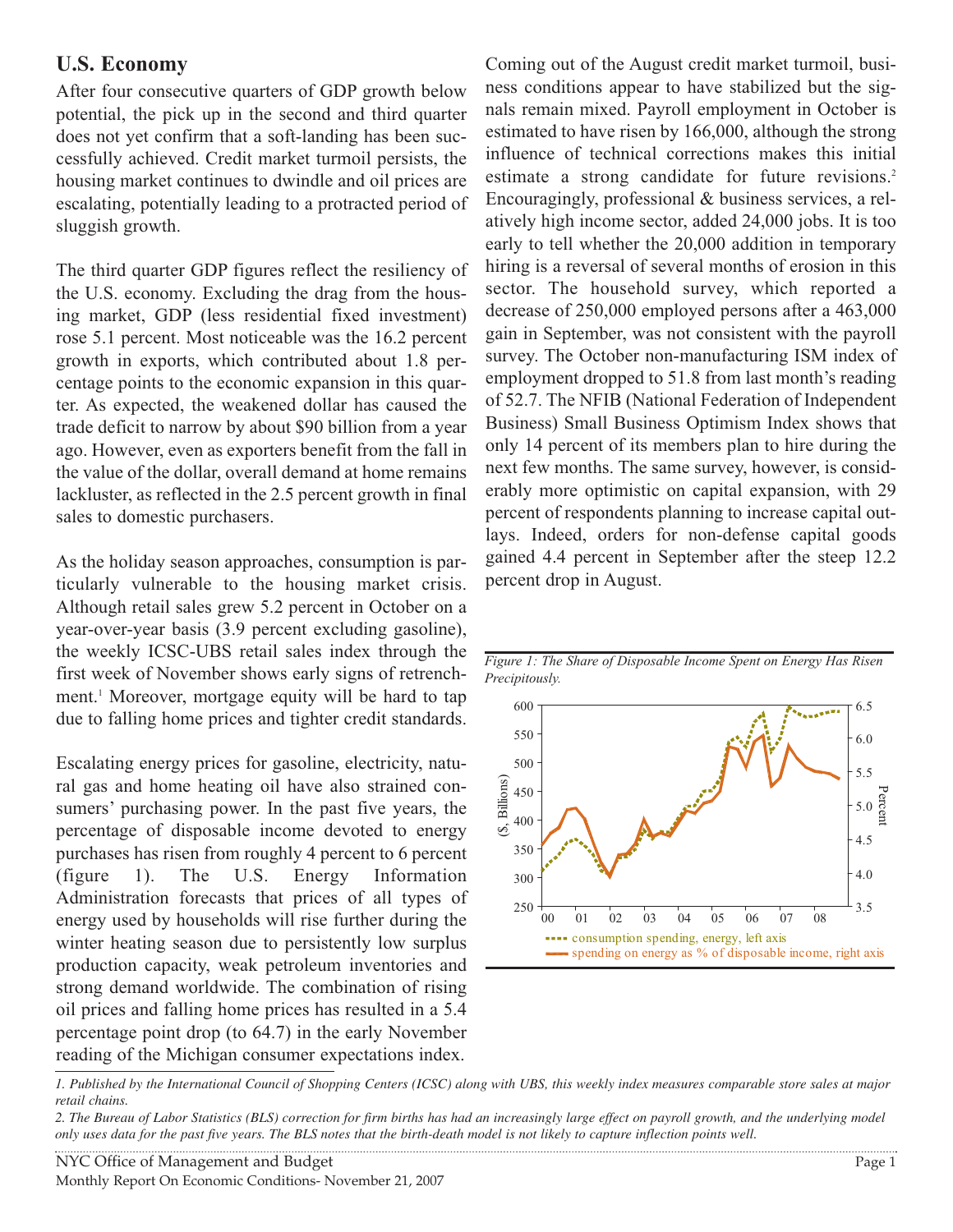## U.S. Economy

After four consecutive quarters of GDP growth below potential, the pick up in the second and third quarter does not yet confirm that a soft-landing has been successfully achieved. Credit market turmoil persists, the housing market continues to dwindle and oil prices are escalating, potentially leading to a protracted period of sluggish growth.

The third quarter GDP figures reflect the resiliency of the U.S. economy. Excluding the drag from the housing market, GDP (less residential fixed investment) rose 5.1 percent. Most noticeable was the 16.2 percent growth in exports, which contributed about 1.8 percentage points to the economic expansion in this quarter. As expected, the weakened dollar has caused the trade deficit to narrow by about $90 billion from a year ago. However, even as exporters benefit from the fall in the value of the dollar, overall demand at home remains lackluster, as reflected in the 2.5 percent growth in final sales to domestic purchasers.

As the holiday season approaches, consumption is particularly vulnerable to the housing market crisis. Although retail sales grew 5.2 percent in October on a year-over-year basis (3.9 percent excluding gasoline), the weekly ICSC-UBS retail sales index through the first week of November shows early signs of retrenchment.[1] Moreover, mortgage equity will be hard to tap due to falling home prices and tighter credit standards.

Escalating energy prices for gasoline, electricity, natural gas and home heating oil have also strained consumers' purchasing power. In the past five years, the percentage of disposable income devoted to energy purchases has risen from roughly 4 percent to 6 percent (figure 1). The U.S. Energy Information Administration forecasts that prices of all types of energy used by households will rise further during the winter heating season due to persistently low surplus production capacity, weak petroleum inventories and strong demand worldwide. The combination of rising oil prices and falling home prices has resulted in a 5.4 percentage point drop (to 64.7) in the early November reading of the Michigan consumer expectations index.

Coming out of the August credit market turmoil, business conditions appear to have stabilized but the signals remain mixed. Payroll employment in October is estimated to have risen by 166,000, although the strong influence of technical corrections makes this initial estimate a strong candidate for future revisions.[2] Encouragingly, professional & business services, a relatively high income sector, added 24,000 jobs. It is too early to tell whether the 20,000 addition in temporary hiring is a reversal of several months of erosion in this sector. The household survey, which reported a decrease of 250,000 employed persons after a 463,000 gain in September, was not consistent with the payroll survey. The October non-manufacturing ISM index of employment dropped to 51.8 from last month's reading of 52.7. The NFIB (National Federation of Independent Business) Small Business Optimism Index shows that only 14 percent of its members plan to hire during the next few months. The same survey, however, is considerably more optimistic on capital expansion, with 29 percent of respondents planning to increase capital outlays. Indeed, orders for non-defense capital goods gained 4.4 percent in September after the steep 12.2 percent drop in August.

*Figure 1: The Share of Disposable Income Spent on Energy Has Risen Precipitously.*

---

*1. Published by the International Council of Shopping Centers (ICSC) along with UBS, this weekly index measures comparable store sales at major retail chains.*

*2. The Bureau of Labor Statistics (BLS) correction for firm births has had an increasingly large effect on payroll growth, and the underlying model only uses data for the past five years. The BLS notes that the birth-death model is not likely to capture inflection points well.*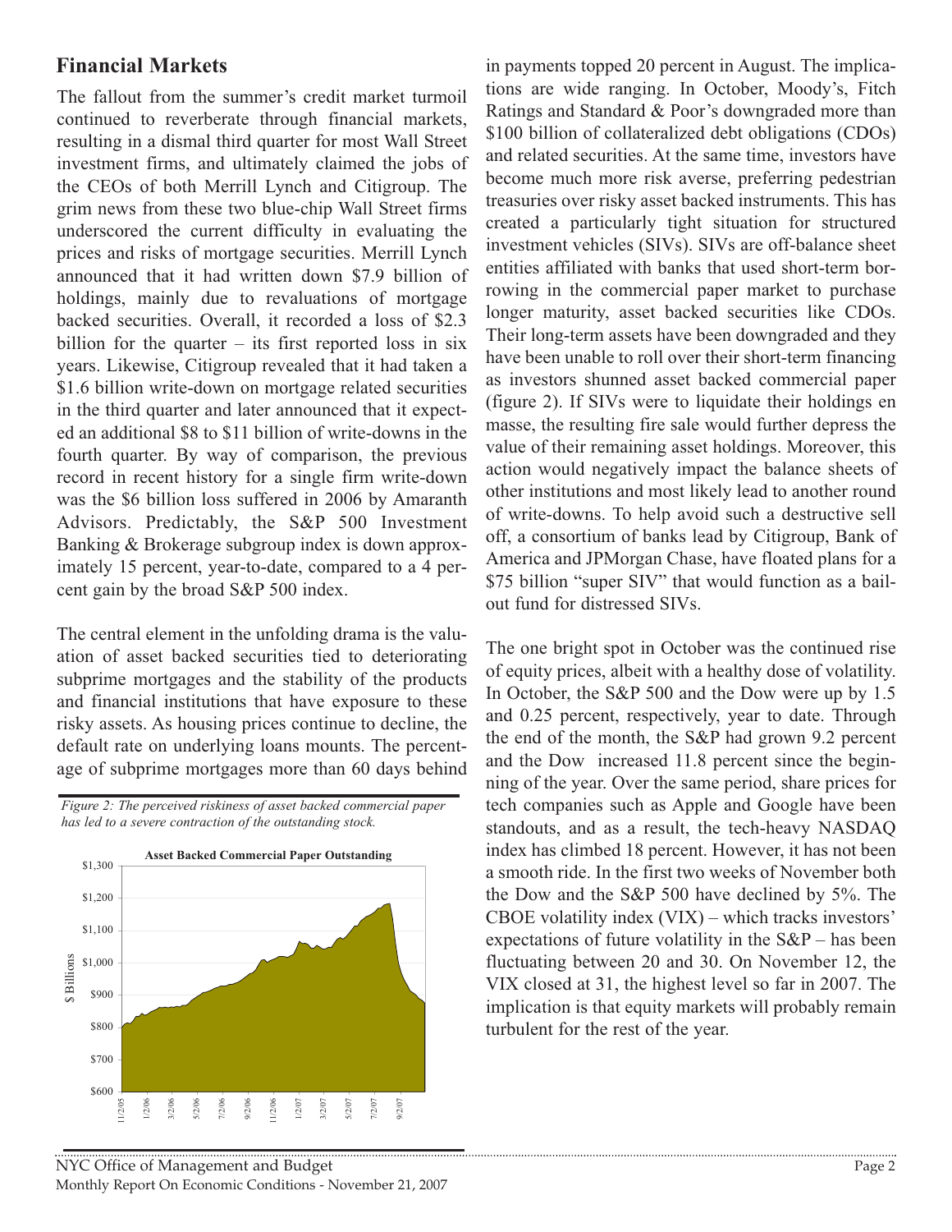## Financial Markets

The fallout from the summer's credit market turmoil continued to reverberate through financial markets, resulting in a dismal third quarter for most Wall Street investment firms, and ultimately claimed the jobs of the CEOs of both Merrill Lynch and Citigroup. The grim news from these two blue-chip Wall Street firms underscored the current difficulty in evaluating the prices and risks of mortgage securities. Merrill Lynch announced that it had written down $7.9 billion of holdings, mainly due to revaluations of mortgage backed securities. Overall, it recorded a loss of $2.3 billion for the quarter – its first reported loss in six years. Likewise, Citigroup revealed that it had taken a $1.6 billion write-down on mortgage related securities in the third quarter and later announced that it expected an additional $8 to $11 billion of write-downs in the fourth quarter. By way of comparison, the previous record in recent history for a single firm write-down was the $6 billion loss suffered in 2006 by Amaranth Advisors. Predictably, the S&P 500 Investment Banking & Brokerage subgroup index is down approximately 15 percent, year-to-date, compared to a 4 percent gain by the broad S&P 500 index.

The central element in the unfolding drama is the valuation of asset backed securities tied to deteriorating subprime mortgages and the stability of the products and financial institutions that have exposure to these risky assets. As housing prices continue to decline, the default rate on underlying loans mounts. The percentage of subprime mortgages more than 60 days behind in payments topped 20 percent in August. The implications are wide ranging. In October, Moody's, Fitch Ratings and Standard & Poor's downgraded more than $100 billion of collateralized debt obligations (CDOs) and related securities. At the same time, investors have become much more risk averse, preferring pedestrian treasuries over risky asset backed instruments. This has created a particularly tight situation for structured investment vehicles (SIVs). SIVs are off-balance sheet entities affiliated with banks that used short-term borrowing in the commercial paper market to purchase longer maturity, asset backed securities like CDOs. Their long-term assets have been downgraded and they have been unable to roll over their short-term financing as investors shunned asset backed commercial paper (figure 2). If SIVs were to liquidate their holdings en masse, the resulting fire sale would further depress the value of their remaining asset holdings. Moreover, this action would negatively impact the balance sheets of other institutions and most likely lead to another round of write-downs. To help avoid such a destructive sell off, a consortium of banks lead by Citigroup, Bank of America and JPMorgan Chase, have floated plans for a $75 billion "super SIV" that would function as a bailout fund for distressed SIVs.

*Figure 2: The perceived riskiness of asset backed commercial paper has led to a severe contraction of the outstanding stock.*

The one bright spot in October was the continued rise of equity prices, albeit with a healthy dose of volatility. In October, the S&P 500 and the Dow were up by 1.5 and 0.25 percent, respectively, year to date. Through the end of the month, the S&P had grown 9.2 percent and the Dow increased 11.8 percent since the beginning of the year. Over the same period, share prices for tech companies such as Apple and Google have been standouts, and as a result, the tech-heavy NASDAQ index has climbed 18 percent. However, it has not been a smooth ride. In the first two weeks of November both the Dow and the S&P 500 have declined by 5%. The CBOE volatility index (VIX) – which tracks investors' expectations of future volatility in the S&P – has been fluctuating between 20 and 30. On November 12, the VIX closed at 31, the highest level so far in 2007. The implication is that equity markets will probably remain turbulent for the rest of the year.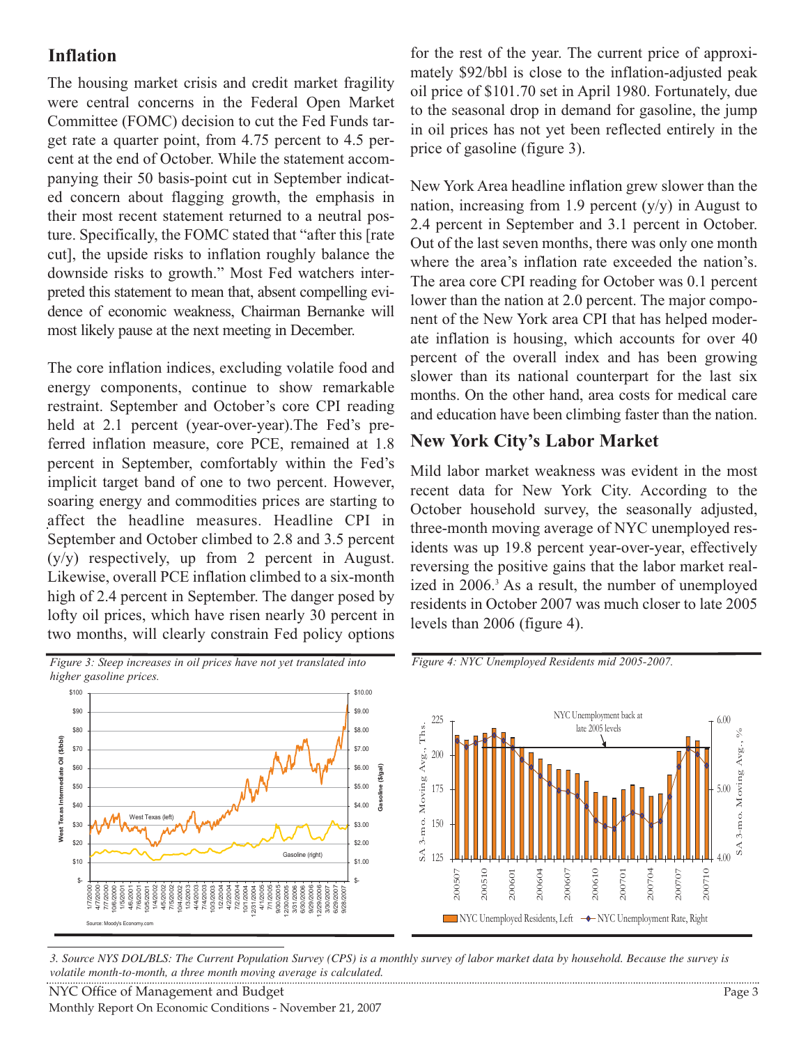## Inflation

The housing market crisis and credit market fragility were central concerns in the Federal Open Market Committee (FOMC) decision to cut the Fed Funds target rate a quarter point, from 4.75 percent to 4.5 percent at the end of October. While the statement accompanying their 50 basis-point cut in September indicated concern about flagging growth, the emphasis in their most recent statement returned to a neutral posture. Specifically, the FOMC stated that "after this [rate cut], the upside risks to inflation roughly balance the downside risks to growth." Most Fed watchers interpreted this statement to mean that, absent compelling evidence of economic weakness, Chairman Bernanke will most likely pause at the next meeting in December.

The core inflation indices, excluding volatile food and energy components, continue to show remarkable restraint. September and October's core CPI reading held at 2.1 percent (year-over-year).The Fed's preferred inflation measure, core PCE, remained at 1.8 percent in September, comfortably within the Fed's implicit target band of one to two percent. However, soaring energy and commodities prices are starting to affect the headline measures. Headline CPI in September and October climbed to 2.8 and 3.5 percent (y/y) respectively, up from 2 percent in August. Likewise, overall PCE inflation climbed to a six-month high of 2.4 percent in September. The danger posed by lofty oil prices, which have risen nearly 30 percent in two months, will clearly constrain Fed policy options for the rest of the year. The current price of approximately $92/bbl is close to the inflation-adjusted peak oil price of $101.70 set in April 1980. Fortunately, due to the seasonal drop in demand for gasoline, the jump in oil prices has not yet been reflected entirely in the price of gasoline (figure 3).

New York Area headline inflation grew slower than the nation, increasing from 1.9 percent (y/y) in August to 2.4 percent in September and 3.1 percent in October. Out of the last seven months, there was only one month where the area's inflation rate exceeded the nation's. The area core CPI reading for October was 0.1 percent lower than the nation at 2.0 percent. The major component of the New York area CPI that has helped moderate inflation is housing, which accounts for over 40 percent of the overall index and has been growing slower than its national counterpart for the last six months. On the other hand, area costs for medical care and education have been climbing faster than the nation.

## New York City's Labor Market

Mild labor market weakness was evident in the most recent data for New York City. According to the October household survey, the seasonally adjusted, three-month moving average of NYC unemployed residents was up 19.8 percent year-over-year, effectively reversing the positive gains that the labor market realized in 2006.[3] As a result, the number of unemployed residents in October 2007 was much closer to late 2005 levels than 2006 (figure 4).

*Figure 3: Steep increases in oil prices have not yet translated into higher gasoline prices.*

*Figure 4: NYC Unemployed Residents mid 2005-2007.*

*3. Source NYS DOL/BLS: The Current Population Survey (CPS) is a monthly survey of labor market data by household. Because the survey is volatile month-to-month, a three month moving average is calculated.*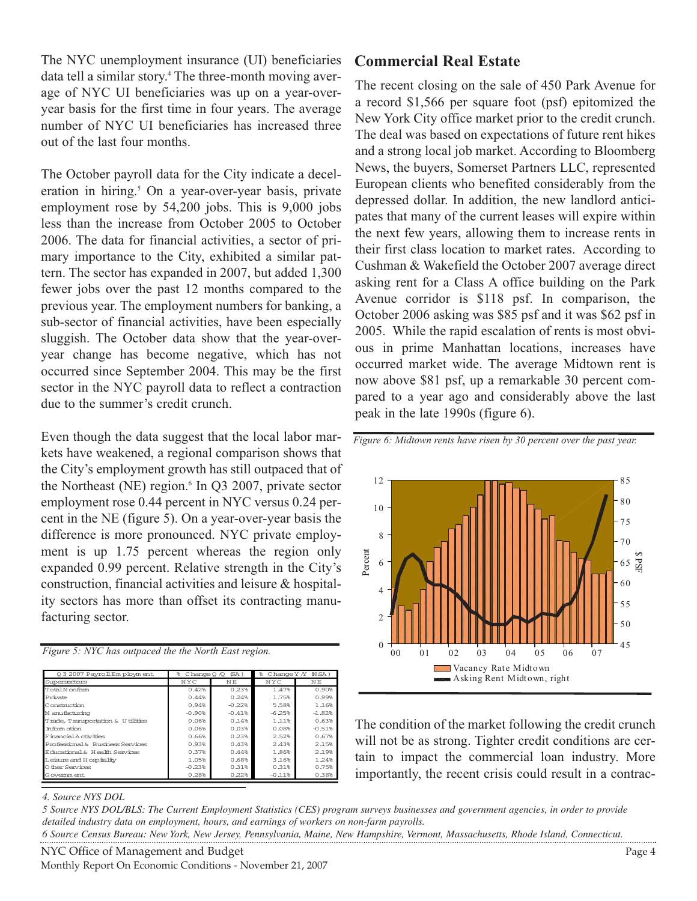The NYC unemployment insurance (UI) beneficiaries data tell a similar story.[4] The three-month moving average of NYC UI beneficiaries was up on a year-over-year basis for the first time in four years. The average number of NYC UI beneficiaries has increased three out of the last four months.

The October payroll data for the City indicate a deceleration in hiring.[5] On a year-over-year basis, private employment rose by 54,200 jobs. This is 9,000 jobs less than the increase from October 2005 to October 2006. The data for financial activities, a sector of primary importance to the City, exhibited a similar pattern. The sector has expanded in 2007, but added 1,300 fewer jobs over the past 12 months compared to the previous year. The employment numbers for banking, a sub-sector of financial activities, have been especially sluggish. The October data show that the year-over-year change has become negative, which has not occurred since September 2004. This may be the first sector in the NYC payroll data to reflect a contraction due to the summer's credit crunch.

Even though the data suggest that the local labor markets have weakened, a regional comparison shows that the City's employment growth has still outpaced that of the Northeast (NE) region.[6] In Q3 2007, private sector employment rose 0.44 percent in NYC versus 0.24 percent in the NE (figure 5). On a year-over-year basis the difference is more pronounced. NYC private employment is up 1.75 percent whereas the region only expanded 0.99 percent. Relative strength in the City's construction, financial activities and leisure & hospitality sectors has more than offset its contracting manufacturing sector.

*Figure 5: NYC has outpaced the the North East region.*

| Q3 2007 Payroll Employment | % Change Q/Q (SA) | | % Change Y/Y (NSA) | |
|---|---|---|---|---|
| Supersectors | NYC | NE | NYC | NE |
| Total Nonfarm | 0.42% | 0.23% | 1.47% | 0.90% |
| Private | 0.44% | 0.24% | 1.75% | 0.99% |
| Construction | 0.94% | -0.22% | 5.58% | 1.16% |
| Manufacturing | -0.90% | -0.41% | -6.25% | -1.82% |
| Trade, Transportation & Utilities | 0.06% | 0.14% | 1.11% | 0.63% |
| Information | 0.06% | 0.03% | 0.08% | -0.51% |
| Financial Activities | 0.66% | 0.23% | 2.52% | 0.67% |
| Professional & Business Services | 0.93% | 0.43% | 2.43% | 2.15% |
| Educational & Health Services | 0.37% | 0.44% | 1.86% | 2.19% |
| Leisure and Hospitality | 1.05% | 0.68% | 3.16% | 1.24% |
| Other Services | -0.23% | 0.31% | 0.31% | 0.75% |
| Government | 0.28% | 0.22% | -0.11% | 0.38% |

## Commercial Real Estate

The recent closing on the sale of 450 Park Avenue for a record $1,566 per square foot (psf) epitomized the New York City office market prior to the credit crunch. The deal was based on expectations of future rent hikes and a strong local job market. According to Bloomberg News, the buyers, Somerset Partners LLC, represented European clients who benefited considerably from the depressed dollar. In addition, the new landlord anticipates that many of the current leases will expire within the next few years, allowing them to increase rents in their first class location to market rates. According to Cushman & Wakefield the October 2007 average direct asking rent for a Class A office building on the Park Avenue corridor is $118 psf. In comparison, the October 2006 asking was $85 psf and it was $62 psf in 2005. While the rapid escalation of rents is most obvious in prime Manhattan locations, increases have occurred market wide. The average Midtown rent is now above $81 psf, up a remarkable 30 percent compared to a year ago and considerably above the last peak in the late 1990s (figure 6).

*Figure 6: Midtown rents have risen by 30 percent over the past year.*

The condition of the market following the credit crunch will not be as strong. Tighter credit conditions are certain to impact the commercial loan industry. More importantly, the recent crisis could result in a contrac-

*4. Source NYS DOL*

*5 Source NYS DOL/BLS: The Current Employment Statistics (CES) program surveys businesses and government agencies, in order to provide detailed industry data on employment, hours, and earnings of workers on non-farm payrolls.*

*6 Source Census Bureau: New York, New Jersey, Pennsylvania, Maine, New Hampshire, Vermont, Massachusetts, Rhode Island, Connecticut.*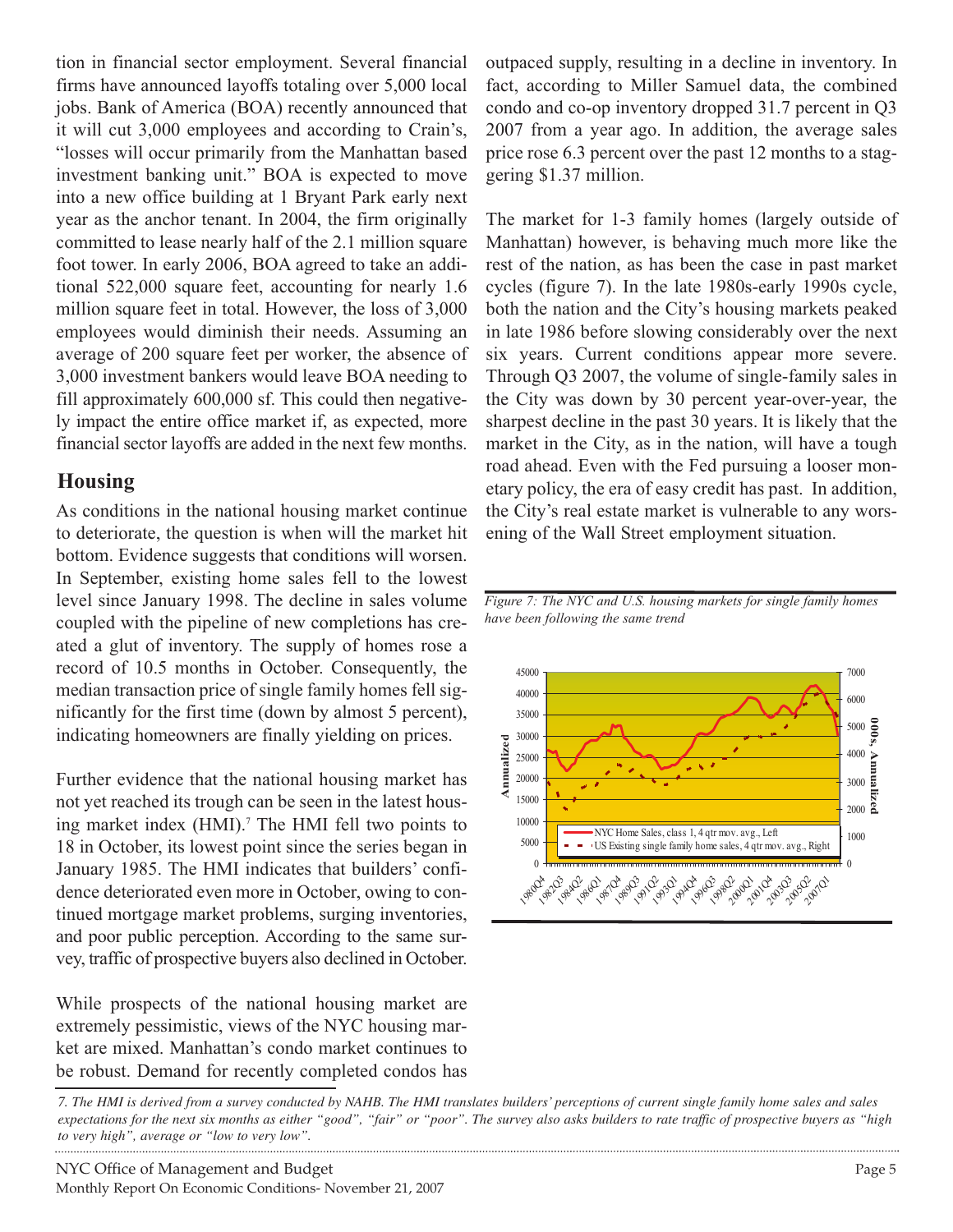tion in financial sector employment. Several financial firms have announced layoffs totaling over 5,000 local jobs. Bank of America (BOA) recently announced that it will cut 3,000 employees and according to Crain's, "losses will occur primarily from the Manhattan based investment banking unit." BOA is expected to move into a new office building at 1 Bryant Park early next year as the anchor tenant. In 2004, the firm originally committed to lease nearly half of the 2.1 million square foot tower. In early 2006, BOA agreed to take an additional 522,000 square feet, accounting for nearly 1.6 million square feet in total. However, the loss of 3,000 employees would diminish their needs. Assuming an average of 200 square feet per worker, the absence of 3,000 investment bankers would leave BOA needing to fill approximately 600,000 sf. This could then negatively impact the entire office market if, as expected, more financial sector layoffs are added in the next few months.

## Housing

As conditions in the national housing market continue to deteriorate, the question is when will the market hit bottom. Evidence suggests that conditions will worsen. In September, existing home sales fell to the lowest level since January 1998. The decline in sales volume coupled with the pipeline of new completions has created a glut of inventory. The supply of homes rose a record of 10.5 months in October. Consequently, the median transaction price of single family homes fell significantly for the first time (down by almost 5 percent), indicating homeowners are finally yielding on prices.

Further evidence that the national housing market has not yet reached its trough can be seen in the latest housing market index (HMI).[7] The HMI fell two points to 18 in October, its lowest point since the series began in January 1985. The HMI indicates that builders' confidence deteriorated even more in October, owing to continued mortgage market problems, surging inventories, and poor public perception. According to the same survey, traffic of prospective buyers also declined in October.

While prospects of the national housing market are extremely pessimistic, views of the NYC housing market are mixed. Manhattan's condo market continues to be robust. Demand for recently completed condos has outpaced supply, resulting in a decline in inventory. In fact, according to Miller Samuel data, the combined condo and co-op inventory dropped 31.7 percent in Q3 2007 from a year ago. In addition, the average sales price rose 6.3 percent over the past 12 months to a staggering $1.37 million.

The market for 1-3 family homes (largely outside of Manhattan) however, is behaving much more like the rest of the nation, as has been the case in past market cycles (figure 7). In the late 1980s-early 1990s cycle, both the nation and the City's housing markets peaked in late 1986 before slowing considerably over the next six years. Current conditions appear more severe. Through Q3 2007, the volume of single-family sales in the City was down by 30 percent year-over-year, the sharpest decline in the past 30 years. It is likely that the market in the City, as in the nation, will have a tough road ahead. Even with the Fed pursuing a looser monetary policy, the era of easy credit has past. In addition, the City's real estate market is vulnerable to any worsening of the Wall Street employment situation.

*Figure 7: The NYC and U.S. housing markets for single family homes have been following the same trend*

*7. The HMI is derived from a survey conducted by NAHB. The HMI translates builders' perceptions of current single family home sales and sales expectations for the next six months as either "good", "fair" or "poor". The survey also asks builders to rate traffic of prospective buyers as "high to very high", average or "low to very low".*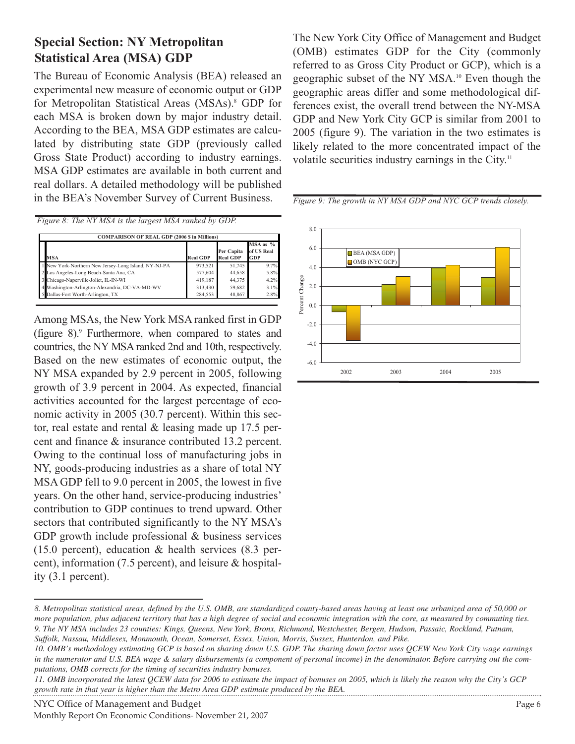## Special Section: NY Metropolitan Statistical Area (MSA) GDP

The Bureau of Economic Analysis (BEA) released an experimental new measure of economic output or GDP for Metropolitan Statistical Areas (MSAs).[8] GDP for each MSA is broken down by major industry detail. According to the BEA, MSA GDP estimates are calculated by distributing state GDP (previously called Gross State Product) according to industry earnings. MSA GDP estimates are available in both current and real dollars. A detailed methodology will be published in the BEA's November Survey of Current Business.

*Figure 8: The NY MSA is the largest MSA ranked by GDP.*

| COMPARISON OF REAL GDP (2006 $ in Millions) | | | | |
|---|---|---|---|---|
| | MSA | Real GDP | Per Capita Real GDP | MSA as % of US Real GDP |
| 1 | New York-Northern New Jersey-Long Island, NY-NJ-PA | 973,521 | 51,745 | 9.7% |
| 2 | Los Angeles-Long Beach-Santa Ana, CA | 577,604 | 44,658 | 5.8% |
| 3 | Chicago-Naperville-Joliet, IL-IN-WI | 419,187 | 44,375 | 4.2% |
| 4 | Washington-Arlington-Alexandria, DC-VA-MD-WV | 313,430 | 59,682 | 3.1% |
| 5 | Dallas-Fort Worth-Arlington, TX | 284,553 | 48,867 | 2.8% |

Among MSAs, the New York MSA ranked first in GDP (figure 8).[9] Furthermore, when compared to states and countries, the NY MSA ranked 2nd and 10th, respectively. Based on the new estimates of economic output, the NY MSA expanded by 2.9 percent in 2005, following growth of 3.9 percent in 2004. As expected, financial activities accounted for the largest percentage of economic activity in 2005 (30.7 percent). Within this sector, real estate and rental & leasing made up 17.5 percent and finance & insurance contributed 13.2 percent. Owing to the continual loss of manufacturing jobs in NY, goods-producing industries as a share of total NY MSA GDP fell to 9.0 percent in 2005, the lowest in five years. On the other hand, service-producing industries' contribution to GDP continues to trend upward. Other sectors that contributed significantly to the NY MSA's GDP growth include professional & business services (15.0 percent), education & health services (8.3 percent), information (7.5 percent), and leisure & hospitality (3.1 percent).

The New York City Office of Management and Budget (OMB) estimates GDP for the City (commonly referred to as Gross City Product or GCP), which is a geographic subset of the NY MSA.[10] Even though the geographic areas differ and some methodological differences exist, the overall trend between the NY-MSA GDP and New York City GCP is similar from 2001 to 2005 (figure 9). The variation in the two estimates is likely related to the more concentrated impact of the volatile securities industry earnings in the City.[11]

*Figure 9: The growth in NY MSA GDP and NYC GCP trends closely.*

---

*8. Metropolitan statistical areas, defined by the U.S. OMB, are standardized county-based areas having at least one urbanized area of 50,000 or more population, plus adjacent territory that has a high degree of social and economic integration with the core, as measured by commuting ties.*

*9. The NY MSA includes 23 counties: Kings, Queens, New York, Bronx, Richmond, Westchester, Bergen, Hudson, Passaic, Rockland, Putnam, Suffolk, Nassau, Middlesex, Monmouth, Ocean, Somerset, Essex, Union, Morris, Sussex, Hunterdon, and Pike.*

*10. OMB's methodology estimating GCP is based on sharing down U.S. GDP. The sharing down factor uses QCEW New York City wage earnings in the numerator and U.S. BEA wage & salary disbursements (a component of personal income) in the denominator. Before carrying out the computations, OMB corrects for the timing of securities industry bonuses.*

*11. OMB incorporated the latest QCEW data for 2006 to estimate the impact of bonuses on 2005, which is likely the reason why the City's GCP growth rate in that year is higher than the Metro Area GDP estimate produced by the BEA.*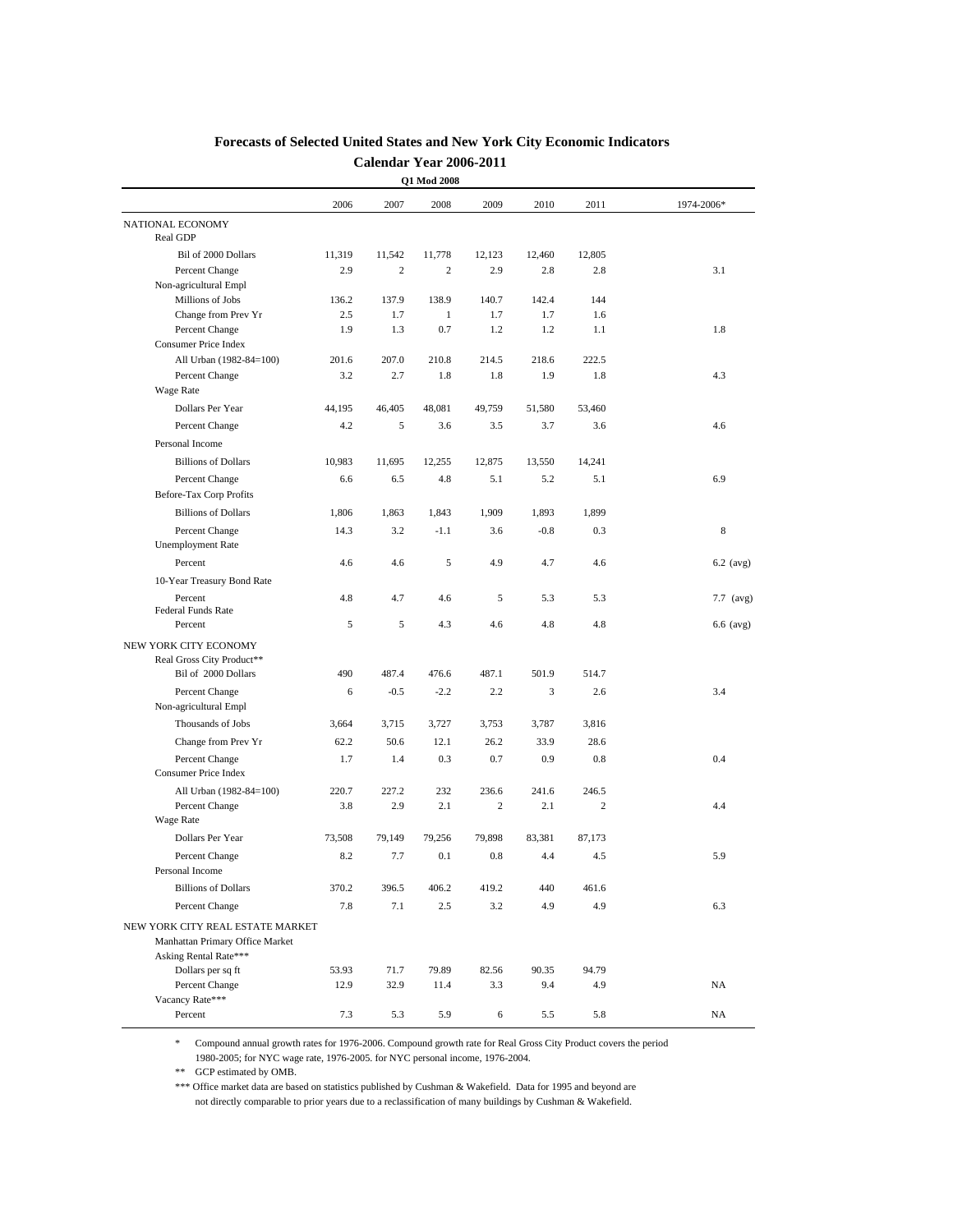# Forecasts of Selected United States and New York City Economic Indicators

## Calendar Year 2006-2011

**Q1 Mod 2008**

| | 2006 | 2007 | 2008 | 2009 | 2010 | 2011 | 1974-2006* |
|---|---|---|---|---|---|---|---|
| NATIONAL ECONOMY | | | | | | | |
| Real GDP | | | | | | | |
| Bil of 2000 Dollars | 11,319 | 11,542 | 11,778 | 12,123 | 12,460 | 12,805 | |
| Percent Change | 2.9 | 2 | 2 | 2.9 | 2.8 | 2.8 | 3.1 |
| Non-agricultural Empl | | | | | | | |
| Millions of Jobs | 136.2 | 137.9 | 138.9 | 140.7 | 142.4 | 144 | |
| Change from Prev Yr | 2.5 | 1.7 | 1 | 1.7 | 1.7 | 1.6 | |
| Percent Change | 1.9 | 1.3 | 0.7 | 1.2 | 1.2 | 1.1 | 1.8 |
| Consumer Price Index | | | | | | | |
| All Urban (1982-84=100) | 201.6 | 207.0 | 210.8 | 214.5 | 218.6 | 222.5 | |
| Percent Change | 3.2 | 2.7 | 1.8 | 1.8 | 1.9 | 1.8 | 4.3 |
| Wage Rate | | | | | | | |
| Dollars Per Year | 44,195 | 46,405 | 48,081 | 49,759 | 51,580 | 53,460 | |
| Percent Change | 4.2 | 5 | 3.6 | 3.5 | 3.7 | 3.6 | 4.6 |
| Personal Income | | | | | | | |
| Billions of Dollars | 10,983 | 11,695 | 12,255 | 12,875 | 13,550 | 14,241 | |
| Percent Change | 6.6 | 6.5 | 4.8 | 5.1 | 5.2 | 5.1 | 6.9 |
| Before-Tax Corp Profits | | | | | | | |
| Billions of Dollars | 1,806 | 1,863 | 1,843 | 1,909 | 1,893 | 1,899 | |
| Percent Change | 14.3 | 3.2 | -1.1 | 3.6 | -0.8 | 0.3 | 8 |
| Unemployment Rate | | | | | | | |
| Percent | 4.6 | 4.6 | 5 | 4.9 | 4.7 | 4.6 | 6.2 (avg) |
| 10-Year Treasury Bond Rate | | | | | | | |
| Percent | 4.8 | 4.7 | 4.6 | 5 | 5.3 | 5.3 | 7.7 (avg) |
| Federal Funds Rate | | | | | | | |
| Percent | 5 | 5 | 4.3 | 4.6 | 4.8 | 4.8 | 6.6 (avg) |
| NEW YORK CITY ECONOMY | | | | | | | |
| Real Gross City Product** | | | | | | | |
| Bil of 2000 Dollars | 490 | 487.4 | 476.6 | 487.1 | 501.9 | 514.7 | |
| Percent Change | 6 | -0.5 | -2.2 | 2.2 | 3 | 2.6 | 3.4 |
| Non-agricultural Empl | | | | | | | |
| Thousands of Jobs | 3,664 | 3,715 | 3,727 | 3,753 | 3,787 | 3,816 | |
| Change from Prev Yr | 62.2 | 50.6 | 12.1 | 26.2 | 33.9 | 28.6 | |
| Percent Change | 1.7 | 1.4 | 0.3 | 0.7 | 0.9 | 0.8 | 0.4 |
| Consumer Price Index | | | | | | | |
| All Urban (1982-84=100) | 220.7 | 227.2 | 232 | 236.6 | 241.6 | 246.5 | |
| Percent Change | 3.8 | 2.9 | 2.1 | 2 | 2.1 | 2 | 4.4 |
| Wage Rate | | | | | | | |
| Dollars Per Year | 73,508 | 79,149 | 79,256 | 79,898 | 83,381 | 87,173 | |
| Percent Change | 8.2 | 7.7 | 0.1 | 0.8 | 4.4 | 4.5 | 5.9 |
| Personal Income | | | | | | | |
| Billions of Dollars | 370.2 | 396.5 | 406.2 | 419.2 | 440 | 461.6 | |
| Percent Change | 7.8 | 7.1 | 2.5 | 3.2 | 4.9 | 4.9 | 6.3 |
| NEW YORK CITY REAL ESTATE MARKET | | | | | | | |
| Manhattan Primary Office Market | | | | | | | |
| Asking Rental Rate*** | | | | | | | |
| Dollars per sq ft | 53.93 | 71.7 | 79.89 | 82.56 | 90.35 | 94.79 | |
| Percent Change | 12.9 | 32.9 | 11.4 | 3.3 | 9.4 | 4.9 | NA |
| Vacancy Rate*** | | | | | | | |
| Percent | 7.3 | 5.3 | 5.9 | 6 | 5.5 | 5.8 | NA |

\* Compound annual growth rates for 1976-2006. Compound growth rate for Real Gross City Product covers the period 1980-2005; for NYC wage rate, 1976-2005. for NYC personal income, 1976-2004.

\** GCP estimated by OMB.

\*** Office market data are based on statistics published by Cushman & Wakefield. Data for 1995 and beyond are not directly comparable to prior years due to a reclassification of many buildings by Cushman & Wakefield.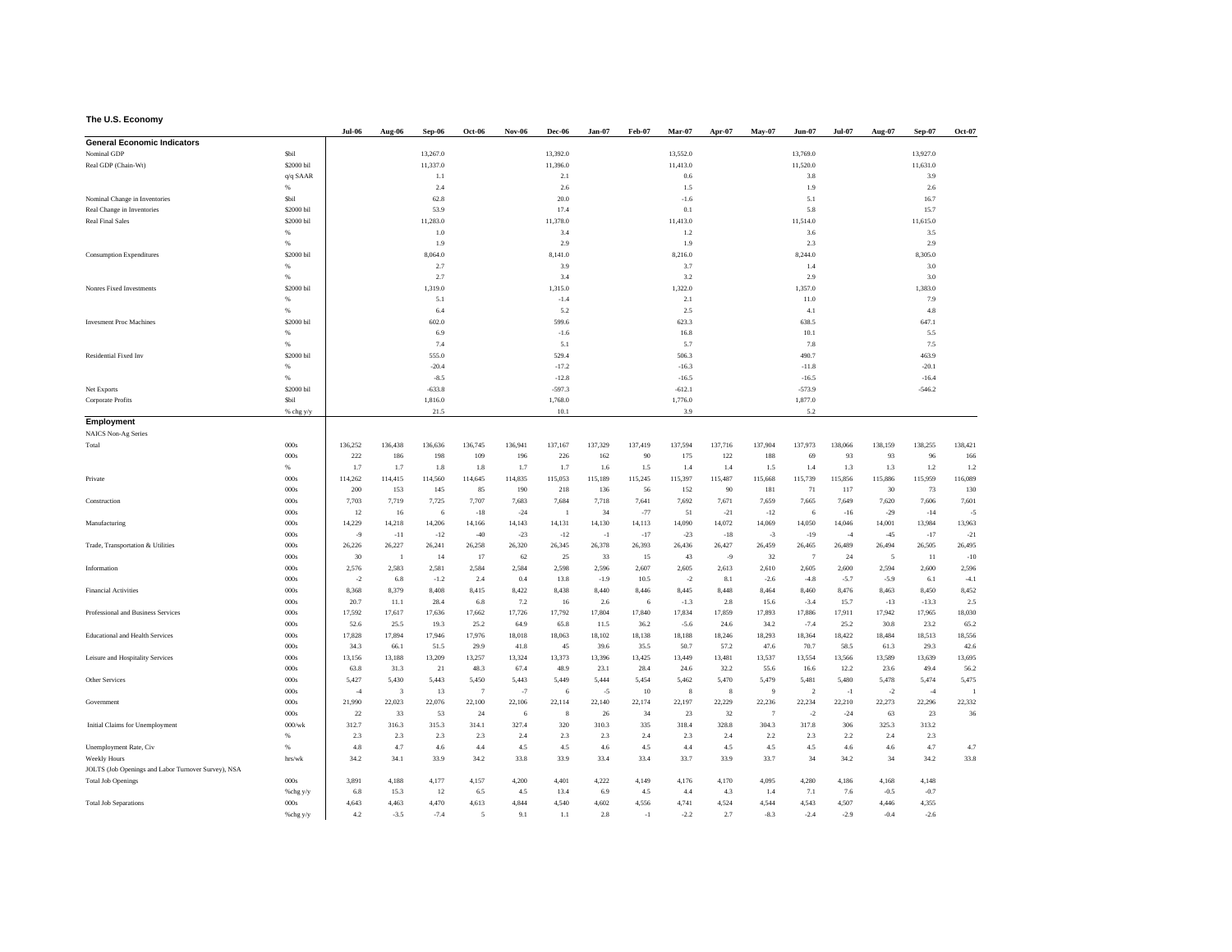**The U.S. Economy**

| | | Jul-06 | Aug-06 | Sep-06 | Oct-06 | Nov-06 | Dec-06 | Jan-07 | Feb-07 | Mar-07 | Apr-07 | May-07 | Jun-07 | Jul-07 | Aug-07 | Sep-07 | Oct-07 |
|---|---|---|---|---|---|---|---|---|---|---|---|---|---|---|---|---|---|
| **General Economic Indicators** | | | | | | | | | | | | | | | | | |
| Nominal GDP | $bil | | | 13,267.0 | | | 13,392.0 | | | 13,552.0 | | | 13,769.0 | | | 13,927.0 | |
| Real GDP (Chain-Wt) | $2000 bil | | | 11,337.0 | | | 11,396.0 | | | 11,413.0 | | | 11,520.0 | | | 11,631.0 | |
| | q/q SAAR | | | 1.1 | | | 2.1 | | | 0.6 | | | 3.8 | | | 3.9 | |
| | % | | | 2.4 | | | 2.6 | | | 1.5 | | | 1.9 | | | 2.6 | |
| Nominal Change in Inventories | $bil | | | 62.8 | | | 20.0 | | | -1.6 | | | 5.1 | | | 16.7 | |
| Real Change in Inventories | $2000 bil | | | 53.9 | | | 17.4 | | | 0.1 | | | 5.8 | | | 15.7 | |
| Real Final Sales | $2000 bil | | | 11,283.0 | | | 11,378.0 | | | 11,413.0 | | | 11,514.0 | | | 11,615.0 | |
| | % | | | 1.0 | | | 3.4 | | | 1.2 | | | 3.6 | | | 3.5 | |
| | % | | | 1.9 | | | 2.9 | | | 1.9 | | | 2.3 | | | 2.9 | |
| Consumption Expenditures | $2000 bil | | | 8,064.0 | | | 8,141.0 | | | 8,216.0 | | | 8,244.0 | | | 8,305.0 | |
| | % | | | 2.7 | | | 3.9 | | | 3.7 | | | 1.4 | | | 3.0 | |
| | % | | | 2.7 | | | 3.4 | | | 3.2 | | | 2.9 | | | 3.0 | |
| Nonres Fixed Investments | $2000 bil | | | 1,319.0 | | | 1,315.0 | | | 1,322.0 | | | 1,357.0 | | | 1,383.0 | |
| | % | | | 5.1 | | | -1.4 | | | 2.1 | | | 11.0 | | | 7.9 | |
| | % | | | 6.4 | | | 5.2 | | | 2.5 | | | 4.1 | | | 4.8 | |
| Invesment Proc Machines | $2000 bil | | | 602.0 | | | 599.6 | | | 623.3 | | | 638.5 | | | 647.1 | |
| | % | | | 6.9 | | | -1.6 | | | 16.8 | | | 10.1 | | | 5.5 | |
| | % | | | 7.4 | | | 5.1 | | | 5.7 | | | 7.8 | | | 7.5 | |
| Residential Fixed Inv | $2000 bil | | | 555.0 | | | 529.4 | | | 506.3 | | | 490.7 | | | 463.9 | |
| | % | | | -20.4 | | | -17.2 | | | -16.3 | | | -11.8 | | | -20.1 | |
| | % | | | -8.5 | | | -12.8 | | | -16.5 | | | -16.5 | | | -16.4 | |
| Net Exports | $2000 bil | | | -633.8 | | | -597.3 | | | -612.1 | | | -573.9 | | | -546.2 | |
| Corporate Profits | $bil | | | 1,816.0 | | | 1,768.0 | | | 1,776.0 | | | 1,877.0 | | | | |
| | % chg y/y | | | 21.5 | | | 10.1 | | | 3.9 | | | 5.2 | | | | |
| **Employment** | | | | | | | | | | | | | | | | | |
| NAICS Non-Ag Series | | | | | | | | | | | | | | | | | |
| Total | 000s | 136,252 | 136,438 | 136,636 | 136,745 | 136,941 | 137,167 | 137,329 | 137,419 | 137,594 | 137,716 | 137,904 | 137,973 | 138,066 | 138,159 | 138,255 | 138,421 |
| | 000s | 222 | 186 | 198 | 109 | 196 | 226 | 162 | 90 | 175 | 122 | 188 | 69 | 93 | 93 | 96 | 166 |
| | % | 1.7 | 1.7 | 1.8 | 1.8 | 1.7 | 1.7 | 1.6 | 1.5 | 1.4 | 1.4 | 1.5 | 1.4 | 1.3 | 1.3 | 1.2 | 1.2 |
| Private | 000s | 114,262 | 114,415 | 114,560 | 114,645 | 114,835 | 115,053 | 115,189 | 115,245 | 115,397 | 115,487 | 115,668 | 115,739 | 115,856 | 115,886 | 115,959 | 116,089 |
| | 000s | 200 | 153 | 145 | 85 | 190 | 218 | 136 | 56 | 152 | 90 | 181 | 71 | 117 | 30 | 73 | 130 |
| Construction | 000s | 7,703 | 7,719 | 7,725 | 7,707 | 7,683 | 7,684 | 7,718 | 7,641 | 7,692 | 7,671 | 7,659 | 7,665 | 7,649 | 7,620 | 7,606 | 7,601 |
| | 000s | 12 | 16 | 6 | -18 | -24 | 1 | 34 | -77 | 51 | -21 | -12 | 6 | -16 | -29 | -14 | -5 |
| Manufacturing | 000s | 14,229 | 14,218 | 14,206 | 14,166 | 14,143 | 14,131 | 14,130 | 14,113 | 14,090 | 14,072 | 14,069 | 14,050 | 14,046 | 14,001 | 13,984 | 13,963 |
| | 000s | -9 | -11 | -12 | -40 | -23 | -12 | -1 | -17 | -23 | -18 | -3 | -19 | -4 | -45 | -17 | -21 |
| Trade, Transportation & Utilities | 000s | 26,226 | 26,227 | 26,241 | 26,258 | 26,320 | 26,345 | 26,378 | 26,393 | 26,436 | 26,427 | 26,459 | 26,465 | 26,489 | 26,494 | 26,505 | 26,495 |
| | 000s | 30 | 1 | 14 | 17 | 62 | 25 | 33 | 15 | 43 | -9 | 32 | 7 | 24 | 5 | 11 | -10 |
| Information | 000s | 2,576 | 2,583 | 2,581 | 2,584 | 2,584 | 2,598 | 2,596 | 2,607 | 2,605 | 2,613 | 2,610 | 2,605 | 2,600 | 2,594 | 2,600 | 2,596 |
| | 000s | -2 | 6.8 | -1.2 | 2.4 | 0.4 | 13.8 | -1.9 | 10.5 | -2 | 8.1 | -2.6 | -4.8 | -5.7 | -5.9 | 6.1 | -4.1 |
| Financial Activities | 000s | 8,368 | 8,379 | 8,408 | 8,415 | 8,422 | 8,438 | 8,440 | 8,446 | 8,445 | 8,448 | 8,464 | 8,460 | 8,476 | 8,463 | 8,450 | 8,452 |
| | 000s | 20.7 | 11.1 | 28.4 | 6.8 | 7.2 | 16 | 2.6 | 6 | -1.3 | 2.8 | 15.6 | -3.4 | 15.7 | -13 | -13.3 | 2.5 |
| Professional and Business Services | 000s | 17,592 | 17,617 | 17,636 | 17,662 | 17,726 | 17,792 | 17,804 | 17,840 | 17,834 | 17,859 | 17,893 | 17,886 | 17,911 | 17,942 | 17,965 | 18,030 |
| | 000s | 52.6 | 25.5 | 19.3 | 25.2 | 64.9 | 65.8 | 11.5 | 36.2 | -5.6 | 24.6 | 34.2 | -7.4 | 25.2 | 30.8 | 23.2 | 65.2 |
| Educational and Health Services | 000s | 17,828 | 17,894 | 17,946 | 17,976 | 18,018 | 18,063 | 18,102 | 18,138 | 18,188 | 18,246 | 18,293 | 18,364 | 18,422 | 18,484 | 18,513 | 18,556 |
| | 000s | 34.3 | 66.1 | 51.5 | 29.9 | 41.8 | 45 | 39.6 | 35.5 | 50.7 | 57.2 | 47.6 | 70.7 | 58.5 | 61.3 | 29.3 | 42.6 |
| Leisure and Hospitality Services | 000s | 13,156 | 13,188 | 13,209 | 13,257 | 13,324 | 13,373 | 13,396 | 13,425 | 13,449 | 13,481 | 13,537 | 13,554 | 13,566 | 13,589 | 13,639 | 13,695 |
| | 000s | 63.8 | 31.3 | 21 | 48.3 | 67.4 | 48.9 | 23.1 | 28.4 | 24.6 | 32.2 | 55.6 | 16.6 | 12.2 | 23.6 | 49.4 | 56.2 |
| Other Services | 000s | 5,427 | 5,430 | 5,443 | 5,450 | 5,443 | 5,449 | 5,444 | 5,454 | 5,462 | 5,470 | 5,479 | 5,481 | 5,480 | 5,478 | 5,474 | 5,475 |
| | 000s | -4 | 3 | 13 | 7 | -7 | 6 | -5 | 10 | 8 | 8 | 9 | 2 | -1 | -2 | -4 | 1 |
| Government | 000s | 21,990 | 22,023 | 22,076 | 22,100 | 22,106 | 22,114 | 22,140 | 22,174 | 22,197 | 22,229 | 22,236 | 22,234 | 22,210 | 22,273 | 22,296 | 22,332 |
| | 000s | 22 | 33 | 53 | 24 | 6 | 8 | 26 | 34 | 23 | 32 | 7 | -2 | -24 | 63 | 23 | 36 |
| Initial Claims for Unemployment | 000/wk | 312.7 | 316.3 | 315.3 | 314.1 | 327.4 | 320 | 310.3 | 335 | 318.4 | 328.8 | 304.3 | 317.8 | 306 | 325.3 | 313.2 | |
| | % | 2.3 | 2.3 | 2.3 | 2.3 | 2.4 | 2.3 | 2.3 | 2.4 | 2.3 | 2.4 | 2.2 | 2.3 | 2.2 | 2.4 | 2.3 | |
| Unemployment Rate, Civ | % | 4.8 | 4.7 | 4.6 | 4.4 | 4.5 | 4.5 | 4.6 | 4.5 | 4.4 | 4.5 | 4.5 | 4.5 | 4.6 | 4.6 | 4.7 | 4.7 |
| Weekly Hours | hrs/wk | 34.2 | 34.1 | 33.9 | 34.2 | 33.8 | 33.9 | 33.4 | 33.4 | 33.7 | 33.9 | 33.7 | 34 | 34.2 | 34 | 34.2 | 33.8 |
| JOLTS (Job Openings and Labor Turnover Survey), NSA | | | | | | | | | | | | | | | | | |
| Total Job Openings | 000s | 3,891 | 4,188 | 4,177 | 4,157 | 4,200 | 4,401 | 4,222 | 4,149 | 4,176 | 4,170 | 4,095 | 4,280 | 4,186 | 4,168 | 4,148 | |
| | %chg y/y | 6.8 | 15.3 | 12 | 6.5 | 4.5 | 13.4 | 6.9 | 4.5 | 4.4 | 4.3 | 1.4 | 7.1 | 7.6 | -0.5 | -0.7 | |
| Total Job Separations | 000s | 4,643 | 4,463 | 4,470 | 4,613 | 4,844 | 4,540 | 4,602 | 4,556 | 4,741 | 4,524 | 4,544 | 4,543 | 4,507 | 4,446 | 4,355 | |
| | %chg y/y | 4.2 | -3.5 | -7.4 | 5 | 9.1 | 1.1 | 2.8 | -1 | -2.2 | 2.7 | -8.3 | -2.4 | -2.9 | -0.4 | -2.6 | |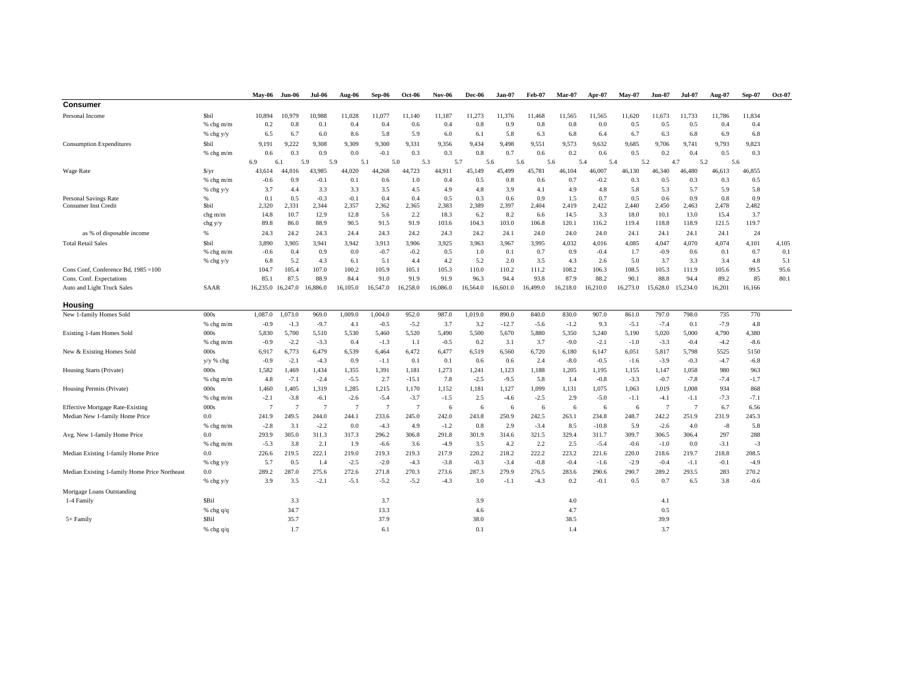| | | May-06 | Jun-06 | Jul-06 | Aug-06 | Sep-06 | Oct-06 | Nov-06 | Dec-06 | Jan-07 | Feb-07 | Mar-07 | Apr-07 | May-07 | Jun-07 | Jul-07 | Aug-07 | Sep-07 | Oct-07 |
|---|---|---|---|---|---|---|---|---|---|---|---|---|---|---|---|---|---|---|---|
| **Consumer** | | | | | | | | | | | | | | | | | | | |
| Personal Income | $bil | 10,894 | 10,979 | 10,988 | 11,028 | 11,077 | 11,140 | 11,187 | 11,273 | 11,376 | 11,468 | 11,565 | 11,565 | 11,620 | 11,673 | 11,733 | 11,786 | 11,834 | |
| | % chg m/m | 0.2 | 0.8 | 0.1 | 0.4 | 0.4 | 0.6 | 0.4 | 0.8 | 0.9 | 0.8 | 0.8 | 0.0 | 0.5 | 0.5 | 0.5 | 0.4 | 0.4 | |
| | % chg y/y | 6.5 | 6.7 | 6.0 | 8.6 | 5.8 | 5.9 | 6.0 | 6.1 | 5.8 | 6.3 | 6.8 | 6.4 | 6.7 | 6.3 | 6.8 | 6.9 | 6.8 | |
| Consumption Expenditures | $bil | 9,191 | 9,222 | 9,308 | 9,309 | 9,300 | 9,331 | 9,356 | 9,434 | 9,498 | 9,551 | 9,573 | 9,632 | 9,685 | 9,706 | 9,741 | 9,793 | 9,823 | |
| | % chg m/m | 0.6 | 0.3 | 0.9 | 0.0 | -0.1 | 0.3 | 0.3 | 0.8 | 0.7 | 0.6 | 0.2 | 0.6 | 0.5 | 0.2 | 0.4 | 0.5 | 0.3 | |
| | | 6.9 | 6.1 | 5.9 | 5.9 | 5.1 | 5.0 | 5.3 | 5.7 | 5.6 | 5.6 | 5.6 | 5.4 | 5.4 | 5.2 | 4.7 | 5.2 | 5.6 | |
| Wage Rate | $/yr | 43,614 | 44,016 | 43,985 | 44,020 | 44,268 | 44,723 | 44,911 | 45,149 | 45,499 | 45,781 | 46,104 | 46,007 | 46,130 | 46,340 | 46,480 | 46,613 | 46,855 | |
| | % chg m/m | -0.6 | 0.9 | -0.1 | 0.1 | 0.6 | 1.0 | 0.4 | 0.5 | 0.8 | 0.6 | 0.7 | -0.2 | 0.3 | 0.5 | 0.3 | 0.3 | 0.5 | |
| | % chg y/y | 3.7 | 4.4 | 3.3 | 3.3 | 3.5 | 4.5 | 4.9 | 4.8 | 3.9 | 4.1 | 4.9 | 4.8 | 5.8 | 5.3 | 5.7 | 5.9 | 5.8 | |
| Personal Savings Rate | % | 0.1 | 0.5 | -0.3 | -0.1 | 0.4 | 0.4 | 0.5 | 0.3 | 0.6 | 0.9 | 1.5 | 0.7 | 0.5 | 0.6 | 0.9 | 0.8 | 0.9 | |
| Consumer Inst Credit | $bil | 2,320 | 2,331 | 2,344 | 2,357 | 2,362 | 2,365 | 2,383 | 2,389 | 2,397 | 2,404 | 2,419 | 2,422 | 2,440 | 2,450 | 2,463 | 2,478 | 2,482 | |
| | chg m/m | 14.8 | 10.7 | 12.9 | 12.8 | 5.6 | 2.2 | 18.3 | 6.2 | 8.2 | 6.6 | 14.5 | 3.3 | 18.0 | 10.1 | 13.0 | 15.4 | 3.7 | |
| | chg y/y | 89.8 | 86.0 | 88.9 | 90.5 | 91.5 | 91.9 | 103.6 | 104.3 | 103.0 | 106.8 | 120.1 | 116.2 | 119.4 | 118.8 | 118.9 | 121.5 | 119.7 | |
| as % of disposable income | % | 24.3 | 24.2 | 24.3 | 24.4 | 24.3 | 24.2 | 24.3 | 24.2 | 24.1 | 24.0 | 24.0 | 24.0 | 24.1 | 24.1 | 24.1 | 24.1 | 24 | |
| Total Retail Sales | $bil | 3,890 | 3,905 | 3,941 | 3,942 | 3,913 | 3,906 | 3,925 | 3,963 | 3,967 | 3,995 | 4,032 | 4,016 | 4,085 | 4,047 | 4,070 | 4,074 | 4,101 | 4,105 |
| | % chg m/m | -0.6 | 0.4 | 0.9 | 0.0 | -0.7 | -0.2 | 0.5 | 1.0 | 0.1 | 0.7 | 0.9 | -0.4 | 1.7 | -0.9 | 0.6 | 0.1 | 0.7 | 0.1 |
| | % chg y/y | 6.8 | 5.2 | 4.3 | 6.1 | 5.1 | 4.4 | 4.2 | 5.2 | 2.0 | 3.5 | 4.3 | 2.6 | 5.0 | 3.7 | 3.3 | 3.4 | 4.8 | 5.1 |
| Cons Conf, Conference Bd, 1985 =100 | | 104.7 | 105.4 | 107.0 | 100.2 | 105.9 | 105.1 | 105.3 | 110.0 | 110.2 | 111.2 | 108.2 | 106.3 | 108.5 | 105.3 | 111.9 | 105.6 | 99.5 | 95.6 |
| Cons. Conf. Expectations | | 85.1 | 87.5 | 88.9 | 84.4 | 91.0 | 91.9 | 91.9 | 96.3 | 94.4 | 93.8 | 87.9 | 88.2 | 90.1 | 88.8 | 94.4 | 89.2 | 85 | 80.1 |
| Auto and Light Truck Sales | SAAR | 16,235.0 | 16,247.0 | 16,886.0 | 16,105.0 | 16,547.0 | 16,258.0 | 16,086.0 | 16,564.0 | 16,601.0 | 16,499.0 | 16,218.0 | 16,210.0 | 16,273.0 | 15,628.0 | 15,234.0 | 16,201 | 16,166 | |
| **Housing** | | | | | | | | | | | | | | | | | | | |
| New 1-family Homes Sold | 000s | 1,087.0 | 1,073.0 | 969.0 | 1,009.0 | 1,004.0 | 952.0 | 987.0 | 1,019.0 | 890.0 | 840.0 | 830.0 | 907.0 | 861.0 | 797.0 | 798.0 | 735 | 770 | |
| | % chg m/m | -0.9 | -1.3 | -9.7 | 4.1 | -0.5 | -5.2 | 3.7 | 3.2 | -12.7 | -5.6 | -1.2 | 9.3 | -5.1 | -7.4 | 0.1 | -7.9 | 4.8 | |
| Existing 1-fam Homes Sold | 000s | 5,830 | 5,700 | 5,510 | 5,530 | 5,460 | 5,520 | 5,490 | 5,500 | 5,670 | 5,880 | 5,350 | 5,240 | 5,190 | 5,020 | 5,000 | 4,790 | 4,380 | |
| | % chg m/m | -0.9 | -2.2 | -3.3 | 0.4 | -1.3 | 1.1 | -0.5 | 0.2 | 3.1 | 3.7 | -9.0 | -2.1 | -1.0 | -3.3 | -0.4 | -4.2 | -8.6 | |
| New & Existing Homes Sold | 000s | 6,917 | 6,773 | 6,479 | 6,539 | 6,464 | 6,472 | 6,477 | 6,519 | 6,560 | 6,720 | 6,180 | 6,147 | 6,051 | 5,817 | 5,798 | 5525 | 5150 | |
| | y/y % chg | -0.9 | -2.1 | -4.3 | 0.9 | -1.1 | 0.1 | 0.1 | 0.6 | 0.6 | 2.4 | -8.0 | -0.5 | -1.6 | -3.9 | -0.3 | -4.7 | -6.8 | |
| Housing Starts (Private) | 000s | 1,582 | 1,469 | 1,434 | 1,355 | 1,391 | 1,181 | 1,273 | 1,241 | 1,123 | 1,188 | 1,205 | 1,195 | 1,155 | 1,147 | 1,058 | 980 | 963 | |
| | % chg m/m | 4.8 | -7.1 | -2.4 | -5.5 | 2.7 | -15.1 | 7.8 | -2.5 | -9.5 | 5.8 | 1.4 | -0.8 | -3.3 | -0.7 | -7.8 | -7.4 | -1.7 | |
| Housing Permits (Private) | 000s | 1,460 | 1,405 | 1,319 | 1,285 | 1,215 | 1,170 | 1,152 | 1,181 | 1,127 | 1,099 | 1,131 | 1,075 | 1,063 | 1,019 | 1,008 | 934 | 868 | |
| | % chg m/m | -2.1 | -3.8 | -6.1 | -2.6 | -5.4 | -3.7 | -1.5 | 2.5 | -4.6 | -2.5 | 2.9 | -5.0 | -1.1 | -4.1 | -1.1 | -7.3 | -7.1 | |
| Effective Mortgage Rate-Existing | 000s | 7 | 7 | 7 | 7 | 7 | 7 | 6 | 6 | 6 | 6 | 6 | 6 | 6 | 7 | 7 | 6.7 | 6.56 | |
| Median New 1-family Home Price | 0.0 | 241.9 | 249.5 | 244.0 | 244.1 | 233.6 | 245.0 | 242.0 | 243.8 | 250.9 | 242.5 | 263.1 | 234.8 | 248.7 | 242.2 | 251.9 | 231.9 | 245.3 | |
| | % chg m/m | -2.8 | 3.1 | -2.2 | 0.0 | -4.3 | 4.9 | -1.2 | 0.8 | 2.9 | -3.4 | 8.5 | -10.8 | 5.9 | -2.6 | 4.0 | -8 | 5.8 | |
| Avg. New 1-family Home Price | 0.0 | 293.9 | 305.0 | 311.3 | 317.3 | 296.2 | 306.8 | 291.8 | 301.9 | 314.6 | 321.5 | 329.4 | 311.7 | 309.7 | 306.5 | 306.4 | 297 | 288 | |
| | % chg m/m | -5.3 | 3.8 | 2.1 | 1.9 | -6.6 | 3.6 | -4.9 | 3.5 | 4.2 | 2.2 | 2.5 | -5.4 | -0.6 | -1.0 | 0.0 | -3.1 | -3 | |
| Median Existing 1-family Home Price | 0.0 | 226.6 | 219.5 | 222.1 | 219.0 | 219.3 | 219.3 | 217.9 | 220.2 | 218.2 | 222.2 | 223.2 | 221.6 | 220.0 | 218.6 | 219.7 | 218.8 | 208.5 | |
| | % chg y/y | 5.7 | 0.5 | 1.4 | -2.5 | -2.0 | -4.3 | -3.8 | -0.3 | -3.4 | -0.8 | -0.4 | -1.6 | -2.9 | -0.4 | -1.1 | -0.1 | -4.9 | |
| Median Existing 1-family Home Price Northeast | 0.0 | 289.2 | 287.0 | 275.6 | 272.6 | 271.8 | 270.3 | 273.6 | 287.3 | 279.9 | 276.5 | 283.6 | 290.6 | 290.7 | 289.2 | 293.5 | 283 | 270.2 | |
| | % chg y/y | 3.9 | 3.5 | -2.1 | -5.1 | -5.2 | -5.2 | -4.3 | 3.0 | -1.1 | -4.3 | 0.2 | -0.1 | 0.5 | 0.7 | 6.5 | 3.8 | -0.6 | |
| Mortgage Loans Outstanding | | | | | | | | | | | | | | | | | | | |
| 1-4 Family | $Bil | | 3.3 | | | 3.7 | | | 3.9 | | | 4.0 | | | 4.1 | | | | |
| | % chg q/q | | 34.7 | | | 13.3 | | | 4.6 | | | 4.7 | | | 0.5 | | | | |
| 5+ Family | $Bil | | 35.7 | | | 37.9 | | | 38.0 | | | 38.5 | | | 39.9 | | | | |
| | % chg q/q | | 1.7 | | | 6.1 | | | 0.1 | | | 1.4 | | | 3.7 | | | | |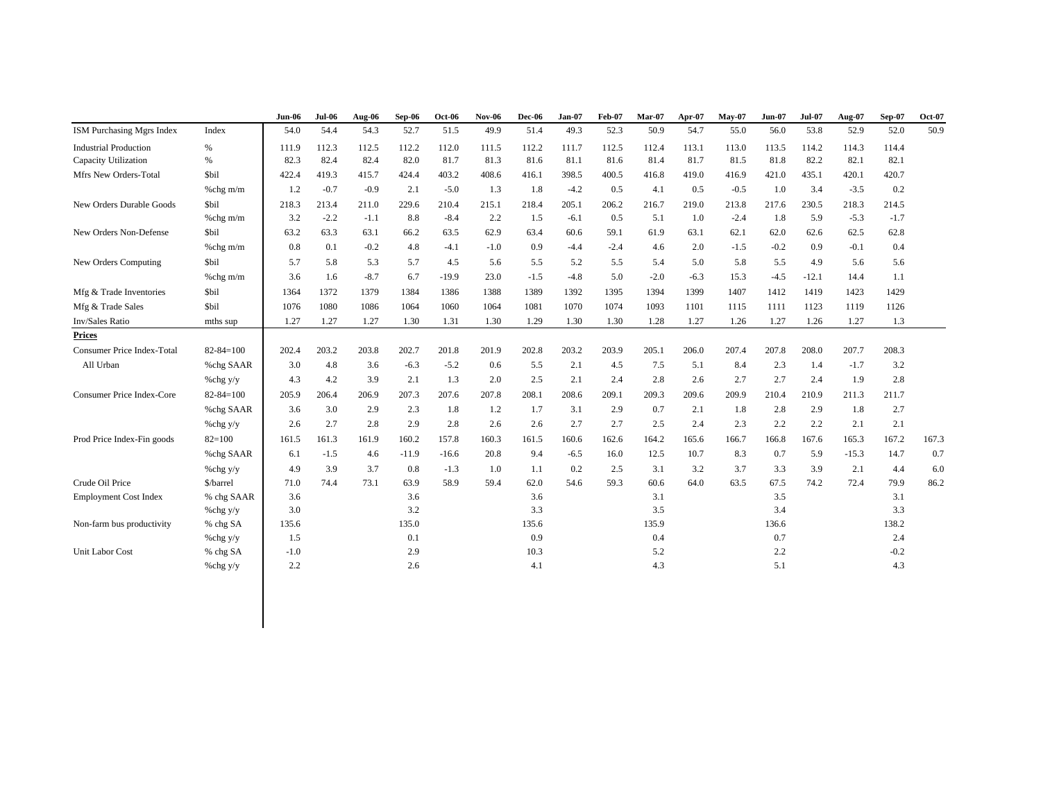| | | Jun-06 | Jul-06 | Aug-06 | Sep-06 | Oct-06 | Nov-06 | Dec-06 | Jan-07 | Feb-07 | Mar-07 | Apr-07 | May-07 | Jun-07 | Jul-07 | Aug-07 | Sep-07 | Oct-07 |
|---|---|---|---|---|---|---|---|---|---|---|---|---|---|---|---|---|---|---|
| ISM Purchasing Mgrs Index | Index | 54.0 | 54.4 | 54.3 | 52.7 | 51.5 | 49.9 | 51.4 | 49.3 | 52.3 | 50.9 | 54.7 | 55.0 | 56.0 | 53.8 | 52.9 | 52.0 | 50.9 |
| Industrial Production | % | 111.9 | 112.3 | 112.5 | 112.2 | 112.0 | 111.5 | 112.2 | 111.7 | 112.5 | 112.4 | 113.1 | 113.0 | 113.5 | 114.2 | 114.3 | 114.4 | |
| Capacity Utilization | % | 82.3 | 82.4 | 82.4 | 82.0 | 81.7 | 81.3 | 81.6 | 81.1 | 81.6 | 81.4 | 81.7 | 81.5 | 81.8 | 82.2 | 82.1 | 82.1 | |
| Mfrs New Orders-Total | $bil | 422.4 | 419.3 | 415.7 | 424.4 | 403.2 | 408.6 | 416.1 | 398.5 | 400.5 | 416.8 | 419.0 | 416.9 | 421.0 | 435.1 | 420.1 | 420.7 | |
| | %chg m/m | 1.2 | -0.7 | -0.9 | 2.1 | -5.0 | 1.3 | 1.8 | -4.2 | 0.5 | 4.1 | 0.5 | -0.5 | 1.0 | 3.4 | -3.5 | 0.2 | |
| New Orders Durable Goods | $bil | 218.3 | 213.4 | 211.0 | 229.6 | 210.4 | 215.1 | 218.4 | 205.1 | 206.2 | 216.7 | 219.0 | 213.8 | 217.6 | 230.5 | 218.3 | 214.5 | |
| | %chg m/m | 3.2 | -2.2 | -1.1 | 8.8 | -8.4 | 2.2 | 1.5 | -6.1 | 0.5 | 5.1 | 1.0 | -2.4 | 1.8 | 5.9 | -5.3 | -1.7 | |
| New Orders Non-Defense | $bil | 63.2 | 63.3 | 63.1 | 66.2 | 63.5 | 62.9 | 63.4 | 60.6 | 59.1 | 61.9 | 63.1 | 62.1 | 62.0 | 62.6 | 62.5 | 62.8 | |
| | %chg m/m | 0.8 | 0.1 | -0.2 | 4.8 | -4.1 | -1.0 | 0.9 | -4.4 | -2.4 | 4.6 | 2.0 | -1.5 | -0.2 | 0.9 | -0.1 | 0.4 | |
| New Orders Computing | $bil | 5.7 | 5.8 | 5.3 | 5.7 | 4.5 | 5.6 | 5.5 | 5.2 | 5.5 | 5.4 | 5.0 | 5.8 | 5.5 | 4.9 | 5.6 | 5.6 | |
| | %chg m/m | 3.6 | 1.6 | -8.7 | 6.7 | -19.9 | 23.0 | -1.5 | -4.8 | 5.0 | -2.0 | -6.3 | 15.3 | -4.5 | -12.1 | 14.4 | 1.1 | |
| Mfg & Trade Inventories | $bil | 1364 | 1372 | 1379 | 1384 | 1386 | 1388 | 1389 | 1392 | 1395 | 1394 | 1399 | 1407 | 1412 | 1419 | 1423 | 1429 | |
| Mfg & Trade Sales | $bil | 1076 | 1080 | 1086 | 1064 | 1060 | 1064 | 1081 | 1070 | 1074 | 1093 | 1101 | 1115 | 1111 | 1123 | 1119 | 1126 | |
| Inv/Sales Ratio | mths sup | 1.27 | 1.27 | 1.27 | 1.30 | 1.31 | 1.30 | 1.29 | 1.30 | 1.30 | 1.28 | 1.27 | 1.26 | 1.27 | 1.26 | 1.27 | 1.3 | |
| **Prices** | | | | | | | | | | | | | | | | | | |
| Consumer Price Index-Total | 82-84=100 | 202.4 | 203.2 | 203.8 | 202.7 | 201.8 | 201.9 | 202.8 | 203.2 | 203.9 | 205.1 | 206.0 | 207.4 | 207.8 | 208.0 | 207.7 | 208.3 | |
| All Urban | %chg SAAR | 3.0 | 4.8 | 3.6 | -6.3 | -5.2 | 0.6 | 5.5 | 2.1 | 4.5 | 7.5 | 5.1 | 8.4 | 2.3 | 1.4 | -1.7 | 3.2 | |
| | %chg y/y | 4.3 | 4.2 | 3.9 | 2.1 | 1.3 | 2.0 | 2.5 | 2.1 | 2.4 | 2.8 | 2.6 | 2.7 | 2.7 | 2.4 | 1.9 | 2.8 | |
| Consumer Price Index-Core | 82-84=100 | 205.9 | 206.4 | 206.9 | 207.3 | 207.6 | 207.8 | 208.1 | 208.6 | 209.1 | 209.3 | 209.6 | 209.9 | 210.4 | 210.9 | 211.3 | 211.7 | |
| | %chg SAAR | 3.6 | 3.0 | 2.9 | 2.3 | 1.8 | 1.2 | 1.7 | 3.1 | 2.9 | 0.7 | 2.1 | 1.8 | 2.8 | 2.9 | 1.8 | 2.7 | |
| | %chg y/y | 2.6 | 2.7 | 2.8 | 2.9 | 2.8 | 2.6 | 2.6 | 2.7 | 2.7 | 2.5 | 2.4 | 2.3 | 2.2 | 2.2 | 2.1 | 2.1 | |
| Prod Price Index-Fin goods | 82=100 | 161.5 | 161.3 | 161.9 | 160.2 | 157.8 | 160.3 | 161.5 | 160.6 | 162.6 | 164.2 | 165.6 | 166.7 | 166.8 | 167.6 | 165.3 | 167.2 | 167.3 |
| | %chg SAAR | 6.1 | -1.5 | 4.6 | -11.9 | -16.6 | 20.8 | 9.4 | -6.5 | 16.0 | 12.5 | 10.7 | 8.3 | 0.7 | 5.9 | -15.3 | 14.7 | 0.7 |
| | %chg y/y | 4.9 | 3.9 | 3.7 | 0.8 | -1.3 | 1.0 | 1.1 | 0.2 | 2.5 | 3.1 | 3.2 | 3.7 | 3.3 | 3.9 | 2.1 | 4.4 | 6.0 |
| Crude Oil Price | $/barrel | 71.0 | 74.4 | 73.1 | 63.9 | 58.9 | 59.4 | 62.0 | 54.6 | 59.3 | 60.6 | 64.0 | 63.5 | 67.5 | 74.2 | 72.4 | 79.9 | 86.2 |
| Employment Cost Index | % chg SAAR | 3.6 | | | 3.6 | | | 3.6 | | | 3.1 | | | 3.5 | | | 3.1 | |
| | %chg y/y | 3.0 | | | 3.2 | | | 3.3 | | | 3.5 | | | 3.4 | | | 3.3 | |
| Non-farm bus productivity | % chg SA | 135.6 | | | 135.0 | | | 135.6 | | | 135.9 | | | 136.6 | | | 138.2 | |
| | %chg y/y | 1.5 | | | 0.1 | | | 0.9 | | | 0.4 | | | 0.7 | | | 2.4 | |
| Unit Labor Cost | % chg SA | -1.0 | | | 2.9 | | | 10.3 | | | 5.2 | | | 2.2 | | | -0.2 | |
| | %chg y/y | 2.2 | | | 2.6 | | | 4.1 | | | 4.3 | | | 5.1 | | | 4.3 | |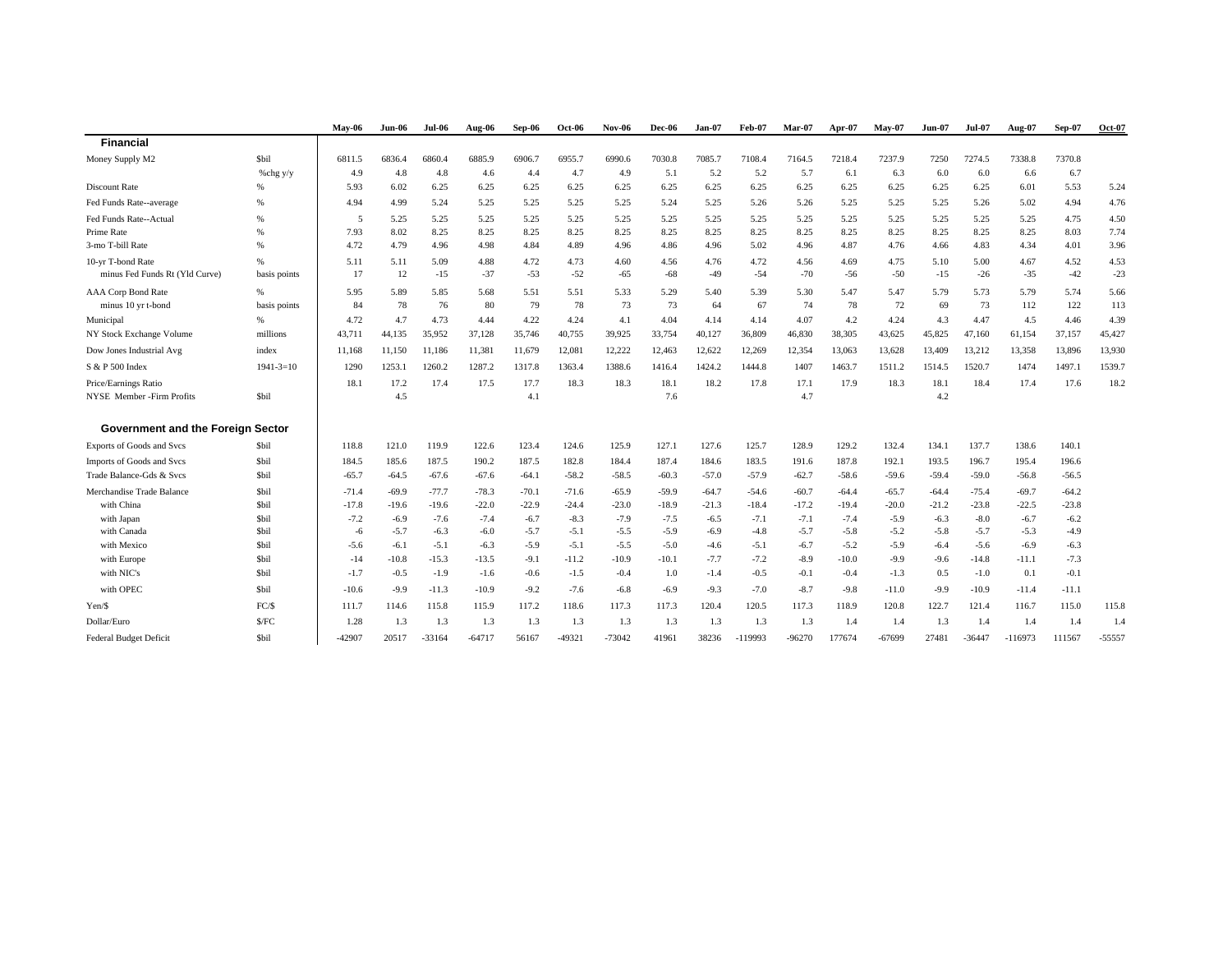| | | May-06 | Jun-06 | Jul-06 | Aug-06 | Sep-06 | Oct-06 | Nov-06 | Dec-06 | Jan-07 | Feb-07 | Mar-07 | Apr-07 | May-07 | Jun-07 | Jul-07 | Aug-07 | Sep-07 | Oct-07 |
|---|---|---|---|---|---|---|---|---|---|---|---|---|---|---|---|---|---|---|---|
| **Financial** | | | | | | | | | | | | | | | | | | | |
| Money Supply M2 | $bil | 6811.5 | 6836.4 | 6860.4 | 6885.9 | 6906.7 | 6955.7 | 6990.6 | 7030.8 | 7085.7 | 7108.4 | 7164.5 | 7218.4 | 7237.9 | 7250 | 7274.5 | 7338.8 | 7370.8 | |
| | %chg y/y | 4.9 | 4.8 | 4.8 | 4.6 | 4.4 | 4.7 | 4.9 | 5.1 | 5.2 | 5.2 | 5.7 | 6.1 | 6.3 | 6.0 | 6.0 | 6.6 | 6.7 | |
| Discount Rate | % | 5.93 | 6.02 | 6.25 | 6.25 | 6.25 | 6.25 | 6.25 | 6.25 | 6.25 | 6.25 | 6.25 | 6.25 | 6.25 | 6.25 | 6.25 | 6.01 | 5.53 | 5.24 |
| Fed Funds Rate--average | % | 4.94 | 4.99 | 5.24 | 5.25 | 5.25 | 5.25 | 5.25 | 5.24 | 5.25 | 5.26 | 5.26 | 5.25 | 5.25 | 5.25 | 5.26 | 5.02 | 4.94 | 4.76 |
| Fed Funds Rate--Actual | % | 5 | 5.25 | 5.25 | 5.25 | 5.25 | 5.25 | 5.25 | 5.25 | 5.25 | 5.25 | 5.25 | 5.25 | 5.25 | 5.25 | 5.25 | 5.25 | 4.75 | 4.50 |
| Prime Rate | % | 7.93 | 8.02 | 8.25 | 8.25 | 8.25 | 8.25 | 8.25 | 8.25 | 8.25 | 8.25 | 8.25 | 8.25 | 8.25 | 8.25 | 8.25 | 8.25 | 8.03 | 7.74 |
| 3-mo T-bill Rate | % | 4.72 | 4.79 | 4.96 | 4.98 | 4.84 | 4.89 | 4.96 | 4.86 | 4.96 | 5.02 | 4.96 | 4.87 | 4.76 | 4.66 | 4.83 | 4.34 | 4.01 | 3.96 |
| 10-yr T-bond Rate | % | 5.11 | 5.11 | 5.09 | 4.88 | 4.72 | 4.73 | 4.60 | 4.56 | 4.76 | 4.72 | 4.56 | 4.69 | 4.75 | 5.10 | 5.00 | 4.67 | 4.52 | 4.53 |
| minus Fed Funds Rt (Yld Curve) | basis points | 17 | 12 | -15 | -37 | -53 | -52 | -65 | -68 | -49 | -54 | -70 | -56 | -50 | -15 | -26 | -35 | -42 | -23 |
| AAA Corp Bond Rate | % | 5.95 | 5.89 | 5.85 | 5.68 | 5.51 | 5.51 | 5.33 | 5.29 | 5.40 | 5.39 | 5.30 | 5.47 | 5.47 | 5.79 | 5.73 | 5.79 | 5.74 | 5.66 |
| minus 10 yr t-bond | basis points | 84 | 78 | 76 | 80 | 79 | 78 | 73 | 73 | 64 | 67 | 74 | 78 | 72 | 69 | 73 | 112 | 122 | 113 |
| Municipal | % | 4.72 | 4.7 | 4.73 | 4.44 | 4.22 | 4.24 | 4.1 | 4.04 | 4.14 | 4.14 | 4.07 | 4.2 | 4.24 | 4.3 | 4.47 | 4.5 | 4.46 | 4.39 |
| NY Stock Exchange Volume | millions | 43,711 | 44,135 | 35,952 | 37,128 | 35,746 | 40,755 | 39,925 | 33,754 | 40,127 | 36,809 | 46,830 | 38,305 | 43,625 | 45,825 | 47,160 | 61,154 | 37,157 | 45,427 |
| Dow Jones Industrial Avg | index | 11,168 | 11,150 | 11,186 | 11,381 | 11,679 | 12,081 | 12,222 | 12,463 | 12,622 | 12,269 | 12,354 | 13,063 | 13,628 | 13,409 | 13,212 | 13,358 | 13,896 | 13,930 |
| S & P 500 Index | 1941-3=10 | 1290 | 1253.1 | 1260.2 | 1287.2 | 1317.8 | 1363.4 | 1388.6 | 1416.4 | 1424.2 | 1444.8 | 1407 | 1463.7 | 1511.2 | 1514.5 | 1520.7 | 1474 | 1497.1 | 1539.7 |
| Price/Earnings Ratio | | 18.1 | 17.2 | 17.4 | 17.5 | 17.7 | 18.3 | 18.3 | 18.1 | 18.2 | 17.8 | 17.1 | 17.9 | 18.3 | 18.1 | 18.4 | 17.4 | 17.6 | 18.2 |
| NYSE Member -Firm Profits | $bil | | 4.5 | | | 4.1 | | | 7.6 | | | 4.7 | | | 4.2 | | | | |
| **Government and the Foreign Sector** | | | | | | | | | | | | | | | | | | | |
| Exports of Goods and Svcs | $bil | 118.8 | 121.0 | 119.9 | 122.6 | 123.4 | 124.6 | 125.9 | 127.1 | 127.6 | 125.7 | 128.9 | 129.2 | 132.4 | 134.1 | 137.7 | 138.6 | 140.1 | |
| Imports of Goods and Svcs | $bil | 184.5 | 185.6 | 187.5 | 190.2 | 187.5 | 182.8 | 184.4 | 187.4 | 184.6 | 183.5 | 191.6 | 187.8 | 192.1 | 193.5 | 196.7 | 195.4 | 196.6 | |
| Trade Balance-Gds & Svcs | $bil | -65.7 | -64.5 | -67.6 | -67.6 | -64.1 | -58.2 | -58.5 | -60.3 | -57.0 | -57.9 | -62.7 | -58.6 | -59.6 | -59.4 | -59.0 | -56.8 | -56.5 | |
| Merchandise Trade Balance | $bil | -71.4 | -69.9 | -77.7 | -78.3 | -70.1 | -71.6 | -65.9 | -59.9 | -64.7 | -54.6 | -60.7 | -64.4 | -65.7 | -64.4 | -75.4 | -69.7 | -64.2 | |
| with China | $bil | -17.8 | -19.6 | -19.6 | -22.0 | -22.9 | -24.4 | -23.0 | -18.9 | -21.3 | -18.4 | -17.2 | -19.4 | -20.0 | -21.2 | -23.8 | -22.5 | -23.8 | |
| with Japan | $bil | -7.2 | -6.9 | -7.6 | -7.4 | -6.7 | -8.3 | -7.9 | -7.5 | -6.5 | -7.1 | -7.1 | -7.4 | -5.9 | -6.3 | -8.0 | -6.7 | -6.2 | |
| with Canada | $bil | -6 | -5.7 | -6.3 | -6.0 | -5.7 | -5.1 | -5.5 | -5.9 | -6.9 | -4.8 | -5.7 | -5.8 | -5.2 | -5.8 | -5.7 | -5.3 | -4.9 | |
| with Mexico | $bil | -5.6 | -6.1 | -5.1 | -6.3 | -5.9 | -5.1 | -5.5 | -5.0 | -4.6 | -5.1 | -6.7 | -5.2 | -5.9 | -6.4 | -5.6 | -6.9 | -6.3 | |
| with Europe | $bil | -14 | -10.8 | -15.3 | -13.5 | -9.1 | -11.2 | -10.9 | -10.1 | -7.7 | -7.2 | -8.9 | -10.0 | -9.9 | -9.6 | -14.8 | -11.1 | -7.3 | |
| with NIC's | $bil | -1.7 | -0.5 | -1.9 | -1.6 | -0.6 | -1.5 | -0.4 | 1.0 | -1.4 | -0.5 | -0.1 | -0.4 | -1.3 | 0.5 | -1.0 | 0.1 | -0.1 | |
| with OPEC | $bil | -10.6 | -9.9 | -11.3 | -10.9 | -9.2 | -7.6 | -6.8 | -6.9 | -9.3 | -7.0 | -8.7 | -9.8 | -11.0 | -9.9 | -10.9 | -11.4 | -11.1 | |
| Yen/$ | FC/$ | 111.7 | 114.6 | 115.8 | 115.9 | 117.2 | 118.6 | 117.3 | 117.3 | 120.4 | 120.5 | 117.3 | 118.9 | 120.8 | 122.7 | 121.4 | 116.7 | 115.0 | 115.8 |
| Dollar/Euro | $/FC | 1.28 | 1.3 | 1.3 | 1.3 | 1.3 | 1.3 | 1.3 | 1.3 | 1.3 | 1.3 | 1.3 | 1.4 | 1.4 | 1.3 | 1.4 | 1.4 | 1.4 | 1.4 |
| Federal Budget Deficit | $bil | -42907 | 20517 | -33164 | -64717 | 56167 | -49321 | -73042 | 41961 | 38236 | -119993 | -96270 | 177674 | -67699 | 27481 | -36447 | -116973 | 111567 | -55557 |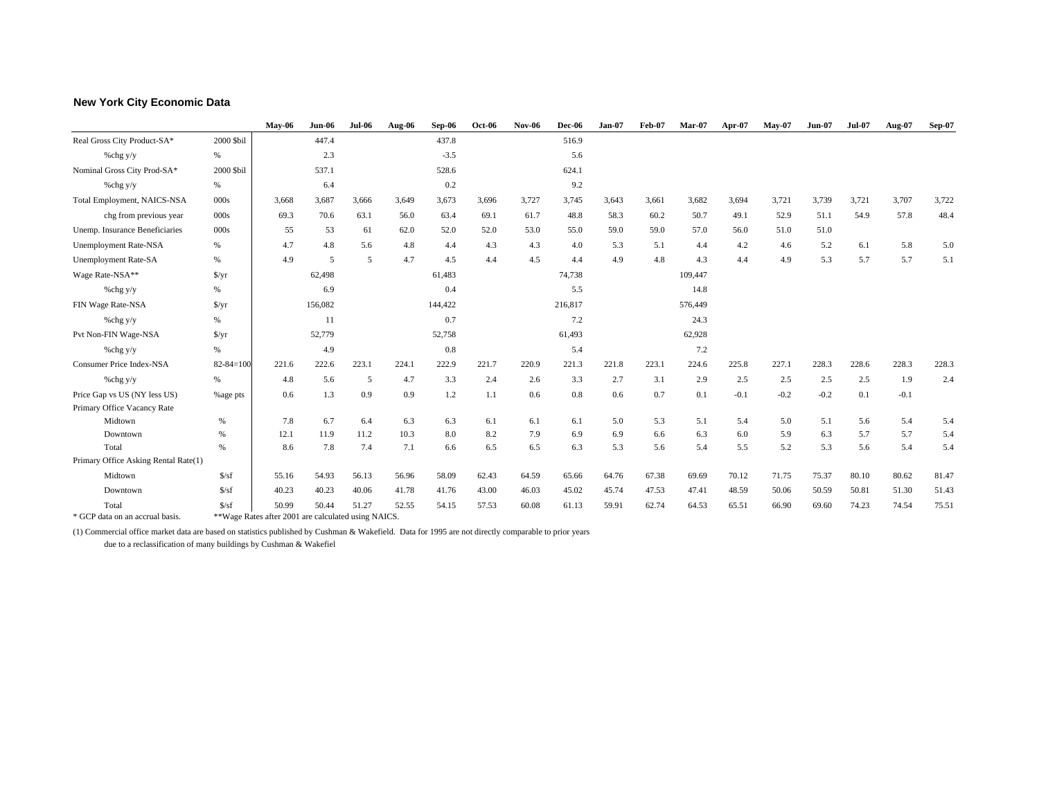## New York City Economic Data

| | | May-06 | Jun-06 | Jul-06 | Aug-06 | Sep-06 | Oct-06 | Nov-06 | Dec-06 | Jan-07 | Feb-07 | Mar-07 | Apr-07 | May-07 | Jun-07 | Jul-07 | Aug-07 | Sep-07 |
|---|---|---|---|---|---|---|---|---|---|---|---|---|---|---|---|---|---|---|
| Real Gross City Product-SA* | 2000 $bil | | 447.4 | | | 437.8 | | | 516.9 | | | | | | | | | |
| %chg y/y | % | | 2.3 | | | -3.5 | | | 5.6 | | | | | | | | | |
| Nominal Gross City Prod-SA* | 2000 $bil | | 537.1 | | | 528.6 | | | 624.1 | | | | | | | | | |
| %chg y/y | % | | 6.4 | | | 0.2 | | | 9.2 | | | | | | | | | |
| Total Employment, NAICS-NSA | 000s | 3,668 | 3,687 | 3,666 | 3,649 | 3,673 | 3,696 | 3,727 | 3,745 | 3,643 | 3,661 | 3,682 | 3,694 | 3,721 | 3,739 | 3,721 | 3,707 | 3,722 |
| chg from previous year | 000s | 69.3 | 70.6 | 63.1 | 56.0 | 63.4 | 69.1 | 61.7 | 48.8 | 58.3 | 60.2 | 50.7 | 49.1 | 52.9 | 51.1 | 54.9 | 57.8 | 48.4 |
| Unemp. Insurance Beneficiaries | 000s | 55 | 53 | 61 | 62.0 | 52.0 | 52.0 | 53.0 | 55.0 | 59.0 | 59.0 | 57.0 | 56.0 | 51.0 | 51.0 | | | |
| Unemployment Rate-NSA | % | 4.7 | 4.8 | 5.6 | 4.8 | 4.4 | 4.3 | 4.3 | 4.0 | 5.3 | 5.1 | 4.4 | 4.2 | 4.6 | 5.2 | 6.1 | 5.8 | 5.0 |
| Unemployment Rate-SA | % | 4.9 | 5 | 5 | 4.7 | 4.5 | 4.4 | 4.5 | 4.4 | 4.9 | 4.8 | 4.3 | 4.4 | 4.9 | 5.3 | 5.7 | 5.7 | 5.1 |
| Wage Rate-NSA** | $/yr | | 62,498 | | | 61,483 | | | 74,738 | | | 109,447 | | | | | | |
| %chg y/y | % | | 6.9 | | | 0.4 | | | 5.5 | | | 14.8 | | | | | | |
| FIN Wage Rate-NSA | $/yr | | 156,082 | | | 144,422 | | | 216,817 | | | 576,449 | | | | | | |
| %chg y/y | % | | 11 | | | 0.7 | | | 7.2 | | | 24.3 | | | | | | |
| Pvt Non-FIN Wage-NSA | $/yr | | 52,779 | | | 52,758 | | | 61,493 | | | 62,928 | | | | | | |
| %chg y/y | % | | 4.9 | | | 0.8 | | | 5.4 | | | 7.2 | | | | | | |
| Consumer Price Index-NSA | 82-84=100 | 221.6 | 222.6 | 223.1 | 224.1 | 222.9 | 221.7 | 220.9 | 221.3 | 221.8 | 223.1 | 224.6 | 225.8 | 227.1 | 228.3 | 228.6 | 228.3 | 228.3 |
| %chg y/y | % | 4.8 | 5.6 | 5 | 4.7 | 3.3 | 2.4 | 2.6 | 3.3 | 2.7 | 3.1 | 2.9 | 2.5 | 2.5 | 2.5 | 2.5 | 1.9 | 2.4 |
| Price Gap vs US (NY less US) | %age pts | 0.6 | 1.3 | 0.9 | 0.9 | 1.2 | 1.1 | 0.6 | 0.8 | 0.6 | 0.7 | 0.1 | -0.1 | -0.2 | -0.2 | 0.1 | -0.1 | |
| Primary Office Vacancy Rate | | | | | | | | | | | | | | | | | | |
| Midtown | % | 7.8 | 6.7 | 6.4 | 6.3 | 6.3 | 6.1 | 6.1 | 6.1 | 5.0 | 5.3 | 5.1 | 5.4 | 5.0 | 5.1 | 5.6 | 5.4 | 5.4 |
| Downtown | % | 12.1 | 11.9 | 11.2 | 10.3 | 8.0 | 8.2 | 7.9 | 6.9 | 6.9 | 6.6 | 6.3 | 6.0 | 5.9 | 6.3 | 5.7 | 5.7 | 5.4 |
| Total | % | 8.6 | 7.8 | 7.4 | 7.1 | 6.6 | 6.5 | 6.5 | 6.3 | 5.3 | 5.6 | 5.4 | 5.5 | 5.2 | 5.3 | 5.6 | 5.4 | 5.4 |
| Primary Office Asking Rental Rate(1) | | | | | | | | | | | | | | | | | | |
| Midtown | $/sf | 55.16 | 54.93 | 56.13 | 56.96 | 58.09 | 62.43 | 64.59 | 65.66 | 64.76 | 67.38 | 69.69 | 70.12 | 71.75 | 75.37 | 80.10 | 80.62 | 81.47 |
| Downtown | $/sf | 40.23 | 40.23 | 40.06 | 41.78 | 41.76 | 43.00 | 46.03 | 45.02 | 45.74 | 47.53 | 47.41 | 48.59 | 50.06 | 50.59 | 50.81 | 51.30 | 51.43 |
| Total | $/sf | 50.99 | 50.44 | 51.27 | 52.55 | 54.15 | 57.53 | 60.08 | 61.13 | 59.91 | 62.74 | 64.53 | 65.51 | 66.90 | 69.60 | 74.23 | 74.54 | 75.51 |

* GCP data on an accrual basis. **Wage Rates after 2001 are calculated using NAICS.

(1) Commercial office market data are based on statistics published by Cushman & Wakefield. Data for 1995 are not directly comparable to prior years due to a reclassification of many buildings by Cushman & Wakefiel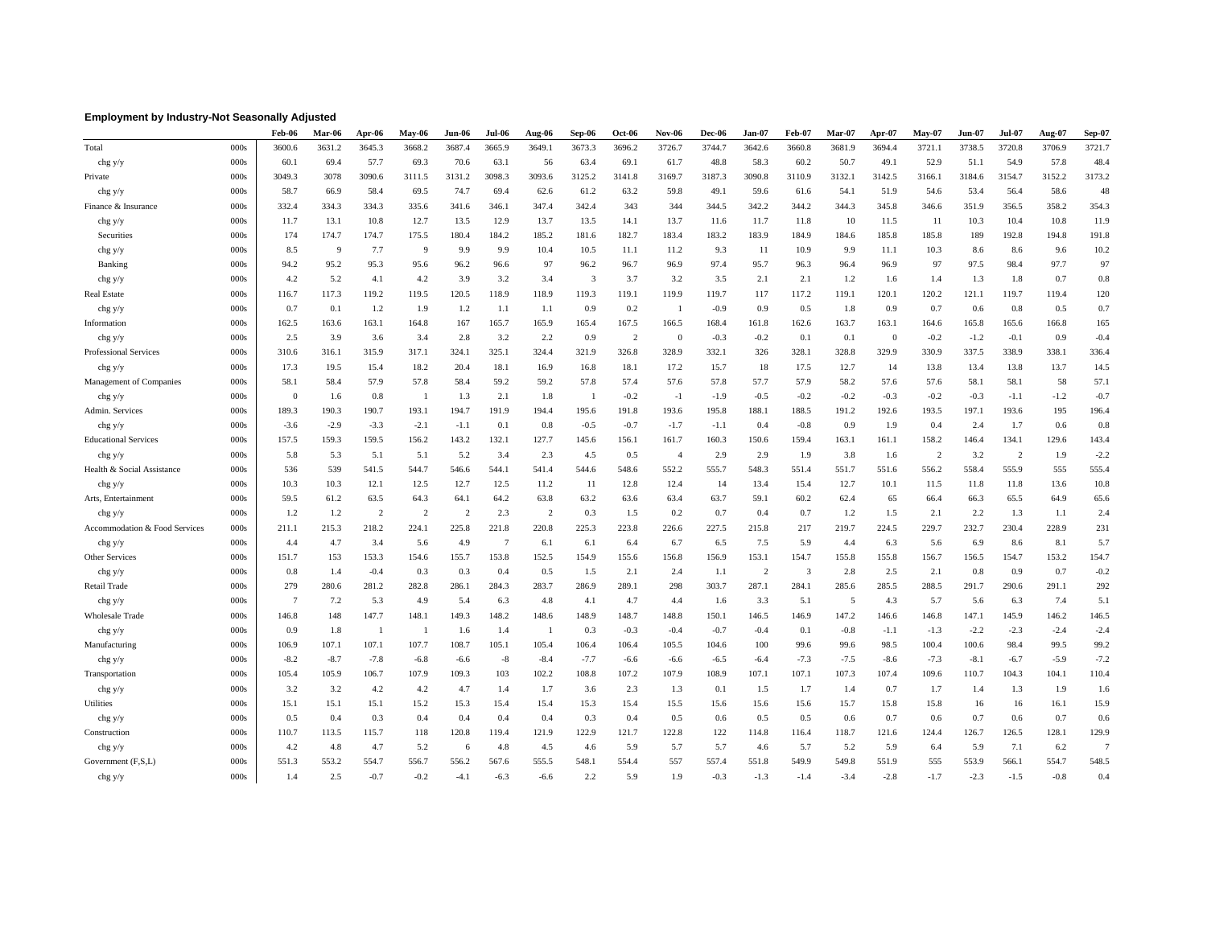### Employment by Industry-Not Seasonally Adjusted

| | | Feb-06 | Mar-06 | Apr-06 | May-06 | Jun-06 | Jul-06 | Aug-06 | Sep-06 | Oct-06 | Nov-06 | Dec-06 | Jan-07 | Feb-07 | Mar-07 | Apr-07 | May-07 | Jun-07 | Jul-07 | Aug-07 | Sep-07 |
|---|---|---|---|---|---|---|---|---|---|---|---|---|---|---|---|---|---|---|---|---|---|
| Total | 000s | 3600.6 | 3631.2 | 3645.3 | 3668.2 | 3687.4 | 3665.9 | 3649.1 | 3673.3 | 3696.2 | 3726.7 | 3744.7 | 3642.6 | 3660.8 | 3681.9 | 3694.4 | 3721.1 | 3738.5 | 3720.8 | 3706.9 | 3721.7 |
| chg y/y | 000s | 60.1 | 69.4 | 57.7 | 69.3 | 70.6 | 63.1 | 56 | 63.4 | 69.1 | 61.7 | 48.8 | 58.3 | 60.2 | 50.7 | 49.1 | 52.9 | 51.1 | 54.9 | 57.8 | 48.4 |
| Private | 000s | 3049.3 | 3078 | 3090.6 | 3111.5 | 3131.2 | 3098.3 | 3093.6 | 3125.2 | 3141.8 | 3169.7 | 3187.3 | 3090.8 | 3110.9 | 3132.1 | 3142.5 | 3166.1 | 3184.6 | 3154.7 | 3152.2 | 3173.2 |
| chg y/y | 000s | 58.7 | 66.9 | 58.4 | 69.5 | 74.7 | 69.4 | 62.6 | 61.2 | 63.2 | 59.8 | 49.1 | 59.6 | 61.6 | 54.1 | 51.9 | 54.6 | 53.4 | 56.4 | 58.6 | 48 |
| Finance & Insurance | 000s | 332.4 | 334.3 | 334.3 | 335.6 | 341.6 | 346.1 | 347.4 | 342.4 | 343 | 344 | 344.5 | 342.2 | 344.2 | 344.3 | 345.8 | 346.6 | 351.9 | 356.5 | 358.2 | 354.3 |
| chg y/y | 000s | 11.7 | 13.1 | 10.8 | 12.7 | 13.5 | 12.9 | 13.7 | 13.5 | 14.1 | 13.7 | 11.6 | 11.7 | 11.8 | 10 | 11.5 | 11 | 10.3 | 10.4 | 10.8 | 11.9 |
| Securities | 000s | 174 | 174.7 | 174.7 | 175.5 | 180.4 | 184.2 | 185.2 | 181.6 | 182.7 | 183.4 | 183.2 | 183.9 | 184.9 | 184.6 | 185.8 | 185.8 | 189 | 192.8 | 194.8 | 191.8 |
| chg y/y | 000s | 8.5 | 9 | 7.7 | 9 | 9.9 | 9.9 | 10.4 | 10.5 | 11.1 | 11.2 | 9.3 | 11 | 10.9 | 9.9 | 11.1 | 10.3 | 8.6 | 8.6 | 9.6 | 10.2 |
| Banking | 000s | 94.2 | 95.2 | 95.3 | 95.6 | 96.2 | 96.6 | 97 | 96.2 | 96.7 | 96.9 | 97.4 | 95.7 | 96.3 | 96.4 | 96.9 | 97 | 97.5 | 98.4 | 97.7 | 97 |
| chg y/y | 000s | 4.2 | 5.2 | 4.1 | 4.2 | 3.9 | 3.2 | 3.4 | 3 | 3.7 | 3.2 | 3.5 | 2.1 | 2.1 | 1.2 | 1.6 | 1.4 | 1.3 | 1.8 | 0.7 | 0.8 |
| Real Estate | 000s | 116.7 | 117.3 | 119.2 | 119.5 | 120.5 | 118.9 | 118.9 | 119.3 | 119.1 | 119.9 | 119.7 | 117 | 117.2 | 119.1 | 120.1 | 120.2 | 121.1 | 119.7 | 119.4 | 120 |
| chg y/y | 000s | 0.7 | 0.1 | 1.2 | 1.9 | 1.2 | 1.1 | 1.1 | 0.9 | 0.2 | 1 | -0.9 | 0.9 | 0.5 | 1.8 | 0.9 | 0.7 | 0.6 | 0.8 | 0.5 | 0.7 |
| Information | 000s | 162.5 | 163.6 | 163.1 | 164.8 | 167 | 165.7 | 165.9 | 165.4 | 167.5 | 166.5 | 168.4 | 161.8 | 162.6 | 163.7 | 163.1 | 164.6 | 165.8 | 165.6 | 166.8 | 165 |
| chg y/y | 000s | 2.5 | 3.9 | 3.6 | 3.4 | 2.8 | 3.2 | 2.2 | 0.9 | 2 | 0 | -0.3 | -0.2 | 0.1 | 0.1 | 0 | -0.2 | -1.2 | -0.1 | 0.9 | -0.4 |
| Professional Services | 000s | 310.6 | 316.1 | 315.9 | 317.1 | 324.1 | 325.1 | 324.4 | 321.9 | 326.8 | 328.9 | 332.1 | 326 | 328.1 | 328.8 | 329.9 | 330.9 | 337.5 | 338.9 | 338.1 | 336.4 |
| chg y/y | 000s | 17.3 | 19.5 | 15.4 | 18.2 | 20.4 | 18.1 | 16.9 | 16.8 | 18.1 | 17.2 | 15.7 | 18 | 17.5 | 12.7 | 14 | 13.8 | 13.4 | 13.8 | 13.7 | 14.5 |
| Management of Companies | 000s | 58.1 | 58.4 | 57.9 | 57.8 | 58.4 | 59.2 | 59.2 | 57.8 | 57.4 | 57.6 | 57.8 | 57.7 | 57.9 | 58.2 | 57.6 | 57.6 | 58.1 | 58.1 | 58 | 57.1 |
| chg y/y | 000s | 0 | 1.6 | 0.8 | 1 | 1.3 | 2.1 | 1.8 | 1 | -0.2 | -1 | -1.9 | -0.5 | -0.2 | -0.2 | -0.3 | -0.2 | -0.3 | -1.1 | -1.2 | -0.7 |
| Admin. Services | 000s | 189.3 | 190.3 | 190.7 | 193.1 | 194.7 | 191.9 | 194.4 | 195.6 | 191.8 | 193.6 | 195.8 | 188.1 | 188.5 | 191.2 | 192.6 | 193.5 | 197.1 | 193.6 | 195 | 196.4 |
| chg y/y | 000s | -3.6 | -2.9 | -3.3 | -2.1 | -1.1 | 0.1 | 0.8 | -0.5 | -0.7 | -1.7 | -1.1 | 0.4 | -0.8 | 0.9 | 1.9 | 0.4 | 2.4 | 1.7 | 0.6 | 0.8 |
| Educational Services | 000s | 157.5 | 159.3 | 159.5 | 156.2 | 143.2 | 132.1 | 127.7 | 145.6 | 156.1 | 161.7 | 160.3 | 150.6 | 159.4 | 163.1 | 161.1 | 158.2 | 146.4 | 134.1 | 129.6 | 143.4 |
| chg y/y | 000s | 5.8 | 5.3 | 5.1 | 5.1 | 5.2 | 3.4 | 2.3 | 4.5 | 0.5 | 4 | 2.9 | 2.9 | 1.9 | 3.8 | 1.6 | 2 | 3.2 | 2 | 1.9 | -2.2 |
| Health & Social Assistance | 000s | 536 | 539 | 541.5 | 544.7 | 546.6 | 544.1 | 541.4 | 544.6 | 548.6 | 552.2 | 555.7 | 548.3 | 551.4 | 551.7 | 551.6 | 556.2 | 558.4 | 555.9 | 555 | 555.4 |
| chg y/y | 000s | 10.3 | 10.3 | 12.1 | 12.5 | 12.7 | 12.5 | 11.2 | 11 | 12.8 | 12.4 | 14 | 13.4 | 15.4 | 12.7 | 10.1 | 11.5 | 11.8 | 11.8 | 13.6 | 10.8 |
| Arts, Entertainment | 000s | 59.5 | 61.2 | 63.5 | 64.3 | 64.1 | 64.2 | 63.8 | 63.2 | 63.6 | 63.4 | 63.7 | 59.1 | 60.2 | 62.4 | 65 | 66.4 | 66.3 | 65.5 | 64.9 | 65.6 |
| chg y/y | 000s | 1.2 | 1.2 | 2 | 2 | 2 | 2.3 | 2 | 0.3 | 1.5 | 0.2 | 0.7 | 0.4 | 0.7 | 1.2 | 1.5 | 2.1 | 2.2 | 1.3 | 1.1 | 2.4 |
| Accommodation & Food Services | 000s | 211.1 | 215.3 | 218.2 | 224.1 | 225.8 | 221.8 | 220.8 | 225.3 | 223.8 | 226.6 | 227.5 | 215.8 | 217 | 219.7 | 224.5 | 229.7 | 232.7 | 230.4 | 228.9 | 231 |
| chg y/y | 000s | 4.4 | 4.7 | 3.4 | 5.6 | 4.9 | 7 | 6.1 | 6.1 | 6.4 | 6.7 | 6.5 | 7.5 | 5.9 | 4.4 | 6.3 | 5.6 | 6.9 | 8.6 | 8.1 | 5.7 |
| Other Services | 000s | 151.7 | 153 | 153.3 | 154.6 | 155.7 | 153.8 | 152.5 | 154.9 | 155.6 | 156.8 | 156.9 | 153.1 | 154.7 | 155.8 | 155.8 | 156.7 | 156.5 | 154.7 | 153.2 | 154.7 |
| chg y/y | 000s | 0.8 | 1.4 | -0.4 | 0.3 | 0.3 | 0.4 | 0.5 | 1.5 | 2.1 | 2.4 | 1.1 | 2 | 3 | 2.8 | 2.5 | 2.1 | 0.8 | 0.9 | 0.7 | -0.2 |
| Retail Trade | 000s | 279 | 280.6 | 281.2 | 282.8 | 286.1 | 284.3 | 283.7 | 286.9 | 289.1 | 298 | 303.7 | 287.1 | 284.1 | 285.6 | 285.5 | 288.5 | 291.7 | 290.6 | 291.1 | 292 |
| chg y/y | 000s | 7 | 7.2 | 5.3 | 4.9 | 5.4 | 6.3 | 4.8 | 4.1 | 4.7 | 4.4 | 1.6 | 3.3 | 5.1 | 5 | 4.3 | 5.7 | 5.6 | 6.3 | 7.4 | 5.1 |
| Wholesale Trade | 000s | 146.8 | 148 | 147.7 | 148.1 | 149.3 | 148.2 | 148.6 | 148.9 | 148.7 | 148.8 | 150.1 | 146.5 | 146.9 | 147.2 | 146.6 | 146.8 | 147.1 | 145.9 | 146.2 | 146.5 |
| chg y/y | 000s | 0.9 | 1.8 | 1 | 1 | 1.6 | 1.4 | 1 | 0.3 | -0.3 | -0.4 | -0.7 | -0.4 | 0.1 | -0.8 | -1.1 | -1.3 | -2.2 | -2.3 | -2.4 | -2.4 |
| Manufacturing | 000s | 106.9 | 107.1 | 107.1 | 107.7 | 108.7 | 105.1 | 105.4 | 106.4 | 106.4 | 105.5 | 104.6 | 100 | 99.6 | 99.6 | 98.5 | 100.4 | 100.6 | 98.4 | 99.5 | 99.2 |
| chg y/y | 000s | -8.2 | -8.7 | -7.8 | -6.8 | -6.6 | -8 | -8.4 | -7.7 | -6.6 | -6.6 | -6.5 | -6.4 | -7.3 | -7.5 | -8.6 | -7.3 | -8.1 | -6.7 | -5.9 | -7.2 |
| Transportation | 000s | 105.4 | 105.9 | 106.7 | 107.9 | 109.3 | 103 | 102.2 | 108.8 | 107.2 | 107.9 | 108.9 | 107.1 | 107.1 | 107.3 | 107.4 | 109.6 | 110.7 | 104.3 | 104.1 | 110.4 |
| chg y/y | 000s | 3.2 | 3.2 | 4.2 | 4.2 | 4.7 | 1.4 | 1.7 | 3.6 | 2.3 | 1.3 | 0.1 | 1.5 | 1.7 | 1.4 | 0.7 | 1.7 | 1.4 | 1.3 | 1.9 | 1.6 |
| Utilities | 000s | 15.1 | 15.1 | 15.1 | 15.2 | 15.3 | 15.4 | 15.4 | 15.3 | 15.4 | 15.5 | 15.6 | 15.6 | 15.6 | 15.7 | 15.8 | 15.8 | 16 | 16 | 16.1 | 15.9 |
| chg y/y | 000s | 0.5 | 0.4 | 0.3 | 0.4 | 0.4 | 0.4 | 0.4 | 0.3 | 0.4 | 0.5 | 0.6 | 0.5 | 0.5 | 0.6 | 0.7 | 0.6 | 0.7 | 0.6 | 0.7 | 0.6 |
| Construction | 000s | 110.7 | 113.5 | 115.7 | 118 | 120.8 | 119.4 | 121.9 | 122.9 | 121.7 | 122.8 | 122 | 114.8 | 116.4 | 118.7 | 121.6 | 124.4 | 126.7 | 126.5 | 128.1 | 129.9 |
| chg y/y | 000s | 4.2 | 4.8 | 4.7 | 5.2 | 6 | 4.8 | 4.5 | 4.6 | 5.9 | 5.7 | 5.7 | 4.6 | 5.7 | 5.2 | 5.9 | 6.4 | 5.9 | 7.1 | 6.2 | 7 |
| Government (F,S,L) | 000s | 551.3 | 553.2 | 554.7 | 556.7 | 556.2 | 567.6 | 555.5 | 548.1 | 554.4 | 557 | 557.4 | 551.8 | 549.9 | 549.8 | 551.9 | 555 | 553.9 | 566.1 | 554.7 | 548.5 |
| chg y/y | 000s | 1.4 | 2.5 | -0.7 | -0.2 | -4.1 | -6.3 | -6.6 | 2.2 | 5.9 | 1.9 | -0.3 | -1.3 | -1.4 | -3.4 | -2.8 | -1.7 | -2.3 | -1.5 | -0.8 | 0.4 |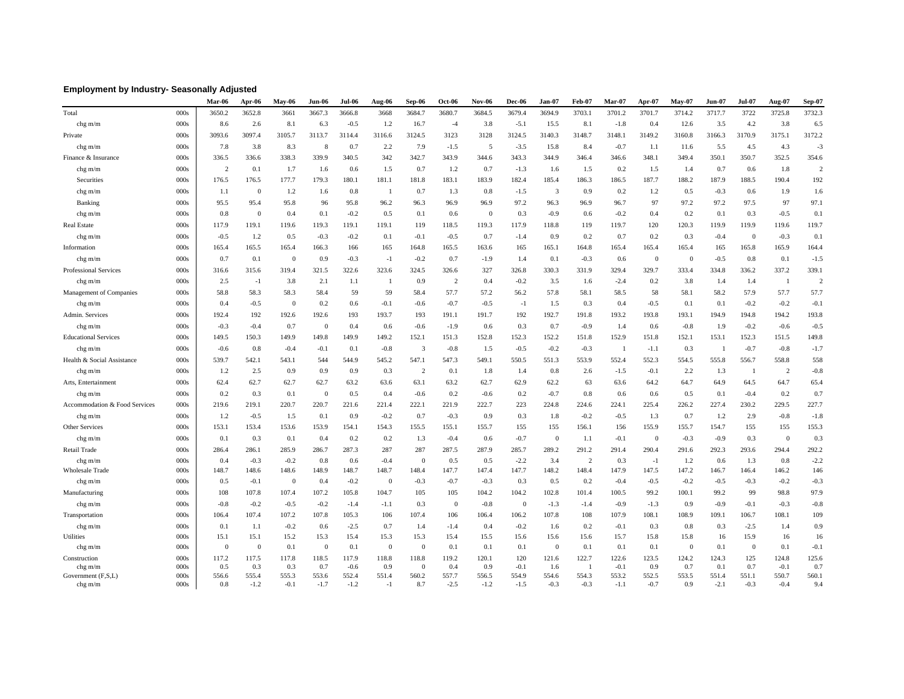**Employment by Industry- Seasonally Adjusted**

| | | Mar-06 | Apr-06 | May-06 | Jun-06 | Jul-06 | Aug-06 | Sep-06 | Oct-06 | Nov-06 | Dec-06 | Jan-07 | Feb-07 | Mar-07 | Apr-07 | May-07 | Jun-07 | Jul-07 | Aug-07 | Sep-07 |
|---|---|---|---|---|---|---|---|---|---|---|---|---|---|---|---|---|---|---|---|---|
| Total | 000s | 3650.2 | 3652.8 | 3661 | 3667.3 | 3666.8 | 3668 | 3684.7 | 3680.7 | 3684.5 | 3679.4 | 3694.9 | 3703.1 | 3701.2 | 3701.7 | 3714.2 | 3717.7 | 3722 | 3725.8 | 3732.3 |
| chg m/m | 000s | 8.6 | 2.6 | 8.1 | 6.3 | -0.5 | 1.2 | 16.7 | -4 | 3.8 | -5.1 | 15.5 | 8.1 | -1.8 | 0.4 | 12.6 | 3.5 | 4.2 | 3.8 | 6.5 |
| Private | 000s | 3093.6 | 3097.4 | 3105.7 | 3113.7 | 3114.4 | 3116.6 | 3124.5 | 3123 | 3128 | 3124.5 | 3140.3 | 3148.7 | 3148.1 | 3149.2 | 3160.8 | 3166.3 | 3170.9 | 3175.1 | 3172.2 |
| chg m/m | 000s | 7.8 | 3.8 | 8.3 | 8 | 0.7 | 2.2 | 7.9 | -1.5 | 5 | -3.5 | 15.8 | 8.4 | -0.7 | 1.1 | 11.6 | 5.5 | 4.5 | 4.3 | -3 |
| Finance & Insurance | 000s | 336.5 | 336.6 | 338.3 | 339.9 | 340.5 | 342 | 342.7 | 343.9 | 344.6 | 343.3 | 344.9 | 346.4 | 346.6 | 348.1 | 349.4 | 350.1 | 350.7 | 352.5 | 354.6 |
| chg m/m | 000s | 2 | 0.1 | 1.7 | 1.6 | 0.6 | 1.5 | 0.7 | 1.2 | 0.7 | -1.3 | 1.6 | 1.5 | 0.2 | 1.5 | 1.4 | 0.7 | 0.6 | 1.8 | 2 |
| Securities | 000s | 176.5 | 176.5 | 177.7 | 179.3 | 180.1 | 181.1 | 181.8 | 183.1 | 183.9 | 182.4 | 185.4 | 186.3 | 186.5 | 187.7 | 188.2 | 187.9 | 188.5 | 190.4 | 192 |
| chg m/m | 000s | 1.1 | 0 | 1.2 | 1.6 | 0.8 | 1 | 0.7 | 1.3 | 0.8 | -1.5 | 3 | 0.9 | 0.2 | 1.2 | 0.5 | -0.3 | 0.6 | 1.9 | 1.6 |
| Banking | 000s | 95.5 | 95.4 | 95.8 | 96 | 95.8 | 96.2 | 96.3 | 96.9 | 96.9 | 97.2 | 96.3 | 96.9 | 96.7 | 97 | 97.2 | 97.2 | 97.5 | 97 | 97.1 |
| chg m/m | 000s | 0.8 | 0 | 0.4 | 0.1 | -0.2 | 0.5 | 0.1 | 0.6 | 0 | 0.3 | -0.9 | 0.6 | -0.2 | 0.4 | 0.2 | 0.1 | 0.3 | -0.5 | 0.1 |
| Real Estate | 000s | 117.9 | 119.1 | 119.6 | 119.3 | 119.1 | 119.1 | 119 | 118.5 | 119.3 | 117.9 | 118.8 | 119 | 119.7 | 120 | 120.3 | 119.9 | 119.9 | 119.6 | 119.7 |
| chg m/m | 000s | -0.5 | 1.2 | 0.5 | -0.3 | -0.2 | 0.1 | -0.1 | -0.5 | 0.7 | -1.4 | 0.9 | 0.2 | 0.7 | 0.2 | 0.3 | -0.4 | 0 | -0.3 | 0.1 |
| Information | 000s | 165.4 | 165.5 | 165.4 | 166.3 | 166 | 165 | 164.8 | 165.5 | 163.6 | 165 | 165.1 | 164.8 | 165.4 | 165.4 | 165.4 | 165 | 165.8 | 165.9 | 164.4 |
| chg m/m | 000s | 0.7 | 0.1 | 0 | 0.9 | -0.3 | -1 | -0.2 | 0.7 | -1.9 | 1.4 | 0.1 | -0.3 | 0.6 | 0 | 0 | -0.5 | 0.8 | 0.1 | -1.5 |
| Professional Services | 000s | 316.6 | 315.6 | 319.4 | 321.5 | 322.6 | 323.6 | 324.5 | 326.6 | 327 | 326.8 | 330.3 | 331.9 | 329.4 | 329.7 | 333.4 | 334.8 | 336.2 | 337.2 | 339.1 |
| chg m/m | 000s | 2.5 | -1 | 3.8 | 2.1 | 1.1 | 1 | 0.9 | 2 | 0.4 | -0.2 | 3.5 | 1.6 | -2.4 | 0.2 | 3.8 | 1.4 | 1.4 | 1 | 2 |
| Management of Companies | 000s | 58.8 | 58.3 | 58.3 | 58.4 | 59 | 59 | 58.4 | 57.7 | 57.2 | 56.2 | 57.8 | 58.1 | 58.5 | 58 | 58.1 | 58.2 | 57.9 | 57.7 | 57.7 |
| chg m/m | 000s | 0.4 | -0.5 | 0 | 0.2 | 0.6 | -0.1 | -0.6 | -0.7 | -0.5 | -1 | 1.5 | 0.3 | 0.4 | -0.5 | 0.1 | 0.1 | -0.2 | -0.2 | -0.1 |
| Admin. Services | 000s | 192.4 | 192 | 192.6 | 192.6 | 193 | 193.7 | 193 | 191.1 | 191.7 | 192 | 192.7 | 191.8 | 193.2 | 193.8 | 193.1 | 194.9 | 194.8 | 194.2 | 193.8 |
| chg m/m | 000s | -0.3 | -0.4 | 0.7 | 0 | 0.4 | 0.6 | -0.6 | -1.9 | 0.6 | 0.3 | 0.7 | -0.9 | 1.4 | 0.6 | -0.8 | 1.9 | -0.2 | -0.6 | -0.5 |
| Educational Services | 000s | 149.5 | 150.3 | 149.9 | 149.8 | 149.9 | 149.2 | 152.1 | 151.3 | 152.8 | 152.3 | 152.2 | 151.8 | 152.9 | 151.8 | 152.1 | 153.1 | 152.3 | 151.5 | 149.8 |
| chg m/m | 000s | -0.6 | 0.8 | -0.4 | -0.1 | 0.1 | -0.8 | 3 | -0.8 | 1.5 | -0.5 | -0.2 | -0.3 | 1 | -1.1 | 0.3 | 1 | -0.7 | -0.8 | -1.7 |
| Health & Social Assistance | 000s | 539.7 | 542.1 | 543.1 | 544 | 544.9 | 545.2 | 547.1 | 547.3 | 549.1 | 550.5 | 551.3 | 553.9 | 552.4 | 552.3 | 554.5 | 555.8 | 556.7 | 558.8 | 558 |
| chg m/m | 000s | 1.2 | 2.5 | 0.9 | 0.9 | 0.9 | 0.3 | 2 | 0.1 | 1.8 | 1.4 | 0.8 | 2.6 | -1.5 | -0.1 | 2.2 | 1.3 | 1 | 2 | -0.8 |
| Arts, Entertainment | 000s | 62.4 | 62.7 | 62.7 | 62.7 | 63.2 | 63.6 | 63.1 | 63.2 | 62.7 | 62.9 | 62.2 | 63 | 63.6 | 64.2 | 64.7 | 64.9 | 64.5 | 64.7 | 65.4 |
| chg m/m | 000s | 0.2 | 0.3 | 0.1 | 0 | 0.5 | 0.4 | -0.6 | 0.2 | -0.6 | 0.2 | -0.7 | 0.8 | 0.6 | 0.6 | 0.5 | 0.1 | -0.4 | 0.2 | 0.7 |
| Accommodation & Food Services | 000s | 219.6 | 219.1 | 220.7 | 220.7 | 221.6 | 221.4 | 222.1 | 221.9 | 222.7 | 223 | 224.8 | 224.6 | 224.1 | 225.4 | 226.2 | 227.4 | 230.2 | 229.5 | 227.7 |
| chg m/m | 000s | 1.2 | -0.5 | 1.5 | 0.1 | 0.9 | -0.2 | 0.7 | -0.3 | 0.9 | 0.3 | 1.8 | -0.2 | -0.5 | 1.3 | 0.7 | 1.2 | 2.9 | -0.8 | -1.8 |
| Other Services | 000s | 153.1 | 153.4 | 153.6 | 153.9 | 154.1 | 154.3 | 155.5 | 155.1 | 155.7 | 155 | 155 | 156.1 | 156 | 155.9 | 155.7 | 154.7 | 155 | 155 | 155.3 |
| chg m/m | 000s | 0.1 | 0.3 | 0.1 | 0.4 | 0.2 | 0.2 | 1.3 | -0.4 | 0.6 | -0.7 | 0 | 1.1 | -0.1 | 0 | -0.3 | -0.9 | 0.3 | 0 | 0.3 |
| Retail Trade | 000s | 286.4 | 286.1 | 285.9 | 286.7 | 287.3 | 287 | 287 | 287.5 | 287.9 | 285.7 | 289.2 | 291.2 | 291.4 | 290.4 | 291.6 | 292.3 | 293.6 | 294.4 | 292.2 |
| chg m/m | 000s | 0.4 | -0.3 | -0.2 | 0.8 | 0.6 | -0.4 | 0 | 0.5 | 0.5 | -2.2 | 3.4 | 2 | 0.3 | -1 | 1.2 | 0.6 | 1.3 | 0.8 | -2.2 |
| Wholesale Trade | 000s | 148.7 | 148.6 | 148.6 | 148.9 | 148.7 | 148.7 | 148.4 | 147.7 | 147.4 | 147.7 | 148.2 | 148.4 | 147.9 | 147.5 | 147.2 | 146.7 | 146.4 | 146.2 | 146 |
| chg m/m | 000s | 0.5 | -0.1 | 0 | 0.4 | -0.2 | 0 | -0.3 | -0.7 | -0.3 | 0.3 | 0.5 | 0.2 | -0.4 | -0.5 | -0.2 | -0.5 | -0.3 | -0.2 | -0.3 |
| Manufacturing | 000s | 108 | 107.8 | 107.4 | 107.2 | 105.8 | 104.7 | 105 | 105 | 104.2 | 104.2 | 102.8 | 101.4 | 100.5 | 99.2 | 100.1 | 99.2 | 99 | 98.8 | 97.9 |
| chg m/m | 000s | -0.8 | -0.2 | -0.5 | -0.2 | -1.4 | -1.1 | 0.3 | 0 | -0.8 | 0 | -1.3 | -1.4 | -0.9 | -1.3 | 0.9 | -0.9 | -0.1 | -0.3 | -0.8 |
| Transportation | 000s | 106.4 | 107.4 | 107.2 | 107.8 | 105.3 | 106 | 107.4 | 106 | 106.4 | 106.2 | 107.8 | 108 | 107.9 | 108.1 | 108.9 | 109.1 | 106.7 | 108.1 | 109 |
| chg m/m | 000s | 0.1 | 1.1 | -0.2 | 0.6 | -2.5 | 0.7 | 1.4 | -1.4 | 0.4 | -0.2 | 1.6 | 0.2 | -0.1 | 0.3 | 0.8 | 0.3 | -2.5 | 1.4 | 0.9 |
| Utilities | 000s | 15.1 | 15.1 | 15.2 | 15.3 | 15.4 | 15.3 | 15.3 | 15.4 | 15.5 | 15.6 | 15.6 | 15.6 | 15.7 | 15.8 | 15.8 | 16 | 15.9 | 16 | 16 |
| chg m/m | 000s | 0 | 0 | 0.1 | 0 | 0.1 | 0 | 0 | 0.1 | 0.1 | 0.1 | 0 | 0.1 | 0.1 | 0.1 | 0 | 0.1 | 0 | 0.1 | -0.1 |
| Construction | 000s | 117.2 | 117.5 | 117.8 | 118.5 | 117.9 | 118.8 | 118.8 | 119.2 | 120.1 | 120 | 121.6 | 122.7 | 122.6 | 123.5 | 124.2 | 124.3 | 125 | 124.8 | 125.6 |
| chg m/m | 000s | 0.5 | 0.3 | 0.3 | 0.7 | -0.6 | 0.9 | 0 | 0.4 | 0.9 | -0.1 | 1.6 | 1 | -0.1 | 0.9 | 0.7 | 0.1 | 0.7 | -0.1 | 0.7 |
| Government (F,S,L) | 000s | 556.6 | 555.4 | 555.3 | 553.6 | 552.4 | 551.4 | 560.2 | 557.7 | 556.5 | 554.9 | 554.6 | 554.3 | 553.2 | 552.5 | 553.5 | 551.4 | 551.1 | 550.7 | 560.1 |
| chg m/m | 000s | 0.8 | -1.2 | -0.1 | -1.7 | -1.2 | -1 | 8.7 | -2.5 | -1.2 | -1.5 | -0.3 | -0.3 | -1.1 | -0.7 | 0.9 | -2.1 | -0.3 | -0.4 | 9.4 |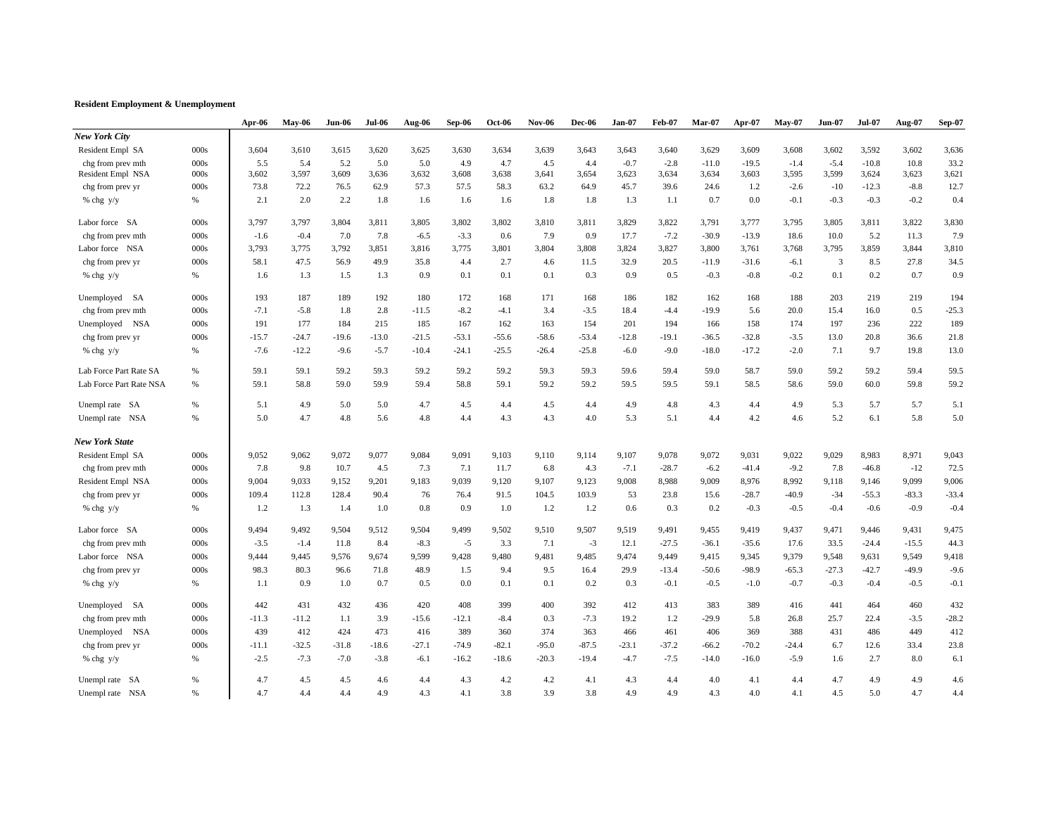**Resident Employment & Unemployment**

| | | Apr-06 | May-06 | Jun-06 | Jul-06 | Aug-06 | Sep-06 | Oct-06 | Nov-06 | Dec-06 | Jan-07 | Feb-07 | Mar-07 | Apr-07 | May-07 | Jun-07 | Jul-07 | Aug-07 | Sep-07 |
|---|---|---|---|---|---|---|---|---|---|---|---|---|---|---|---|---|---|---|---|
| ***New York City*** | | | | | | | | | | | | | | | | | | | |
| Resident Empl SA | 000s | 3,604 | 3,610 | 3,615 | 3,620 | 3,625 | 3,630 | 3,634 | 3,639 | 3,643 | 3,643 | 3,640 | 3,629 | 3,609 | 3,608 | 3,602 | 3,592 | 3,602 | 3,636 |
| chg from prev mth | 000s | 5.5 | 5.4 | 5.2 | 5.0 | 5.0 | 4.9 | 4.7 | 4.5 | 4.4 | -0.7 | -2.8 | -11.0 | -19.5 | -1.4 | -5.4 | -10.8 | 10.8 | 33.2 |
| Resident Empl NSA | 000s | 3,602 | 3,597 | 3,609 | 3,636 | 3,632 | 3,608 | 3,638 | 3,641 | 3,654 | 3,623 | 3,634 | 3,634 | 3,603 | 3,595 | 3,599 | 3,624 | 3,623 | 3,621 |
| chg from prev yr | 000s | 73.8 | 72.2 | 76.5 | 62.9 | 57.3 | 57.5 | 58.3 | 63.2 | 64.9 | 45.7 | 39.6 | 24.6 | 1.2 | -2.6 | -10 | -12.3 | -8.8 | 12.7 |
| % chg y/y | % | 2.1 | 2.0 | 2.2 | 1.8 | 1.6 | 1.6 | 1.6 | 1.8 | 1.8 | 1.3 | 1.1 | 0.7 | 0.0 | -0.1 | -0.3 | -0.3 | -0.2 | 0.4 |
| Labor force SA | 000s | 3,797 | 3,797 | 3,804 | 3,811 | 3,805 | 3,802 | 3,802 | 3,810 | 3,811 | 3,829 | 3,822 | 3,791 | 3,777 | 3,795 | 3,805 | 3,811 | 3,822 | 3,830 |
| chg from prev mth | 000s | -1.6 | -0.4 | 7.0 | 7.8 | -6.5 | -3.3 | 0.6 | 7.9 | 0.9 | 17.7 | -7.2 | -30.9 | -13.9 | 18.6 | 10.0 | 5.2 | 11.3 | 7.9 |
| Labor force NSA | 000s | 3,793 | 3,775 | 3,792 | 3,851 | 3,816 | 3,775 | 3,801 | 3,804 | 3,808 | 3,824 | 3,827 | 3,800 | 3,761 | 3,768 | 3,795 | 3,859 | 3,844 | 3,810 |
| chg from prev yr | 000s | 58.1 | 47.5 | 56.9 | 49.9 | 35.8 | 4.4 | 2.7 | 4.6 | 11.5 | 32.9 | 20.5 | -11.9 | -31.6 | -6.1 | 3 | 8.5 | 27.8 | 34.5 |
| % chg y/y | % | 1.6 | 1.3 | 1.5 | 1.3 | 0.9 | 0.1 | 0.1 | 0.1 | 0.3 | 0.9 | 0.5 | -0.3 | -0.8 | -0.2 | 0.1 | 0.2 | 0.7 | 0.9 |
| Unemployed SA | 000s | 193 | 187 | 189 | 192 | 180 | 172 | 168 | 171 | 168 | 186 | 182 | 162 | 168 | 188 | 203 | 219 | 219 | 194 |
| chg from prev mth | 000s | -7.1 | -5.8 | 1.8 | 2.8 | -11.5 | -8.2 | -4.1 | 3.4 | -3.5 | 18.4 | -4.4 | -19.9 | 5.6 | 20.0 | 15.4 | 16.0 | 0.5 | -25.3 |
| Unemployed NSA | 000s | 191 | 177 | 184 | 215 | 185 | 167 | 162 | 163 | 154 | 201 | 194 | 166 | 158 | 174 | 197 | 236 | 222 | 189 |
| chg from prev yr | 000s | -15.7 | -24.7 | -19.6 | -13.0 | -21.5 | -53.1 | -55.6 | -58.6 | -53.4 | -12.8 | -19.1 | -36.5 | -32.8 | -3.5 | 13.0 | 20.8 | 36.6 | 21.8 |
| % chg y/y | % | -7.6 | -12.2 | -9.6 | -5.7 | -10.4 | -24.1 | -25.5 | -26.4 | -25.8 | -6.0 | -9.0 | -18.0 | -17.2 | -2.0 | 7.1 | 9.7 | 19.8 | 13.0 |
| Lab Force Part Rate SA | % | 59.1 | 59.1 | 59.2 | 59.3 | 59.2 | 59.2 | 59.2 | 59.3 | 59.3 | 59.6 | 59.4 | 59.0 | 58.7 | 59.0 | 59.2 | 59.2 | 59.4 | 59.5 |
| Lab Force Part Rate NSA | % | 59.1 | 58.8 | 59.0 | 59.9 | 59.4 | 58.8 | 59.1 | 59.2 | 59.2 | 59.5 | 59.5 | 59.1 | 58.5 | 58.6 | 59.0 | 60.0 | 59.8 | 59.2 |
| Unempl rate SA | % | 5.1 | 4.9 | 5.0 | 5.0 | 4.7 | 4.5 | 4.4 | 4.5 | 4.4 | 4.9 | 4.8 | 4.3 | 4.4 | 4.9 | 5.3 | 5.7 | 5.7 | 5.1 |
| Unempl rate NSA | % | 5.0 | 4.7 | 4.8 | 5.6 | 4.8 | 4.4 | 4.3 | 4.3 | 4.0 | 5.3 | 5.1 | 4.4 | 4.2 | 4.6 | 5.2 | 6.1 | 5.8 | 5.0 |
| ***New York State*** | | | | | | | | | | | | | | | | | | | |
| Resident Empl SA | 000s | 9,052 | 9,062 | 9,072 | 9,077 | 9,084 | 9,091 | 9,103 | 9,110 | 9,114 | 9,107 | 9,078 | 9,072 | 9,031 | 9,022 | 9,029 | 8,983 | 8,971 | 9,043 |
| chg from prev mth | 000s | 7.8 | 9.8 | 10.7 | 4.5 | 7.3 | 7.1 | 11.7 | 6.8 | 4.3 | -7.1 | -28.7 | -6.2 | -41.4 | -9.2 | 7.8 | -46.8 | -12 | 72.5 |
| Resident Empl NSA | 000s | 9,004 | 9,033 | 9,152 | 9,201 | 9,183 | 9,039 | 9,120 | 9,107 | 9,123 | 9,008 | 8,988 | 9,009 | 8,976 | 8,992 | 9,118 | 9,146 | 9,099 | 9,006 |
| chg from prev yr | 000s | 109.4 | 112.8 | 128.4 | 90.4 | 76 | 76.4 | 91.5 | 104.5 | 103.9 | 53 | 23.8 | 15.6 | -28.7 | -40.9 | -34 | -55.3 | -83.3 | -33.4 |
| % chg y/y | % | 1.2 | 1.3 | 1.4 | 1.0 | 0.8 | 0.9 | 1.0 | 1.2 | 1.2 | 0.6 | 0.3 | 0.2 | -0.3 | -0.5 | -0.4 | -0.6 | -0.9 | -0.4 |
| Labor force SA | 000s | 9,494 | 9,492 | 9,504 | 9,512 | 9,504 | 9,499 | 9,502 | 9,510 | 9,507 | 9,519 | 9,491 | 9,455 | 9,419 | 9,437 | 9,471 | 9,446 | 9,431 | 9,475 |
| chg from prev mth | 000s | -3.5 | -1.4 | 11.8 | 8.4 | -8.3 | -5 | 3.3 | 7.1 | -3 | 12.1 | -27.5 | -36.1 | -35.6 | 17.6 | 33.5 | -24.4 | -15.5 | 44.3 |
| Labor force NSA | 000s | 9,444 | 9,445 | 9,576 | 9,674 | 9,599 | 9,428 | 9,480 | 9,481 | 9,485 | 9,474 | 9,449 | 9,415 | 9,345 | 9,379 | 9,548 | 9,631 | 9,549 | 9,418 |
| chg from prev yr | 000s | 98.3 | 80.3 | 96.6 | 71.8 | 48.9 | 1.5 | 9.4 | 9.5 | 16.4 | 29.9 | -13.4 | -50.6 | -98.9 | -65.3 | -27.3 | -42.7 | -49.9 | -9.6 |
| % chg y/y | % | 1.1 | 0.9 | 1.0 | 0.7 | 0.5 | 0.0 | 0.1 | 0.1 | 0.2 | 0.3 | -0.1 | -0.5 | -1.0 | -0.7 | -0.3 | -0.4 | -0.5 | -0.1 |
| Unemployed SA | 000s | 442 | 431 | 432 | 436 | 420 | 408 | 399 | 400 | 392 | 412 | 413 | 383 | 389 | 416 | 441 | 464 | 460 | 432 |
| chg from prev mth | 000s | -11.3 | -11.2 | 1.1 | 3.9 | -15.6 | -12.1 | -8.4 | 0.3 | -7.3 | 19.2 | 1.2 | -29.9 | 5.8 | 26.8 | 25.7 | 22.4 | -3.5 | -28.2 |
| Unemployed NSA | 000s | 439 | 412 | 424 | 473 | 416 | 389 | 360 | 374 | 363 | 466 | 461 | 406 | 369 | 388 | 431 | 486 | 449 | 412 |
| chg from prev yr | 000s | -11.1 | -32.5 | -31.8 | -18.6 | -27.1 | -74.9 | -82.1 | -95.0 | -87.5 | -23.1 | -37.2 | -66.2 | -70.2 | -24.4 | 6.7 | 12.6 | 33.4 | 23.8 |
| % chg y/y | % | -2.5 | -7.3 | -7.0 | -3.8 | -6.1 | -16.2 | -18.6 | -20.3 | -19.4 | -4.7 | -7.5 | -14.0 | -16.0 | -5.9 | 1.6 | 2.7 | 8.0 | 6.1 |
| Unempl rate SA | % | 4.7 | 4.5 | 4.5 | 4.6 | 4.4 | 4.3 | 4.2 | 4.2 | 4.1 | 4.3 | 4.4 | 4.0 | 4.1 | 4.4 | 4.7 | 4.9 | 4.9 | 4.6 |
| Unempl rate NSA | % | 4.7 | 4.4 | 4.4 | 4.9 | 4.3 | 4.1 | 3.8 | 3.9 | 3.8 | 4.9 | 4.9 | 4.3 | 4.0 | 4.1 | 4.5 | 5.0 | 4.7 | 4.4 |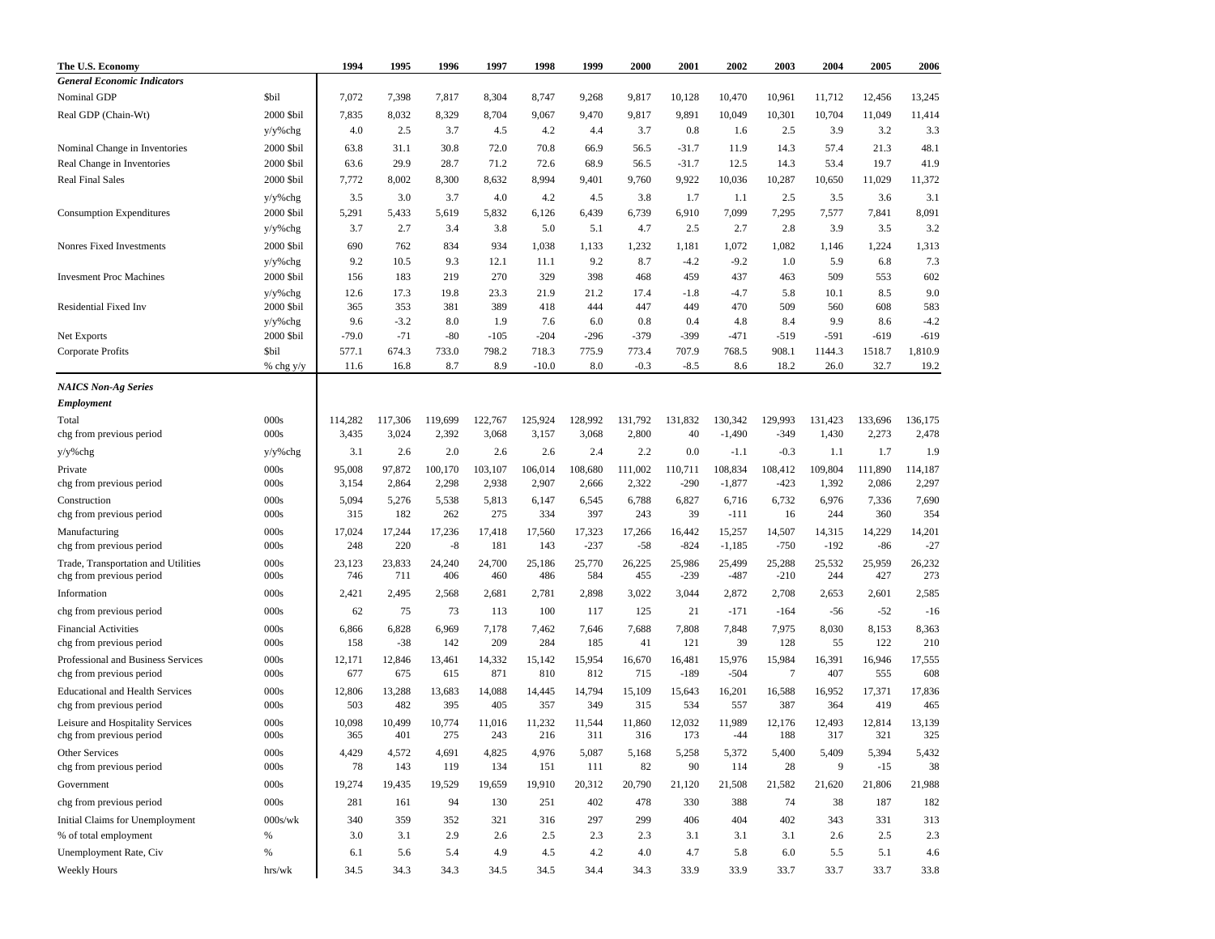| The U.S. Economy | | 1994 | 1995 | 1996 | 1997 | 1998 | 1999 | 2000 | 2001 | 2002 | 2003 | 2004 | 2005 | 2006 |
|---|---|---|---|---|---|---|---|---|---|---|---|---|---|---|
| ***General Economic Indicators*** | | | | | | | | | | | | | | |
| Nominal GDP | $bil | 7,072 | 7,398 | 7,817 | 8,304 | 8,747 | 9,268 | 9,817 | 10,128 | 10,470 | 10,961 | 11,712 | 12,456 | 13,245 |
| Real GDP (Chain-Wt) | 2000 $bil | 7,835 | 8,032 | 8,329 | 8,704 | 9,067 | 9,470 | 9,817 | 9,891 | 10,049 | 10,301 | 10,704 | 11,049 | 11,414 |
| | y/y%chg | 4.0 | 2.5 | 3.7 | 4.5 | 4.2 | 4.4 | 3.7 | 0.8 | 1.6 | 2.5 | 3.9 | 3.2 | 3.3 |
| Nominal Change in Inventories | 2000 $bil | 63.8 | 31.1 | 30.8 | 72.0 | 70.8 | 66.9 | 56.5 | -31.7 | 11.9 | 14.3 | 57.4 | 21.3 | 48.1 |
| Real Change in Inventories | 2000 $bil | 63.6 | 29.9 | 28.7 | 71.2 | 72.6 | 68.9 | 56.5 | -31.7 | 12.5 | 14.3 | 53.4 | 19.7 | 41.9 |
| Real Final Sales | 2000 $bil | 7,772 | 8,002 | 8,300 | 8,632 | 8,994 | 9,401 | 9,760 | 9,922 | 10,036 | 10,287 | 10,650 | 11,029 | 11,372 |
| | y/y%chg | 3.5 | 3.0 | 3.7 | 4.0 | 4.2 | 4.5 | 3.8 | 1.7 | 1.1 | 2.5 | 3.5 | 3.6 | 3.1 |
| Consumption Expenditures | 2000 $bil | 5,291 | 5,433 | 5,619 | 5,832 | 6,126 | 6,439 | 6,739 | 6,910 | 7,099 | 7,295 | 7,577 | 7,841 | 8,091 |
| | y/y%chg | 3.7 | 2.7 | 3.4 | 3.8 | 5.0 | 5.1 | 4.7 | 2.5 | 2.7 | 2.8 | 3.9 | 3.5 | 3.2 |
| Nonres Fixed Investments | 2000 $bil | 690 | 762 | 834 | 934 | 1,038 | 1,133 | 1,232 | 1,181 | 1,072 | 1,082 | 1,146 | 1,224 | 1,313 |
| | y/y%chg | 9.2 | 10.5 | 9.3 | 12.1 | 11.1 | 9.2 | 8.7 | -4.2 | -9.2 | 1.0 | 5.9 | 6.8 | 7.3 |
| Invesment Proc Machines | 2000 $bil | 156 | 183 | 219 | 270 | 329 | 398 | 468 | 459 | 437 | 463 | 509 | 553 | 602 |
| | y/y%chg | 12.6 | 17.3 | 19.8 | 23.3 | 21.9 | 21.2 | 17.4 | -1.8 | -4.7 | 5.8 | 10.1 | 8.5 | 9.0 |
| Residential Fixed Inv | 2000 $bil | 365 | 353 | 381 | 389 | 418 | 444 | 447 | 449 | 470 | 509 | 560 | 608 | 583 |
| | y/y%chg | 9.6 | -3.2 | 8.0 | 1.9 | 7.6 | 6.0 | 0.8 | 0.4 | 4.8 | 8.4 | 9.9 | 8.6 | -4.2 |
| Net Exports | 2000 $bil | -79.0 | -71 | -80 | -105 | -204 | -296 | -379 | -399 | -471 | -519 | -591 | -619 | -619 |
| Corporate Profits | $bil | 577.1 | 674.3 | 733.0 | 798.2 | 718.3 | 775.9 | 773.4 | 707.9 | 768.5 | 908.1 | 1144.3 | 1518.7 | 1,810.9 |
| | % chg y/y | 11.6 | 16.8 | 8.7 | 8.9 | -10.0 | 8.0 | -0.3 | -8.5 | 8.6 | 18.2 | 26.0 | 32.7 | 19.2 |
| ***NAICS Non-Ag Series*** | | | | | | | | | | | | | | |
| ***Employment*** | | | | | | | | | | | | | | |
| Total | 000s | 114,282 | 117,306 | 119,699 | 122,767 | 125,924 | 128,992 | 131,792 | 131,832 | 130,342 | 129,993 | 131,423 | 133,696 | 136,175 |
| chg from previous period | 000s | 3,435 | 3,024 | 2,392 | 3,068 | 3,157 | 3,068 | 2,800 | 40 | -1,490 | -349 | 1,430 | 2,273 | 2,478 |
| y/y%chg | y/y%chg | 3.1 | 2.6 | 2.0 | 2.6 | 2.6 | 2.4 | 2.2 | 0.0 | -1.1 | -0.3 | 1.1 | 1.7 | 1.9 |
| Private | 000s | 95,008 | 97,872 | 100,170 | 103,107 | 106,014 | 108,680 | 111,002 | 110,711 | 108,834 | 108,412 | 109,804 | 111,890 | 114,187 |
| chg from previous period | 000s | 3,154 | 2,864 | 2,298 | 2,938 | 2,907 | 2,666 | 2,322 | -290 | -1,877 | -423 | 1,392 | 2,086 | 2,297 |
| Construction | 000s | 5,094 | 5,276 | 5,538 | 5,813 | 6,147 | 6,545 | 6,788 | 6,827 | 6,716 | 6,732 | 6,976 | 7,336 | 7,690 |
| chg from previous period | 000s | 315 | 182 | 262 | 275 | 334 | 397 | 243 | 39 | -111 | 16 | 244 | 360 | 354 |
| Manufacturing | 000s | 17,024 | 17,244 | 17,236 | 17,418 | 17,560 | 17,323 | 17,266 | 16,442 | 15,257 | 14,507 | 14,315 | 14,229 | 14,201 |
| chg from previous period | 000s | 248 | 220 | -8 | 181 | 143 | -237 | -58 | -824 | -1,185 | -750 | -192 | -86 | -27 |
| Trade, Transportation and Utilities | 000s | 23,123 | 23,833 | 24,240 | 24,700 | 25,186 | 25,770 | 26,225 | 25,986 | 25,499 | 25,288 | 25,532 | 25,959 | 26,232 |
| chg from previous period | 000s | 746 | 711 | 406 | 460 | 486 | 584 | 455 | -239 | -487 | -210 | 244 | 427 | 273 |
| Information | 000s | 2,421 | 2,495 | 2,568 | 2,681 | 2,781 | 2,898 | 3,022 | 3,044 | 2,872 | 2,708 | 2,653 | 2,601 | 2,585 |
| chg from previous period | 000s | 62 | 75 | 73 | 113 | 100 | 117 | 125 | 21 | -171 | -164 | -56 | -52 | -16 |
| Financial Activities | 000s | 6,866 | 6,828 | 6,969 | 7,178 | 7,462 | 7,646 | 7,688 | 7,808 | 7,848 | 7,975 | 8,030 | 8,153 | 8,363 |
| chg from previous period | 000s | 158 | -38 | 142 | 209 | 284 | 185 | 41 | 121 | 39 | 128 | 55 | 122 | 210 |
| Professional and Business Services | 000s | 12,171 | 12,846 | 13,461 | 14,332 | 15,142 | 15,954 | 16,670 | 16,481 | 15,976 | 15,984 | 16,391 | 16,946 | 17,555 |
| chg from previous period | 000s | 677 | 675 | 615 | 871 | 810 | 812 | 715 | -189 | -504 | 7 | 407 | 555 | 608 |
| Educational and Health Services | 000s | 12,806 | 13,288 | 13,683 | 14,088 | 14,445 | 14,794 | 15,109 | 15,643 | 16,201 | 16,588 | 16,952 | 17,371 | 17,836 |
| chg from previous period | 000s | 503 | 482 | 395 | 405 | 357 | 349 | 315 | 534 | 557 | 387 | 364 | 419 | 465 |
| Leisure and Hospitality Services | 000s | 10,098 | 10,499 | 10,774 | 11,016 | 11,232 | 11,544 | 11,860 | 12,032 | 11,989 | 12,176 | 12,493 | 12,814 | 13,139 |
| chg from previous period | 000s | 365 | 401 | 275 | 243 | 216 | 311 | 316 | 173 | -44 | 188 | 317 | 321 | 325 |
| Other Services | 000s | 4,429 | 4,572 | 4,691 | 4,825 | 4,976 | 5,087 | 5,168 | 5,258 | 5,372 | 5,400 | 5,409 | 5,394 | 5,432 |
| chg from previous period | 000s | 78 | 143 | 119 | 134 | 151 | 111 | 82 | 90 | 114 | 28 | 9 | -15 | 38 |
| Government | 000s | 19,274 | 19,435 | 19,529 | 19,659 | 19,910 | 20,312 | 20,790 | 21,120 | 21,508 | 21,582 | 21,620 | 21,806 | 21,988 |
| chg from previous period | 000s | 281 | 161 | 94 | 130 | 251 | 402 | 478 | 330 | 388 | 74 | 38 | 187 | 182 |
| Initial Claims for Unemployment | 000s/wk | 340 | 359 | 352 | 321 | 316 | 297 | 299 | 406 | 404 | 402 | 343 | 331 | 313 |
| % of total employment | % | 3.0 | 3.1 | 2.9 | 2.6 | 2.5 | 2.3 | 2.3 | 3.1 | 3.1 | 3.1 | 2.6 | 2.5 | 2.3 |
| Unemployment Rate, Civ | % | 6.1 | 5.6 | 5.4 | 4.9 | 4.5 | 4.2 | 4.0 | 4.7 | 5.8 | 6.0 | 5.5 | 5.1 | 4.6 |
| Weekly Hours | hrs/wk | 34.5 | 34.3 | 34.3 | 34.5 | 34.5 | 34.4 | 34.3 | 33.9 | 33.9 | 33.7 | 33.7 | 33.7 | 33.8 |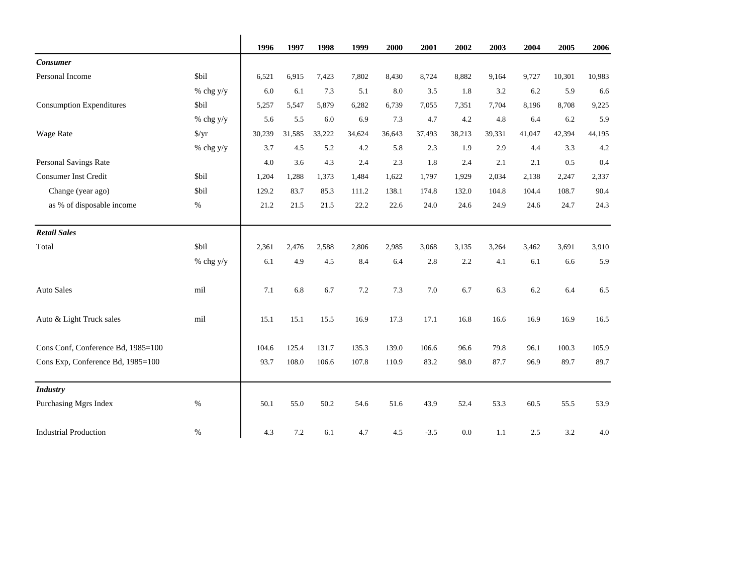| | | 1996 | 1997 | 1998 | 1999 | 2000 | 2001 | 2002 | 2003 | 2004 | 2005 | 2006 |
|---|---|---|---|---|---|---|---|---|---|---|---|---|
| ***Consumer*** | | | | | | | | | | | | |
| Personal Income | $bil | 6,521 | 6,915 | 7,423 | 7,802 | 8,430 | 8,724 | 8,882 | 9,164 | 9,727 | 10,301 | 10,983 |
| | % chg y/y | 6.0 | 6.1 | 7.3 | 5.1 | 8.0 | 3.5 | 1.8 | 3.2 | 6.2 | 5.9 | 6.6 |
| Consumption Expenditures | $bil | 5,257 | 5,547 | 5,879 | 6,282 | 6,739 | 7,055 | 7,351 | 7,704 | 8,196 | 8,708 | 9,225 |
| | % chg y/y | 5.6 | 5.5 | 6.0 | 6.9 | 7.3 | 4.7 | 4.2 | 4.8 | 6.4 | 6.2 | 5.9 |
| Wage Rate | $/yr | 30,239 | 31,585 | 33,222 | 34,624 | 36,643 | 37,493 | 38,213 | 39,331 | 41,047 | 42,394 | 44,195 |
| | % chg y/y | 3.7 | 4.5 | 5.2 | 4.2 | 5.8 | 2.3 | 1.9 | 2.9 | 4.4 | 3.3 | 4.2 |
| Personal Savings Rate | | 4.0 | 3.6 | 4.3 | 2.4 | 2.3 | 1.8 | 2.4 | 2.1 | 2.1 | 0.5 | 0.4 |
| Consumer Inst Credit | $bil | 1,204 | 1,288 | 1,373 | 1,484 | 1,622 | 1,797 | 1,929 | 2,034 | 2,138 | 2,247 | 2,337 |
| Change (year ago) | $bil | 129.2 | 83.7 | 85.3 | 111.2 | 138.1 | 174.8 | 132.0 | 104.8 | 104.4 | 108.7 | 90.4 |
| as % of disposable income | % | 21.2 | 21.5 | 21.5 | 22.2 | 22.6 | 24.0 | 24.6 | 24.9 | 24.6 | 24.7 | 24.3 |
| ***Retail Sales*** | | | | | | | | | | | | |
| Total | $bil | 2,361 | 2,476 | 2,588 | 2,806 | 2,985 | 3,068 | 3,135 | 3,264 | 3,462 | 3,691 | 3,910 |
| | % chg y/y | 6.1 | 4.9 | 4.5 | 8.4 | 6.4 | 2.8 | 2.2 | 4.1 | 6.1 | 6.6 | 5.9 |
| Auto Sales | mil | 7.1 | 6.8 | 6.7 | 7.2 | 7.3 | 7.0 | 6.7 | 6.3 | 6.2 | 6.4 | 6.5 |
| Auto & Light Truck sales | mil | 15.1 | 15.1 | 15.5 | 16.9 | 17.3 | 17.1 | 16.8 | 16.6 | 16.9 | 16.9 | 16.5 |
| Cons Conf, Conference Bd, 1985=100 | | 104.6 | 125.4 | 131.7 | 135.3 | 139.0 | 106.6 | 96.6 | 79.8 | 96.1 | 100.3 | 105.9 |
| Cons Exp, Conference Bd, 1985=100 | | 93.7 | 108.0 | 106.6 | 107.8 | 110.9 | 83.2 | 98.0 | 87.7 | 96.9 | 89.7 | 89.7 |
| ***Industry*** | | | | | | | | | | | | |
| Purchasing Mgrs Index | % | 50.1 | 55.0 | 50.2 | 54.6 | 51.6 | 43.9 | 52.4 | 53.3 | 60.5 | 55.5 | 53.9 |
| Industrial Production | % | 4.3 | 7.2 | 6.1 | 4.7 | 4.5 | -3.5 | 0.0 | 1.1 | 2.5 | 3.2 | 4.0 |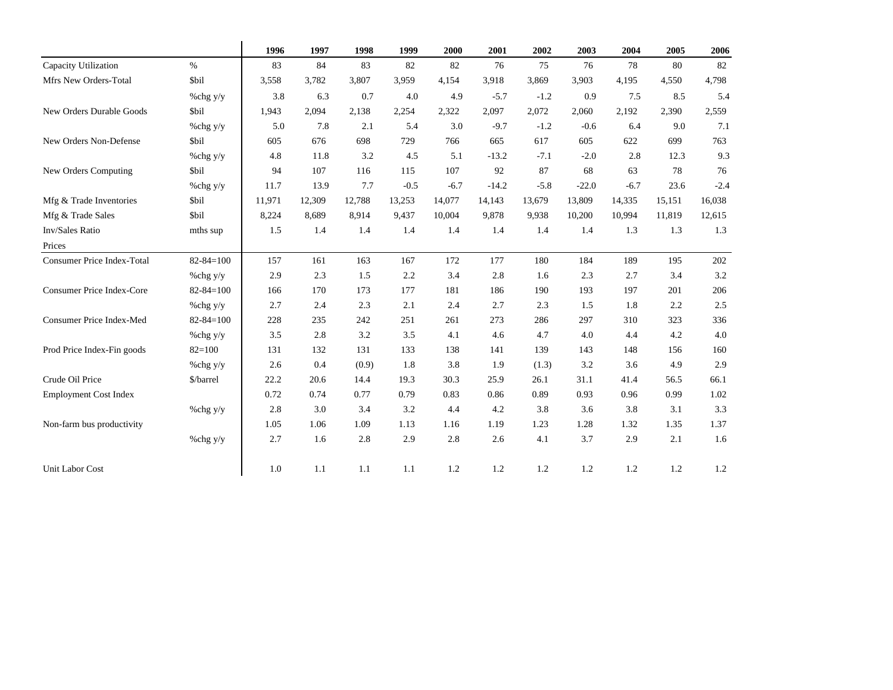| | | 1996 | 1997 | 1998 | 1999 | 2000 | 2001 | 2002 | 2003 | 2004 | 2005 | 2006 |
|---|---|---|---|---|---|---|---|---|---|---|---|---|
| Capacity Utilization | % | 83 | 84 | 83 | 82 | 82 | 76 | 75 | 76 | 78 | 80 | 82 |
| Mfrs New Orders-Total | $bil | 3,558 | 3,782 | 3,807 | 3,959 | 4,154 | 3,918 | 3,869 | 3,903 | 4,195 | 4,550 | 4,798 |
| | %chg y/y | 3.8 | 6.3 | 0.7 | 4.0 | 4.9 | -5.7 | -1.2 | 0.9 | 7.5 | 8.5 | 5.4 |
| New Orders Durable Goods | $bil | 1,943 | 2,094 | 2,138 | 2,254 | 2,322 | 2,097 | 2,072 | 2,060 | 2,192 | 2,390 | 2,559 |
| | %chg y/y | 5.0 | 7.8 | 2.1 | 5.4 | 3.0 | -9.7 | -1.2 | -0.6 | 6.4 | 9.0 | 7.1 |
| New Orders Non-Defense | $bil | 605 | 676 | 698 | 729 | 766 | 665 | 617 | 605 | 622 | 699 | 763 |
| | %chg y/y | 4.8 | 11.8 | 3.2 | 4.5 | 5.1 | -13.2 | -7.1 | -2.0 | 2.8 | 12.3 | 9.3 |
| New Orders Computing | $bil | 94 | 107 | 116 | 115 | 107 | 92 | 87 | 68 | 63 | 78 | 76 |
| | %chg y/y | 11.7 | 13.9 | 7.7 | -0.5 | -6.7 | -14.2 | -5.8 | -22.0 | -6.7 | 23.6 | -2.4 |
| Mfg & Trade Inventories | $bil | 11,971 | 12,309 | 12,788 | 13,253 | 14,077 | 14,143 | 13,679 | 13,809 | 14,335 | 15,151 | 16,038 |
| Mfg & Trade Sales | $bil | 8,224 | 8,689 | 8,914 | 9,437 | 10,004 | 9,878 | 9,938 | 10,200 | 10,994 | 11,819 | 12,615 |
| Inv/Sales Ratio | mths sup | 1.5 | 1.4 | 1.4 | 1.4 | 1.4 | 1.4 | 1.4 | 1.4 | 1.3 | 1.3 | 1.3 |
| Prices | | | | | | | | | | | | |
| Consumer Price Index-Total | 82-84=100 | 157 | 161 | 163 | 167 | 172 | 177 | 180 | 184 | 189 | 195 | 202 |
| | %chg y/y | 2.9 | 2.3 | 1.5 | 2.2 | 3.4 | 2.8 | 1.6 | 2.3 | 2.7 | 3.4 | 3.2 |
| Consumer Price Index-Core | 82-84=100 | 166 | 170 | 173 | 177 | 181 | 186 | 190 | 193 | 197 | 201 | 206 |
| | %chg y/y | 2.7 | 2.4 | 2.3 | 2.1 | 2.4 | 2.7 | 2.3 | 1.5 | 1.8 | 2.2 | 2.5 |
| Consumer Price Index-Med | 82-84=100 | 228 | 235 | 242 | 251 | 261 | 273 | 286 | 297 | 310 | 323 | 336 |
| | %chg y/y | 3.5 | 2.8 | 3.2 | 3.5 | 4.1 | 4.6 | 4.7 | 4.0 | 4.4 | 4.2 | 4.0 |
| Prod Price Index-Fin goods | 82=100 | 131 | 132 | 131 | 133 | 138 | 141 | 139 | 143 | 148 | 156 | 160 |
| | %chg y/y | 2.6 | 0.4 | (0.9) | 1.8 | 3.8 | 1.9 | (1.3) | 3.2 | 3.6 | 4.9 | 2.9 |
| Crude Oil Price | $/barrel | 22.2 | 20.6 | 14.4 | 19.3 | 30.3 | 25.9 | 26.1 | 31.1 | 41.4 | 56.5 | 66.1 |
| Employment Cost Index | | 0.72 | 0.74 | 0.77 | 0.79 | 0.83 | 0.86 | 0.89 | 0.93 | 0.96 | 0.99 | 1.02 |
| | %chg y/y | 2.8 | 3.0 | 3.4 | 3.2 | 4.4 | 4.2 | 3.8 | 3.6 | 3.8 | 3.1 | 3.3 |
| Non-farm bus productivity | | 1.05 | 1.06 | 1.09 | 1.13 | 1.16 | 1.19 | 1.23 | 1.28 | 1.32 | 1.35 | 1.37 |
| | %chg y/y | 2.7 | 1.6 | 2.8 | 2.9 | 2.8 | 2.6 | 4.1 | 3.7 | 2.9 | 2.1 | 1.6 |
| Unit Labor Cost | | 1.0 | 1.1 | 1.1 | 1.1 | 1.2 | 1.2 | 1.2 | 1.2 | 1.2 | 1.2 | 1.2 |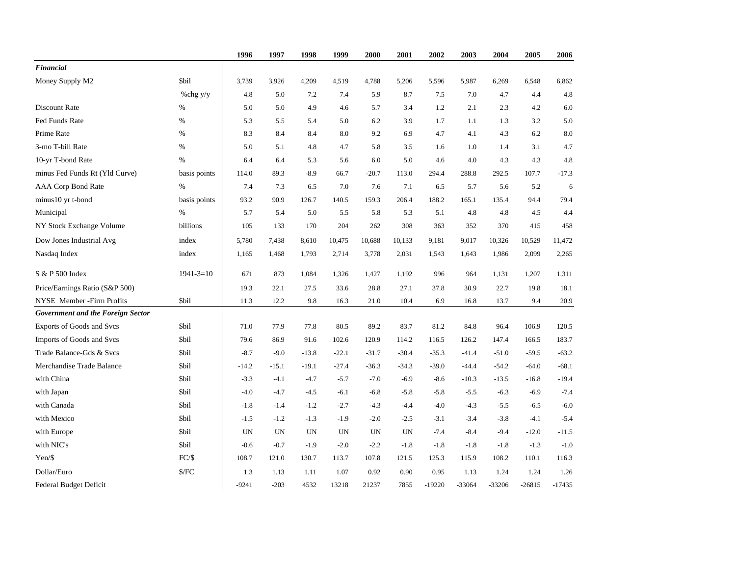| | | 1996 | 1997 | 1998 | 1999 | 2000 | 2001 | 2002 | 2003 | 2004 | 2005 | 2006 |
|---|---|---|---|---|---|---|---|---|---|---|---|---|
| ***Financial*** | | | | | | | | | | | | |
| Money Supply M2 | $bil | 3,739 | 3,926 | 4,209 | 4,519 | 4,788 | 5,206 | 5,596 | 5,987 | 6,269 | 6,548 | 6,862 |
| | %chg y/y | 4.8 | 5.0 | 7.2 | 7.4 | 5.9 | 8.7 | 7.5 | 7.0 | 4.7 | 4.4 | 4.8 |
| Discount Rate | % | 5.0 | 5.0 | 4.9 | 4.6 | 5.7 | 3.4 | 1.2 | 2.1 | 2.3 | 4.2 | 6.0 |
| Fed Funds Rate | % | 5.3 | 5.5 | 5.4 | 5.0 | 6.2 | 3.9 | 1.7 | 1.1 | 1.3 | 3.2 | 5.0 |
| Prime Rate | % | 8.3 | 8.4 | 8.4 | 8.0 | 9.2 | 6.9 | 4.7 | 4.1 | 4.3 | 6.2 | 8.0 |
| 3-mo T-bill Rate | % | 5.0 | 5.1 | 4.8 | 4.7 | 5.8 | 3.5 | 1.6 | 1.0 | 1.4 | 3.1 | 4.7 |
| 10-yr T-bond Rate | % | 6.4 | 6.4 | 5.3 | 5.6 | 6.0 | 5.0 | 4.6 | 4.0 | 4.3 | 4.3 | 4.8 |
| minus Fed Funds Rt (Yld Curve) | basis points | 114.0 | 89.3 | -8.9 | 66.7 | -20.7 | 113.0 | 294.4 | 288.8 | 292.5 | 107.7 | -17.3 |
| AAA Corp Bond Rate | % | 7.4 | 7.3 | 6.5 | 7.0 | 7.6 | 7.1 | 6.5 | 5.7 | 5.6 | 5.2 | 6 |
| minus10 yr t-bond | basis points | 93.2 | 90.9 | 126.7 | 140.5 | 159.3 | 206.4 | 188.2 | 165.1 | 135.4 | 94.4 | 79.4 |
| Municipal | % | 5.7 | 5.4 | 5.0 | 5.5 | 5.8 | 5.3 | 5.1 | 4.8 | 4.8 | 4.5 | 4.4 |
| NY Stock Exchange Volume | billions | 105 | 133 | 170 | 204 | 262 | 308 | 363 | 352 | 370 | 415 | 458 |
| Dow Jones Industrial Avg | index | 5,780 | 7,438 | 8,610 | 10,475 | 10,688 | 10,133 | 9,181 | 9,017 | 10,326 | 10,529 | 11,472 |
| Nasdaq Index | index | 1,165 | 1,468 | 1,793 | 2,714 | 3,778 | 2,031 | 1,543 | 1,643 | 1,986 | 2,099 | 2,265 |
| S & P 500 Index | 1941-3=10 | 671 | 873 | 1,084 | 1,326 | 1,427 | 1,192 | 996 | 964 | 1,131 | 1,207 | 1,311 |
| Price/Earnings Ratio (S&P 500) | | 19.3 | 22.1 | 27.5 | 33.6 | 28.8 | 27.1 | 37.8 | 30.9 | 22.7 | 19.8 | 18.1 |
| NYSE Member -Firm Profits | $bil | 11.3 | 12.2 | 9.8 | 16.3 | 21.0 | 10.4 | 6.9 | 16.8 | 13.7 | 9.4 | 20.9 |
| ***Government and the Foreign Sector*** | | | | | | | | | | | | |
| Exports of Goods and Svcs | $bil | 71.0 | 77.9 | 77.8 | 80.5 | 89.2 | 83.7 | 81.2 | 84.8 | 96.4 | 106.9 | 120.5 |
| Imports of Goods and Svcs | $bil | 79.6 | 86.9 | 91.6 | 102.6 | 120.9 | 114.2 | 116.5 | 126.2 | 147.4 | 166.5 | 183.7 |
| Trade Balance-Gds & Svcs | $bil | -8.7 | -9.0 | -13.8 | -22.1 | -31.7 | -30.4 | -35.3 | -41.4 | -51.0 | -59.5 | -63.2 |
| Merchandise Trade Balance | $bil | -14.2 | -15.1 | -19.1 | -27.4 | -36.3 | -34.3 | -39.0 | -44.4 | -54.2 | -64.0 | -68.1 |
| with China | $bil | -3.3 | -4.1 | -4.7 | -5.7 | -7.0 | -6.9 | -8.6 | -10.3 | -13.5 | -16.8 | -19.4 |
| with Japan | $bil | -4.0 | -4.7 | -4.5 | -6.1 | -6.8 | -5.8 | -5.8 | -5.5 | -6.3 | -6.9 | -7.4 |
| with Canada | $bil | -1.8 | -1.4 | -1.2 | -2.7 | -4.3 | -4.4 | -4.0 | -4.3 | -5.5 | -6.5 | -6.0 |
| with Mexico | $bil | -1.5 | -1.2 | -1.3 | -1.9 | -2.0 | -2.5 | -3.1 | -3.4 | -3.8 | -4.1 | -5.4 |
| with Europe | $bil | UN | UN | UN | UN | UN | UN | -7.4 | -8.4 | -9.4 | -12.0 | -11.5 |
| with NIC's | $bil | -0.6 | -0.7 | -1.9 | -2.0 | -2.2 | -1.8 | -1.8 | -1.8 | -1.8 | -1.3 | -1.0 |
| Yen/$ | FC/$ | 108.7 | 121.0 | 130.7 | 113.7 | 107.8 | 121.5 | 125.3 | 115.9 | 108.2 | 110.1 | 116.3 |
| Dollar/Euro | $/FC | 1.3 | 1.13 | 1.11 | 1.07 | 0.92 | 0.90 | 0.95 | 1.13 | 1.24 | 1.24 | 1.26 |
| Federal Budget Deficit | | -9241 | -203 | 4532 | 13218 | 21237 | 7855 | -19220 | -33064 | -33206 | -26815 | -17435 |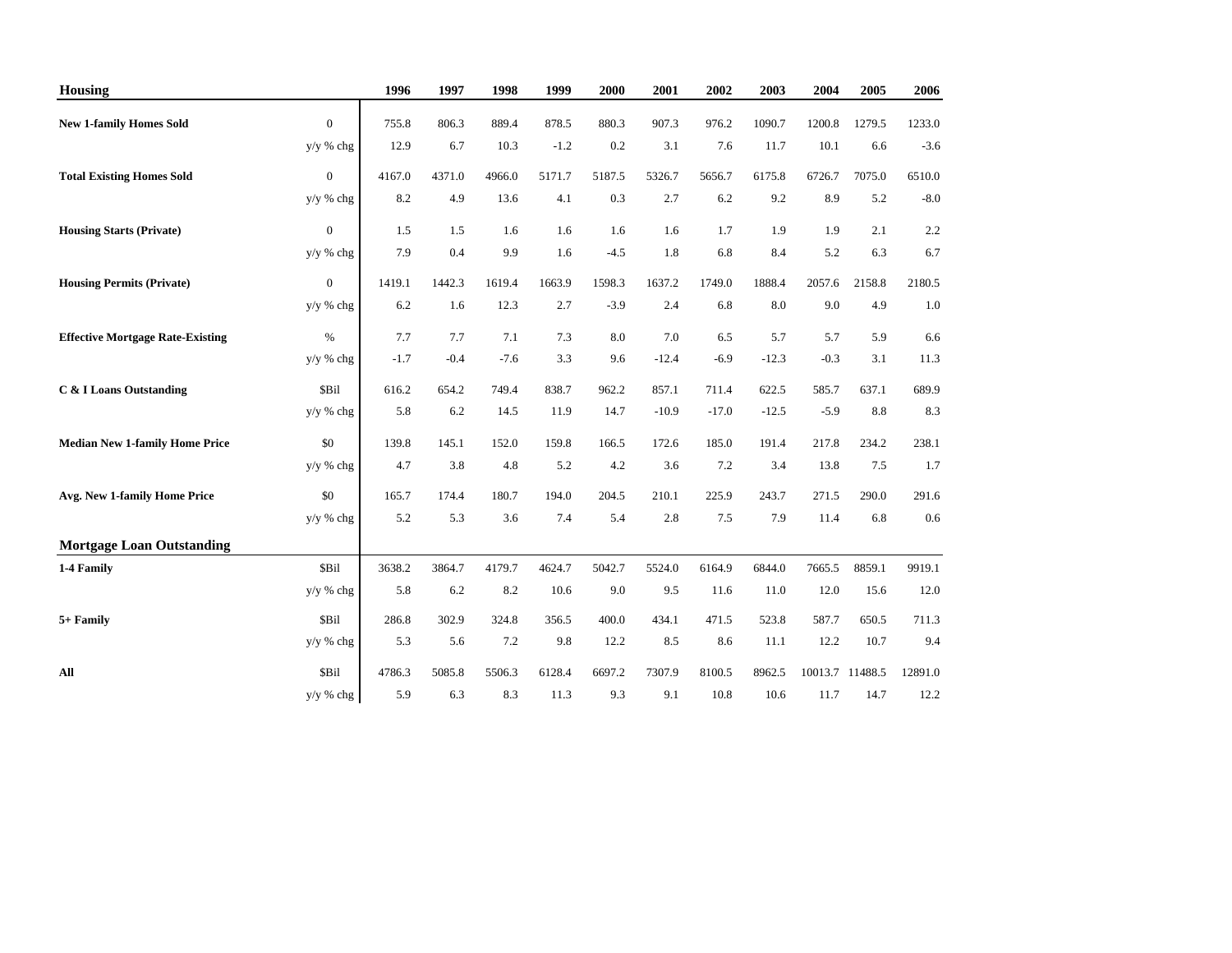| Housing | | 1996 | 1997 | 1998 | 1999 | 2000 | 2001 | 2002 | 2003 | 2004 | 2005 | 2006 |
|---|---|---|---|---|---|---|---|---|---|---|---|---|
| **New 1-family Homes Sold** | 0 | 755.8 | 806.3 | 889.4 | 878.5 | 880.3 | 907.3 | 976.2 | 1090.7 | 1200.8 | 1279.5 | 1233.0 |
| | y/y % chg | 12.9 | 6.7 | 10.3 | -1.2 | 0.2 | 3.1 | 7.6 | 11.7 | 10.1 | 6.6 | -3.6 |
| **Total Existing Homes Sold** | 0 | 4167.0 | 4371.0 | 4966.0 | 5171.7 | 5187.5 | 5326.7 | 5656.7 | 6175.8 | 6726.7 | 7075.0 | 6510.0 |
| | y/y % chg | 8.2 | 4.9 | 13.6 | 4.1 | 0.3 | 2.7 | 6.2 | 9.2 | 8.9 | 5.2 | -8.0 |
| **Housing Starts (Private)** | 0 | 1.5 | 1.5 | 1.6 | 1.6 | 1.6 | 1.6 | 1.7 | 1.9 | 1.9 | 2.1 | 2.2 |
| | y/y % chg | 7.9 | 0.4 | 9.9 | 1.6 | -4.5 | 1.8 | 6.8 | 8.4 | 5.2 | 6.3 | 6.7 |
| **Housing Permits (Private)** | 0 | 1419.1 | 1442.3 | 1619.4 | 1663.9 | 1598.3 | 1637.2 | 1749.0 | 1888.4 | 2057.6 | 2158.8 | 2180.5 |
| | y/y % chg | 6.2 | 1.6 | 12.3 | 2.7 | -3.9 | 2.4 | 6.8 | 8.0 | 9.0 | 4.9 | 1.0 |
| **Effective Mortgage Rate-Existing** | % | 7.7 | 7.7 | 7.1 | 7.3 | 8.0 | 7.0 | 6.5 | 5.7 | 5.7 | 5.9 | 6.6 |
| | y/y % chg | -1.7 | -0.4 | -7.6 | 3.3 | 9.6 | -12.4 | -6.9 | -12.3 | -0.3 | 3.1 | 11.3 |
| **C & I Loans Outstanding** | $Bil | 616.2 | 654.2 | 749.4 | 838.7 | 962.2 | 857.1 | 711.4 | 622.5 | 585.7 | 637.1 | 689.9 |
| | y/y % chg | 5.8 | 6.2 | 14.5 | 11.9 | 14.7 | -10.9 | -17.0 | -12.5 | -5.9 | 8.8 | 8.3 |
| **Median New 1-family Home Price** | $0 | 139.8 | 145.1 | 152.0 | 159.8 | 166.5 | 172.6 | 185.0 | 191.4 | 217.8 | 234.2 | 238.1 |
| | y/y % chg | 4.7 | 3.8 | 4.8 | 5.2 | 4.2 | 3.6 | 7.2 | 3.4 | 13.8 | 7.5 | 1.7 |
| **Avg. New 1-family Home Price** | $0 | 165.7 | 174.4 | 180.7 | 194.0 | 204.5 | 210.1 | 225.9 | 243.7 | 271.5 | 290.0 | 291.6 |
| | y/y % chg | 5.2 | 5.3 | 3.6 | 7.4 | 5.4 | 2.8 | 7.5 | 7.9 | 11.4 | 6.8 | 0.6 |
| **Mortgage Loan Outstanding** | | | | | | | | | | | | |
| **1-4 Family** | $Bil | 3638.2 | 3864.7 | 4179.7 | 4624.7 | 5042.7 | 5524.0 | 6164.9 | 6844.0 | 7665.5 | 8859.1 | 9919.1 |
| | y/y % chg | 5.8 | 6.2 | 8.2 | 10.6 | 9.0 | 9.5 | 11.6 | 11.0 | 12.0 | 15.6 | 12.0 |
| **5+ Family** | $Bil | 286.8 | 302.9 | 324.8 | 356.5 | 400.0 | 434.1 | 471.5 | 523.8 | 587.7 | 650.5 | 711.3 |
| | y/y % chg | 5.3 | 5.6 | 7.2 | 9.8 | 12.2 | 8.5 | 8.6 | 11.1 | 12.2 | 10.7 | 9.4 |
| **All** | $Bil | 4786.3 | 5085.8 | 5506.3 | 6128.4 | 6697.2 | 7307.9 | 8100.5 | 8962.5 | 10013.7 | 11488.5 | 12891.0 |
| | y/y % chg | 5.9 | 6.3 | 8.3 | 11.3 | 9.3 | 9.1 | 10.8 | 10.6 | 11.7 | 14.7 | 12.2 |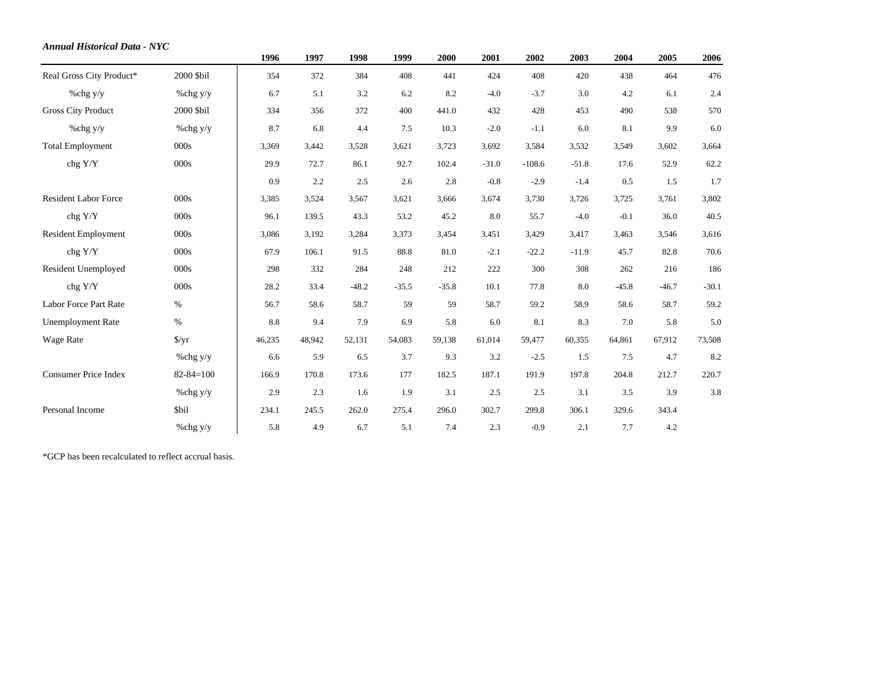***Annual Historical Data - NYC***

| | | 1996 | 1997 | 1998 | 1999 | 2000 | 2001 | 2002 | 2003 | 2004 | 2005 | 2006 |
|---|---|---|---|---|---|---|---|---|---|---|---|---|
| Real Gross City Product* | 2000 $bil | 354 | 372 | 384 | 408 | 441 | 424 | 408 | 420 | 438 | 464 | 476 |
| %chg y/y | %chg y/y | 6.7 | 5.1 | 3.2 | 6.2 | 8.2 | -4.0 | -3.7 | 3.0 | 4.2 | 6.1 | 2.4 |
| Gross City Product | 2000 $bil | 334 | 356 | 372 | 400 | 441.0 | 432 | 428 | 453 | 490 | 538 | 570 |
| %chg y/y | %chg y/y | 8.7 | 6.8 | 4.4 | 7.5 | 10.3 | -2.0 | -1.1 | 6.0 | 8.1 | 9.9 | 6.0 |
| Total Employment | 000s | 3,369 | 3,442 | 3,528 | 3,621 | 3,723 | 3,692 | 3,584 | 3,532 | 3,549 | 3,602 | 3,664 |
| chg Y/Y | 000s | 29.9 | 72.7 | 86.1 | 92.7 | 102.4 | -31.0 | -108.6 | -51.8 | 17.6 | 52.9 | 62.2 |
| | | 0.9 | 2.2 | 2.5 | 2.6 | 2.8 | -0.8 | -2.9 | -1.4 | 0.5 | 1.5 | 1.7 |
| Resident Labor Force | 000s | 3,385 | 3,524 | 3,567 | 3,621 | 3,666 | 3,674 | 3,730 | 3,726 | 3,725 | 3,761 | 3,802 |
| chg Y/Y | 000s | 96.1 | 139.5 | 43.3 | 53.2 | 45.2 | 8.0 | 55.7 | -4.0 | -0.1 | 36.0 | 40.5 |
| Resident Employment | 000s | 3,086 | 3,192 | 3,284 | 3,373 | 3,454 | 3,451 | 3,429 | 3,417 | 3,463 | 3,546 | 3,616 |
| chg Y/Y | 000s | 67.9 | 106.1 | 91.5 | 88.8 | 81.0 | -2.1 | -22.2 | -11.9 | 45.7 | 82.8 | 70.6 |
| Resident Unemployed | 000s | 298 | 332 | 284 | 248 | 212 | 222 | 300 | 308 | 262 | 216 | 186 |
| chg Y/Y | 000s | 28.2 | 33.4 | -48.2 | -35.5 | -35.8 | 10.1 | 77.8 | 8.0 | -45.8 | -46.7 | -30.1 |
| Labor Force Part Rate | % | 56.7 | 58.6 | 58.7 | 59 | 59 | 58.7 | 59.2 | 58.9 | 58.6 | 58.7 | 59.2 |
| Unemployment Rate | % | 8.8 | 9.4 | 7.9 | 6.9 | 5.8 | 6.0 | 8.1 | 8.3 | 7.0 | 5.8 | 5.0 |
| Wage Rate | $/yr | 46,235 | 48,942 | 52,131 | 54,083 | 59,138 | 61,014 | 59,477 | 60,355 | 64,861 | 67,912 | 73,508 |
| | %chg y/y | 6.6 | 5.9 | 6.5 | 3.7 | 9.3 | 3.2 | -2.5 | 1.5 | 7.5 | 4.7 | 8.2 |
| Consumer Price Index | 82-84=100 | 166.9 | 170.8 | 173.6 | 177 | 182.5 | 187.1 | 191.9 | 197.8 | 204.8 | 212.7 | 220.7 |
| | %chg y/y | 2.9 | 2.3 | 1.6 | 1.9 | 3.1 | 2.5 | 2.5 | 3.1 | 3.5 | 3.9 | 3.8 |
| Personal Income | $bil | 234.1 | 245.5 | 262.0 | 275.4 | 296.0 | 302.7 | 299.8 | 306.1 | 329.6 | 343.4 | |
| | %chg y/y | 5.8 | 4.9 | 6.7 | 5.1 | 7.4 | 2.3 | -0.9 | 2.1 | 7.7 | 4.2 | |

*GCP has been recalculated to reflect accrual basis.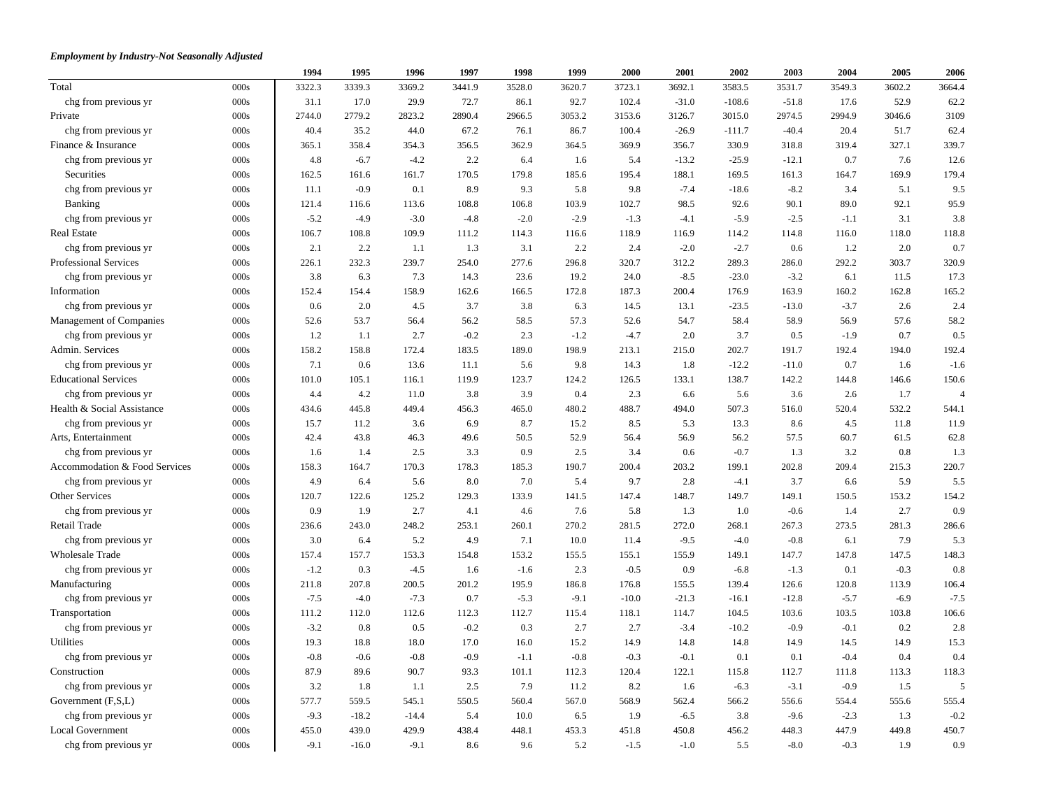***Employment by Industry-Not Seasonally Adjusted***

| | | 1994 | 1995 | 1996 | 1997 | 1998 | 1999 | 2000 | 2001 | 2002 | 2003 | 2004 | 2005 | 2006 |
|---|---|---|---|---|---|---|---|---|---|---|---|---|---|---|
| Total | 000s | 3322.3 | 3339.3 | 3369.2 | 3441.9 | 3528.0 | 3620.7 | 3723.1 | 3692.1 | 3583.5 | 3531.7 | 3549.3 | 3602.2 | 3664.4 |
| chg from previous yr | 000s | 31.1 | 17.0 | 29.9 | 72.7 | 86.1 | 92.7 | 102.4 | -31.0 | -108.6 | -51.8 | 17.6 | 52.9 | 62.2 |
| Private | 000s | 2744.0 | 2779.2 | 2823.2 | 2890.4 | 2966.5 | 3053.2 | 3153.6 | 3126.7 | 3015.0 | 2974.5 | 2994.9 | 3046.6 | 3109 |
| chg from previous yr | 000s | 40.4 | 35.2 | 44.0 | 67.2 | 76.1 | 86.7 | 100.4 | -26.9 | -111.7 | -40.4 | 20.4 | 51.7 | 62.4 |
| Finance & Insurance | 000s | 365.1 | 358.4 | 354.3 | 356.5 | 362.9 | 364.5 | 369.9 | 356.7 | 330.9 | 318.8 | 319.4 | 327.1 | 339.7 |
| chg from previous yr | 000s | 4.8 | -6.7 | -4.2 | 2.2 | 6.4 | 1.6 | 5.4 | -13.2 | -25.9 | -12.1 | 0.7 | 7.6 | 12.6 |
| Securities | 000s | 162.5 | 161.6 | 161.7 | 170.5 | 179.8 | 185.6 | 195.4 | 188.1 | 169.5 | 161.3 | 164.7 | 169.9 | 179.4 |
| chg from previous yr | 000s | 11.1 | -0.9 | 0.1 | 8.9 | 9.3 | 5.8 | 9.8 | -7.4 | -18.6 | -8.2 | 3.4 | 5.1 | 9.5 |
| Banking | 000s | 121.4 | 116.6 | 113.6 | 108.8 | 106.8 | 103.9 | 102.7 | 98.5 | 92.6 | 90.1 | 89.0 | 92.1 | 95.9 |
| chg from previous yr | 000s | -5.2 | -4.9 | -3.0 | -4.8 | -2.0 | -2.9 | -1.3 | -4.1 | -5.9 | -2.5 | -1.1 | 3.1 | 3.8 |
| Real Estate | 000s | 106.7 | 108.8 | 109.9 | 111.2 | 114.3 | 116.6 | 118.9 | 116.9 | 114.2 | 114.8 | 116.0 | 118.0 | 118.8 |
| chg from previous yr | 000s | 2.1 | 2.2 | 1.1 | 1.3 | 3.1 | 2.2 | 2.4 | -2.0 | -2.7 | 0.6 | 1.2 | 2.0 | 0.7 |
| Professional Services | 000s | 226.1 | 232.3 | 239.7 | 254.0 | 277.6 | 296.8 | 320.7 | 312.2 | 289.3 | 286.0 | 292.2 | 303.7 | 320.9 |
| chg from previous yr | 000s | 3.8 | 6.3 | 7.3 | 14.3 | 23.6 | 19.2 | 24.0 | -8.5 | -23.0 | -3.2 | 6.1 | 11.5 | 17.3 |
| Information | 000s | 152.4 | 154.4 | 158.9 | 162.6 | 166.5 | 172.8 | 187.3 | 200.4 | 176.9 | 163.9 | 160.2 | 162.8 | 165.2 |
| chg from previous yr | 000s | 0.6 | 2.0 | 4.5 | 3.7 | 3.8 | 6.3 | 14.5 | 13.1 | -23.5 | -13.0 | -3.7 | 2.6 | 2.4 |
| Management of Companies | 000s | 52.6 | 53.7 | 56.4 | 56.2 | 58.5 | 57.3 | 52.6 | 54.7 | 58.4 | 58.9 | 56.9 | 57.6 | 58.2 |
| chg from previous yr | 000s | 1.2 | 1.1 | 2.7 | -0.2 | 2.3 | -1.2 | -4.7 | 2.0 | 3.7 | 0.5 | -1.9 | 0.7 | 0.5 |
| Admin. Services | 000s | 158.2 | 158.8 | 172.4 | 183.5 | 189.0 | 198.9 | 213.1 | 215.0 | 202.7 | 191.7 | 192.4 | 194.0 | 192.4 |
| chg from previous yr | 000s | 7.1 | 0.6 | 13.6 | 11.1 | 5.6 | 9.8 | 14.3 | 1.8 | -12.2 | -11.0 | 0.7 | 1.6 | -1.6 |
| Educational Services | 000s | 101.0 | 105.1 | 116.1 | 119.9 | 123.7 | 124.2 | 126.5 | 133.1 | 138.7 | 142.2 | 144.8 | 146.6 | 150.6 |
| chg from previous yr | 000s | 4.4 | 4.2 | 11.0 | 3.8 | 3.9 | 0.4 | 2.3 | 6.6 | 5.6 | 3.6 | 2.6 | 1.7 | 4 |
| Health & Social Assistance | 000s | 434.6 | 445.8 | 449.4 | 456.3 | 465.0 | 480.2 | 488.7 | 494.0 | 507.3 | 516.0 | 520.4 | 532.2 | 544.1 |
| chg from previous yr | 000s | 15.7 | 11.2 | 3.6 | 6.9 | 8.7 | 15.2 | 8.5 | 5.3 | 13.3 | 8.6 | 4.5 | 11.8 | 11.9 |
| Arts, Entertainment | 000s | 42.4 | 43.8 | 46.3 | 49.6 | 50.5 | 52.9 | 56.4 | 56.9 | 56.2 | 57.5 | 60.7 | 61.5 | 62.8 |
| chg from previous yr | 000s | 1.6 | 1.4 | 2.5 | 3.3 | 0.9 | 2.5 | 3.4 | 0.6 | -0.7 | 1.3 | 3.2 | 0.8 | 1.3 |
| Accommodation & Food Services | 000s | 158.3 | 164.7 | 170.3 | 178.3 | 185.3 | 190.7 | 200.4 | 203.2 | 199.1 | 202.8 | 209.4 | 215.3 | 220.7 |
| chg from previous yr | 000s | 4.9 | 6.4 | 5.6 | 8.0 | 7.0 | 5.4 | 9.7 | 2.8 | -4.1 | 3.7 | 6.6 | 5.9 | 5.5 |
| Other Services | 000s | 120.7 | 122.6 | 125.2 | 129.3 | 133.9 | 141.5 | 147.4 | 148.7 | 149.7 | 149.1 | 150.5 | 153.2 | 154.2 |
| chg from previous yr | 000s | 0.9 | 1.9 | 2.7 | 4.1 | 4.6 | 7.6 | 5.8 | 1.3 | 1.0 | -0.6 | 1.4 | 2.7 | 0.9 |
| Retail Trade | 000s | 236.6 | 243.0 | 248.2 | 253.1 | 260.1 | 270.2 | 281.5 | 272.0 | 268.1 | 267.3 | 273.5 | 281.3 | 286.6 |
| chg from previous yr | 000s | 3.0 | 6.4 | 5.2 | 4.9 | 7.1 | 10.0 | 11.4 | -9.5 | -4.0 | -0.8 | 6.1 | 7.9 | 5.3 |
| Wholesale Trade | 000s | 157.4 | 157.7 | 153.3 | 154.8 | 153.2 | 155.5 | 155.1 | 155.9 | 149.1 | 147.7 | 147.8 | 147.5 | 148.3 |
| chg from previous yr | 000s | -1.2 | 0.3 | -4.5 | 1.6 | -1.6 | 2.3 | -0.5 | 0.9 | -6.8 | -1.3 | 0.1 | -0.3 | 0.8 |
| Manufacturing | 000s | 211.8 | 207.8 | 200.5 | 201.2 | 195.9 | 186.8 | 176.8 | 155.5 | 139.4 | 126.6 | 120.8 | 113.9 | 106.4 |
| chg from previous yr | 000s | -7.5 | -4.0 | -7.3 | 0.7 | -5.3 | -9.1 | -10.0 | -21.3 | -16.1 | -12.8 | -5.7 | -6.9 | -7.5 |
| Transportation | 000s | 111.2 | 112.0 | 112.6 | 112.3 | 112.7 | 115.4 | 118.1 | 114.7 | 104.5 | 103.6 | 103.5 | 103.8 | 106.6 |
| chg from previous yr | 000s | -3.2 | 0.8 | 0.5 | -0.2 | 0.3 | 2.7 | 2.7 | -3.4 | -10.2 | -0.9 | -0.1 | 0.2 | 2.8 |
| Utilities | 000s | 19.3 | 18.8 | 18.0 | 17.0 | 16.0 | 15.2 | 14.9 | 14.8 | 14.8 | 14.9 | 14.5 | 14.9 | 15.3 |
| chg from previous yr | 000s | -0.8 | -0.6 | -0.8 | -0.9 | -1.1 | -0.8 | -0.3 | -0.1 | 0.1 | 0.1 | -0.4 | 0.4 | 0.4 |
| Construction | 000s | 87.9 | 89.6 | 90.7 | 93.3 | 101.1 | 112.3 | 120.4 | 122.1 | 115.8 | 112.7 | 111.8 | 113.3 | 118.3 |
| chg from previous yr | 000s | 3.2 | 1.8 | 1.1 | 2.5 | 7.9 | 11.2 | 8.2 | 1.6 | -6.3 | -3.1 | -0.9 | 1.5 | 5 |
| Government (F,S,L) | 000s | 577.7 | 559.5 | 545.1 | 550.5 | 560.4 | 567.0 | 568.9 | 562.4 | 566.2 | 556.6 | 554.4 | 555.6 | 555.4 |
| chg from previous yr | 000s | -9.3 | -18.2 | -14.4 | 5.4 | 10.0 | 6.5 | 1.9 | -6.5 | 3.8 | -9.6 | -2.3 | 1.3 | -0.2 |
| Local Government | 000s | 455.0 | 439.0 | 429.9 | 438.4 | 448.1 | 453.3 | 451.8 | 450.8 | 456.2 | 448.3 | 447.9 | 449.8 | 450.7 |
| chg from previous yr | 000s | -9.1 | -16.0 | -9.1 | 8.6 | 9.6 | 5.2 | -1.5 | -1.0 | 5.5 | -8.0 | -0.3 | 1.9 | 0.9 |